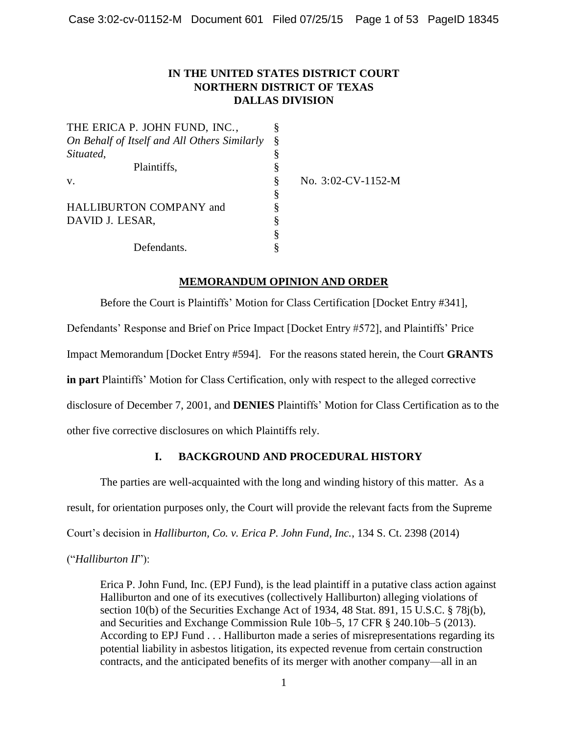**IN THE UNITED STATES DISTRICT COURT**
**NORTHERN DISTRICT OF TEXAS**
**DALLAS DIVISION**

| | | |
|---|---|---|
| THE ERICA P. JOHN FUND, INC., | § | |
| *On Behalf of Itself and All Others Similarly* | § | |
| *Situated*, | § | |
| Plaintiffs, | § | |
| v. | § | No. 3:02-CV-1152-M |
| | § | |
| HALLIBURTON COMPANY and | § | |
| DAVID J. LESAR, | § | |
| | § | |
| Defendants. | § | |

## MEMORANDUM OPINION AND ORDER

Before the Court is Plaintiffs' Motion for Class Certification [Docket Entry #341], Defendants' Response and Brief on Price Impact [Docket Entry #572], and Plaintiffs' Price Impact Memorandum [Docket Entry #594]. For the reasons stated herein, the Court **GRANTS in part** Plaintiffs' Motion for Class Certification, only with respect to the alleged corrective disclosure of December 7, 2001, and **DENIES** Plaintiffs' Motion for Class Certification as to the other five corrective disclosures on which Plaintiffs rely.

## I. BACKGROUND AND PROCEDURAL HISTORY

The parties are well-acquainted with the long and winding history of this matter. As a result, for orientation purposes only, the Court will provide the relevant facts from the Supreme Court's decision in *Halliburton, Co. v. Erica P. John Fund, Inc.*, 134 S. Ct. 2398 (2014) ("*Halliburton II*"):

> Erica P. John Fund, Inc. (EPJ Fund), is the lead plaintiff in a putative class action against Halliburton and one of its executives (collectively Halliburton) alleging violations of section 10(b) of the Securities Exchange Act of 1934, 48 Stat. 891, 15 U.S.C. § 78j(b), and Securities and Exchange Commission Rule 10b–5, 17 CFR § 240.10b–5 (2013). According to EPJ Fund . . . Halliburton made a series of misrepresentations regarding its potential liability in asbestos litigation, its expected revenue from certain construction contracts, and the anticipated benefits of its merger with another company—all in an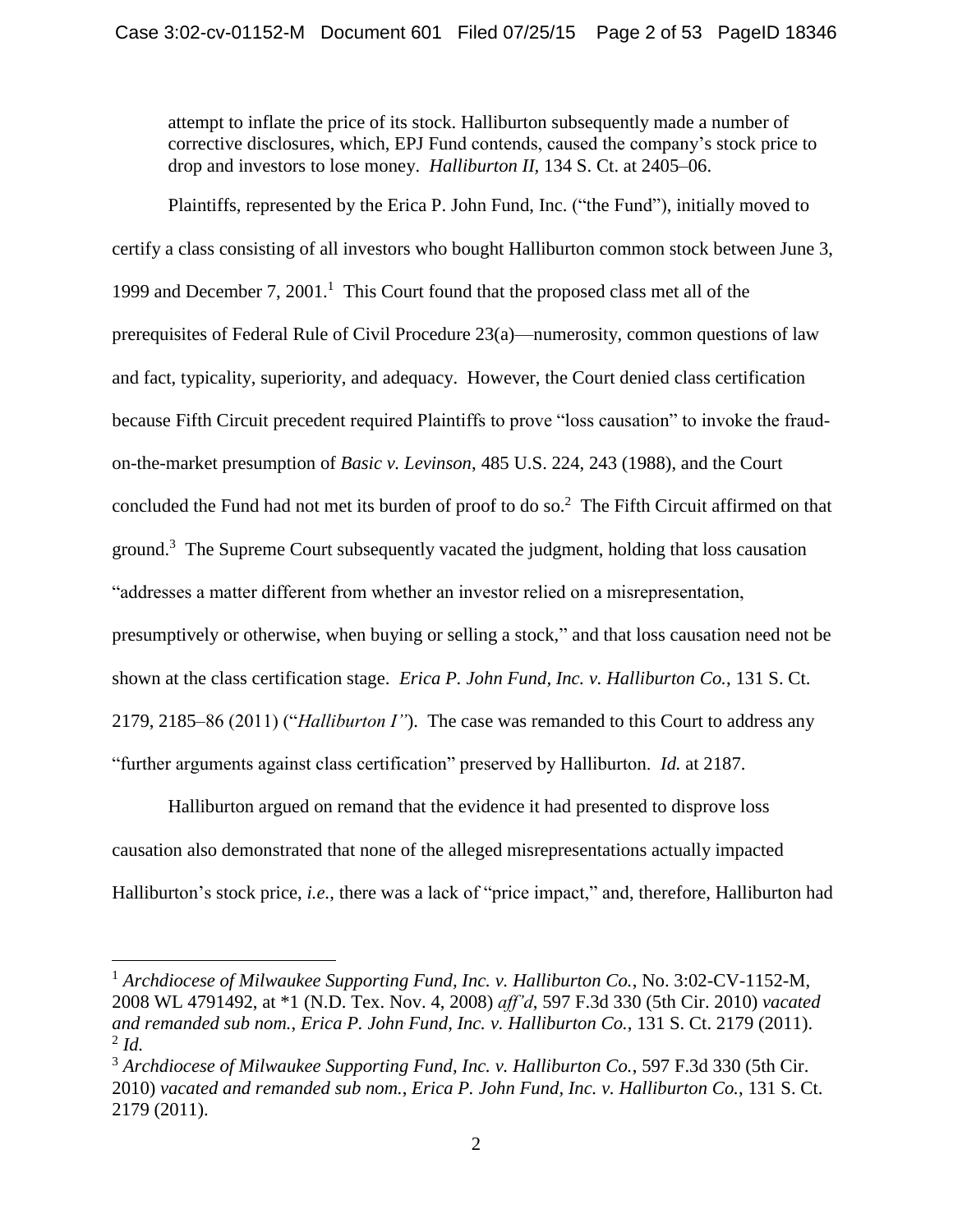attempt to inflate the price of its stock. Halliburton subsequently made a number of corrective disclosures, which, EPJ Fund contends, caused the company's stock price to drop and investors to lose money. *Halliburton II*, 134 S. Ct. at 2405–06.

Plaintiffs, represented by the Erica P. John Fund, Inc. ("the Fund"), initially moved to certify a class consisting of all investors who bought Halliburton common stock between June 3, 1999 and December 7, 2001.[1] This Court found that the proposed class met all of the prerequisites of Federal Rule of Civil Procedure 23(a)—numerosity, common questions of law and fact, typicality, superiority, and adequacy. However, the Court denied class certification because Fifth Circuit precedent required Plaintiffs to prove "loss causation" to invoke the fraud-on-the-market presumption of *Basic v. Levinson*, 485 U.S. 224, 243 (1988), and the Court concluded the Fund had not met its burden of proof to do so.[2] The Fifth Circuit affirmed on that ground.[3] The Supreme Court subsequently vacated the judgment, holding that loss causation "addresses a matter different from whether an investor relied on a misrepresentation, presumptively or otherwise, when buying or selling a stock," and that loss causation need not be shown at the class certification stage. *Erica P. John Fund, Inc. v. Halliburton Co.*, 131 S. Ct. 2179, 2185–86 (2011) ("*Halliburton I"*). The case was remanded to this Court to address any "further arguments against class certification" preserved by Halliburton. *Id.* at 2187.

Halliburton argued on remand that the evidence it had presented to disprove loss causation also demonstrated that none of the alleged misrepresentations actually impacted Halliburton's stock price, *i.e.*, there was a lack of "price impact," and, therefore, Halliburton had

---

[1] *Archdiocese of Milwaukee Supporting Fund, Inc. v. Halliburton Co.*, No. 3:02-CV-1152-M, 2008 WL 4791492, at *1 (N.D. Tex. Nov. 4, 2008) *aff'd*, 597 F.3d 330 (5th Cir. 2010) *vacated and remanded sub nom.*, *Erica P. John Fund, Inc. v. Halliburton Co.*, 131 S. Ct. 2179 (2011).

[2] *Id.*

[3] *Archdiocese of Milwaukee Supporting Fund, Inc. v. Halliburton Co.*, 597 F.3d 330 (5th Cir. 2010) *vacated and remanded sub nom.*, *Erica P. John Fund, Inc. v. Halliburton Co.*, 131 S. Ct. 2179 (2011).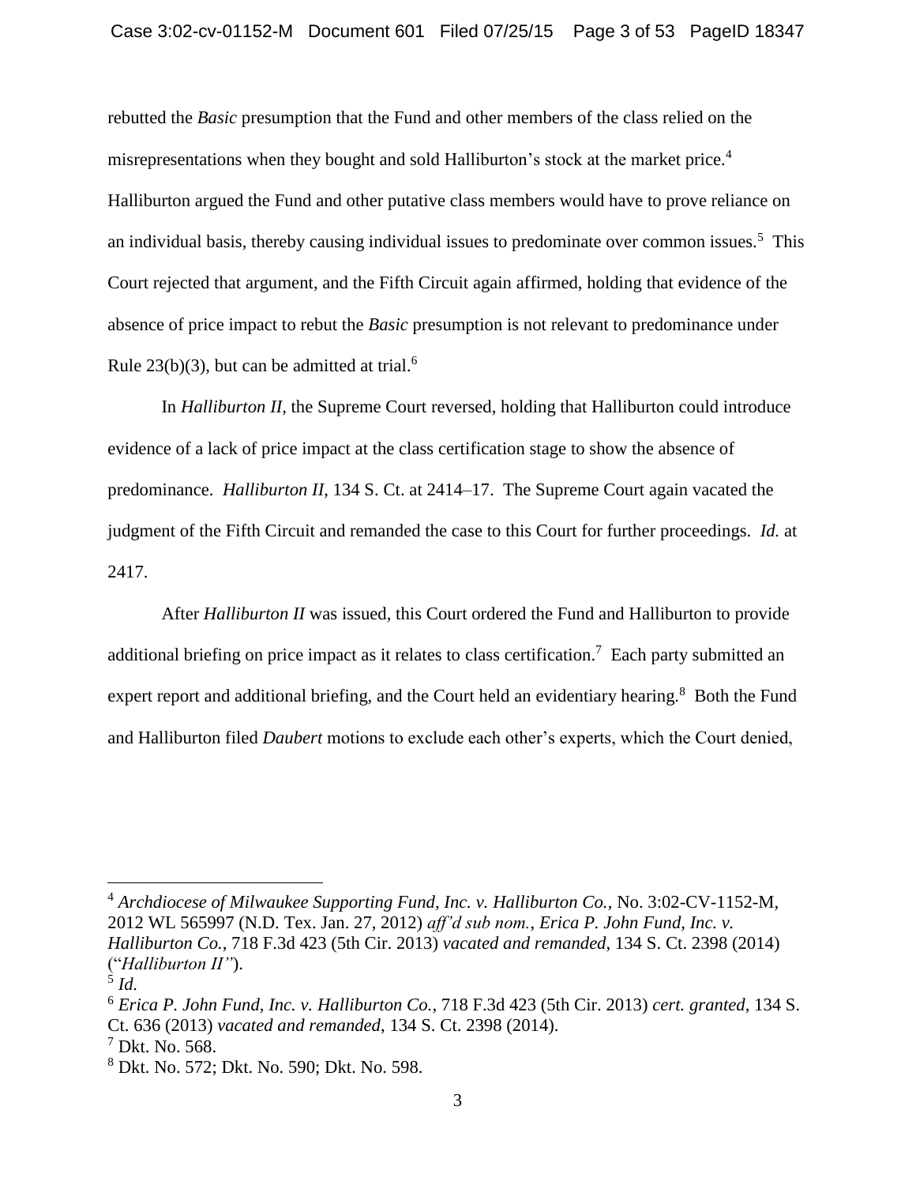rebutted the *Basic* presumption that the Fund and other members of the class relied on the misrepresentations when they bought and sold Halliburton's stock at the market price.[4] Halliburton argued the Fund and other putative class members would have to prove reliance on an individual basis, thereby causing individual issues to predominate over common issues.[5] This Court rejected that argument, and the Fifth Circuit again affirmed, holding that evidence of the absence of price impact to rebut the *Basic* presumption is not relevant to predominance under Rule 23(b)(3), but can be admitted at trial.[6]

In *Halliburton II*, the Supreme Court reversed, holding that Halliburton could introduce evidence of a lack of price impact at the class certification stage to show the absence of predominance. *Halliburton II*, 134 S. Ct. at 2414–17. The Supreme Court again vacated the judgment of the Fifth Circuit and remanded the case to this Court for further proceedings. *Id.* at 2417.

After *Halliburton II* was issued, this Court ordered the Fund and Halliburton to provide additional briefing on price impact as it relates to class certification.[7] Each party submitted an expert report and additional briefing, and the Court held an evidentiary hearing.[8] Both the Fund and Halliburton filed *Daubert* motions to exclude each other's experts, which the Court denied,

---

[4] *Archdiocese of Milwaukee Supporting Fund, Inc. v. Halliburton Co.*, No. 3:02-CV-1152-M, 2012 WL 565997 (N.D. Tex. Jan. 27, 2012) *aff'd sub nom.*, *Erica P. John Fund, Inc. v. Halliburton Co.*, 718 F.3d 423 (5th Cir. 2013) *vacated and remanded*, 134 S. Ct. 2398 (2014) ("*Halliburton II"*).

[5] *Id.*

[6] *Erica P. John Fund, Inc. v. Halliburton Co.*, 718 F.3d 423 (5th Cir. 2013) *cert. granted*, 134 S. Ct. 636 (2013) *vacated and remanded*, 134 S. Ct. 2398 (2014).

[7] Dkt. No. 568.

[8] Dkt. No. 572; Dkt. No. 590; Dkt. No. 598.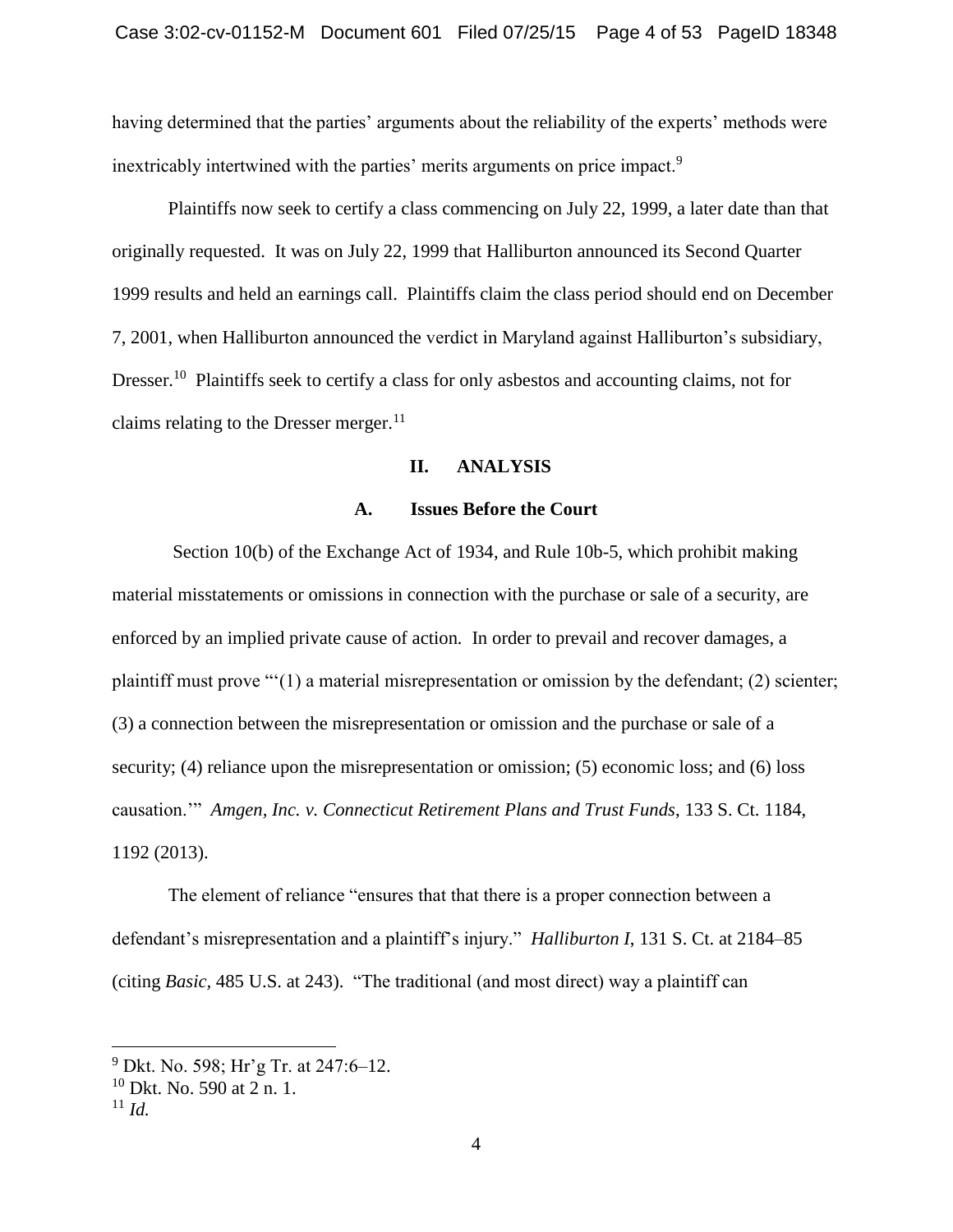having determined that the parties' arguments about the reliability of the experts' methods were inextricably intertwined with the parties' merits arguments on price impact.[9]

Plaintiffs now seek to certify a class commencing on July 22, 1999, a later date than that originally requested. It was on July 22, 1999 that Halliburton announced its Second Quarter 1999 results and held an earnings call. Plaintiffs claim the class period should end on December 7, 2001, when Halliburton announced the verdict in Maryland against Halliburton's subsidiary, Dresser.[10] Plaintiffs seek to certify a class for only asbestos and accounting claims, not for claims relating to the Dresser merger.[11]

## II. ANALYSIS

### A. Issues Before the Court

Section 10(b) of the Exchange Act of 1934, and Rule 10b-5, which prohibit making material misstatements or omissions in connection with the purchase or sale of a security, are enforced by an implied private cause of action. In order to prevail and recover damages, a plaintiff must prove "'(1) a material misrepresentation or omission by the defendant; (2) scienter; (3) a connection between the misrepresentation or omission and the purchase or sale of a security; (4) reliance upon the misrepresentation or omission; (5) economic loss; and (6) loss causation.'" *Amgen, Inc. v. Connecticut Retirement Plans and Trust Funds*, 133 S. Ct. 1184, 1192 (2013).

The element of reliance "ensures that that there is a proper connection between a defendant's misrepresentation and a plaintiff's injury." *Halliburton I*, 131 S. Ct. at 2184–85 (citing *Basic*, 485 U.S. at 243). "The traditional (and most direct) way a plaintiff can

---

[9] Dkt. No. 598; Hr'g Tr. at 247:6–12.

[10] Dkt. No. 590 at 2 n. 1.

[11] *Id.*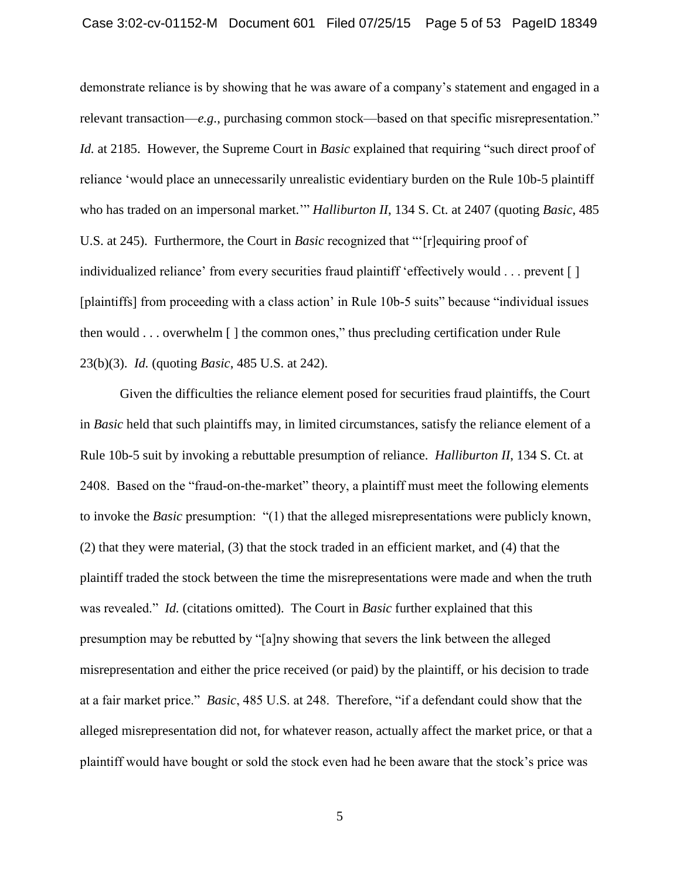demonstrate reliance is by showing that he was aware of a company's statement and engaged in a relevant transaction—*e.g.*, purchasing common stock—based on that specific misrepresentation." *Id.* at 2185. However, the Supreme Court in *Basic* explained that requiring "such direct proof of reliance 'would place an unnecessarily unrealistic evidentiary burden on the Rule 10b-5 plaintiff who has traded on an impersonal market.'" *Halliburton II*, 134 S. Ct. at 2407 (quoting *Basic*, 485 U.S. at 245). Furthermore, the Court in *Basic* recognized that "'[r]equiring proof of individualized reliance' from every securities fraud plaintiff 'effectively would . . . prevent [ ] [plaintiffs] from proceeding with a class action' in Rule 10b-5 suits" because "individual issues then would . . . overwhelm [ ] the common ones," thus precluding certification under Rule 23(b)(3). *Id.* (quoting *Basic*, 485 U.S. at 242).

Given the difficulties the reliance element posed for securities fraud plaintiffs, the Court in *Basic* held that such plaintiffs may, in limited circumstances, satisfy the reliance element of a Rule 10b-5 suit by invoking a rebuttable presumption of reliance. *Halliburton II*, 134 S. Ct. at 2408. Based on the "fraud-on-the-market" theory, a plaintiff must meet the following elements to invoke the *Basic* presumption: "(1) that the alleged misrepresentations were publicly known, (2) that they were material, (3) that the stock traded in an efficient market, and (4) that the plaintiff traded the stock between the time the misrepresentations were made and when the truth was revealed." *Id.* (citations omitted). The Court in *Basic* further explained that this presumption may be rebutted by "[a]ny showing that severs the link between the alleged misrepresentation and either the price received (or paid) by the plaintiff, or his decision to trade at a fair market price." *Basic*, 485 U.S. at 248. Therefore, "if a defendant could show that the alleged misrepresentation did not, for whatever reason, actually affect the market price, or that a plaintiff would have bought or sold the stock even had he been aware that the stock's price was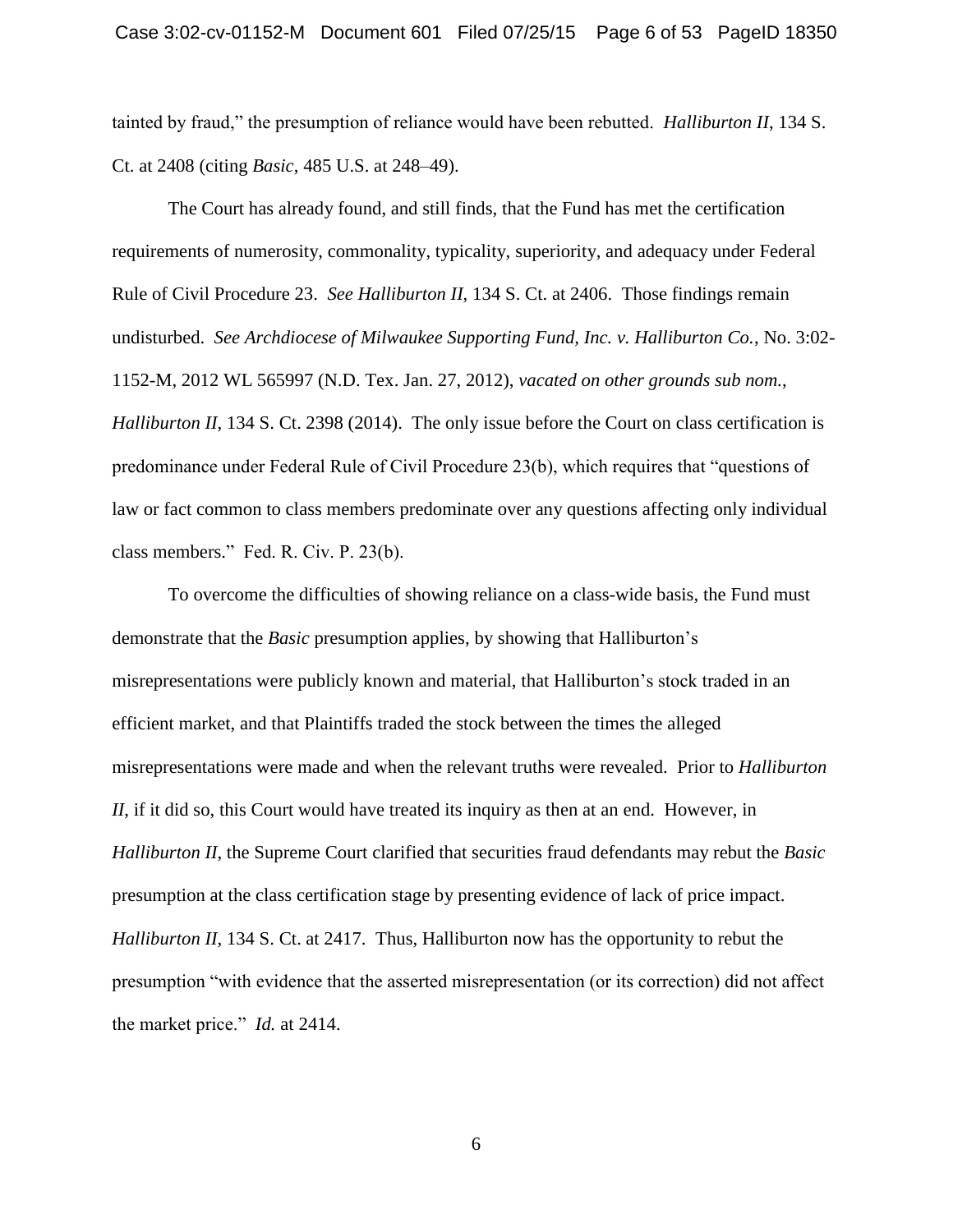tainted by fraud," the presumption of reliance would have been rebutted. *Halliburton II*, 134 S. Ct. at 2408 (citing *Basic*, 485 U.S. at 248–49).

The Court has already found, and still finds, that the Fund has met the certification requirements of numerosity, commonality, typicality, superiority, and adequacy under Federal Rule of Civil Procedure 23. *See Halliburton II*, 134 S. Ct. at 2406. Those findings remain undisturbed. *See Archdiocese of Milwaukee Supporting Fund, Inc. v. Halliburton Co.*, No. 3:02-1152-M, 2012 WL 565997 (N.D. Tex. Jan. 27, 2012), *vacated on other grounds sub nom.*, *Halliburton II*, 134 S. Ct. 2398 (2014). The only issue before the Court on class certification is predominance under Federal Rule of Civil Procedure 23(b), which requires that "questions of law or fact common to class members predominate over any questions affecting only individual class members." Fed. R. Civ. P. 23(b).

To overcome the difficulties of showing reliance on a class-wide basis, the Fund must demonstrate that the *Basic* presumption applies, by showing that Halliburton's misrepresentations were publicly known and material, that Halliburton's stock traded in an efficient market, and that Plaintiffs traded the stock between the times the alleged misrepresentations were made and when the relevant truths were revealed. Prior to *Halliburton II*, if it did so, this Court would have treated its inquiry as then at an end. However, in *Halliburton II*, the Supreme Court clarified that securities fraud defendants may rebut the *Basic* presumption at the class certification stage by presenting evidence of lack of price impact. *Halliburton II*, 134 S. Ct. at 2417. Thus, Halliburton now has the opportunity to rebut the presumption "with evidence that the asserted misrepresentation (or its correction) did not affect the market price." *Id.* at 2414.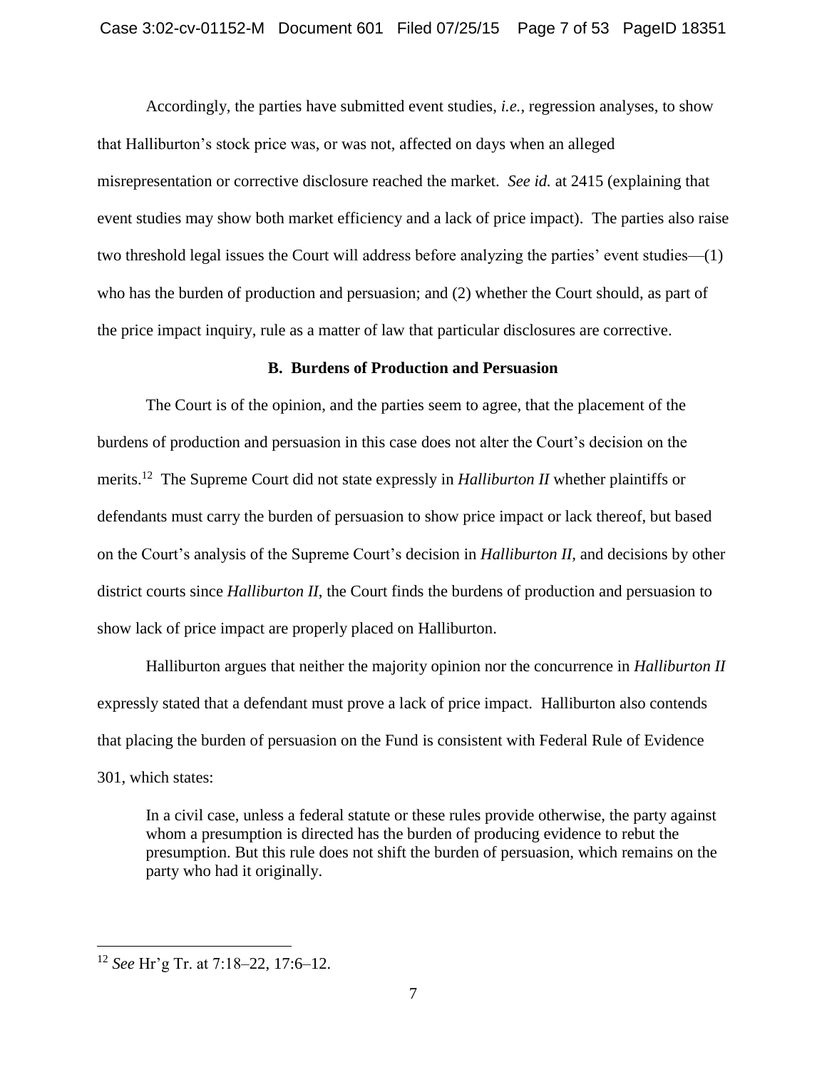Accordingly, the parties have submitted event studies, *i.e.*, regression analyses, to show that Halliburton's stock price was, or was not, affected on days when an alleged misrepresentation or corrective disclosure reached the market. *See id.* at 2415 (explaining that event studies may show both market efficiency and a lack of price impact). The parties also raise two threshold legal issues the Court will address before analyzing the parties' event studies—(1) who has the burden of production and persuasion; and (2) whether the Court should, as part of the price impact inquiry, rule as a matter of law that particular disclosures are corrective.

### B. Burdens of Production and Persuasion

The Court is of the opinion, and the parties seem to agree, that the placement of the burdens of production and persuasion in this case does not alter the Court's decision on the merits.[12] The Supreme Court did not state expressly in *Halliburton II* whether plaintiffs or defendants must carry the burden of persuasion to show price impact or lack thereof, but based on the Court's analysis of the Supreme Court's decision in *Halliburton II*, and decisions by other district courts since *Halliburton II*, the Court finds the burdens of production and persuasion to show lack of price impact are properly placed on Halliburton.

Halliburton argues that neither the majority opinion nor the concurrence in *Halliburton II* expressly stated that a defendant must prove a lack of price impact. Halliburton also contends that placing the burden of persuasion on the Fund is consistent with Federal Rule of Evidence 301, which states:

> In a civil case, unless a federal statute or these rules provide otherwise, the party against whom a presumption is directed has the burden of producing evidence to rebut the presumption. But this rule does not shift the burden of persuasion, which remains on the party who had it originally.

---

[12] *See* Hr'g Tr. at 7:18–22, 17:6–12.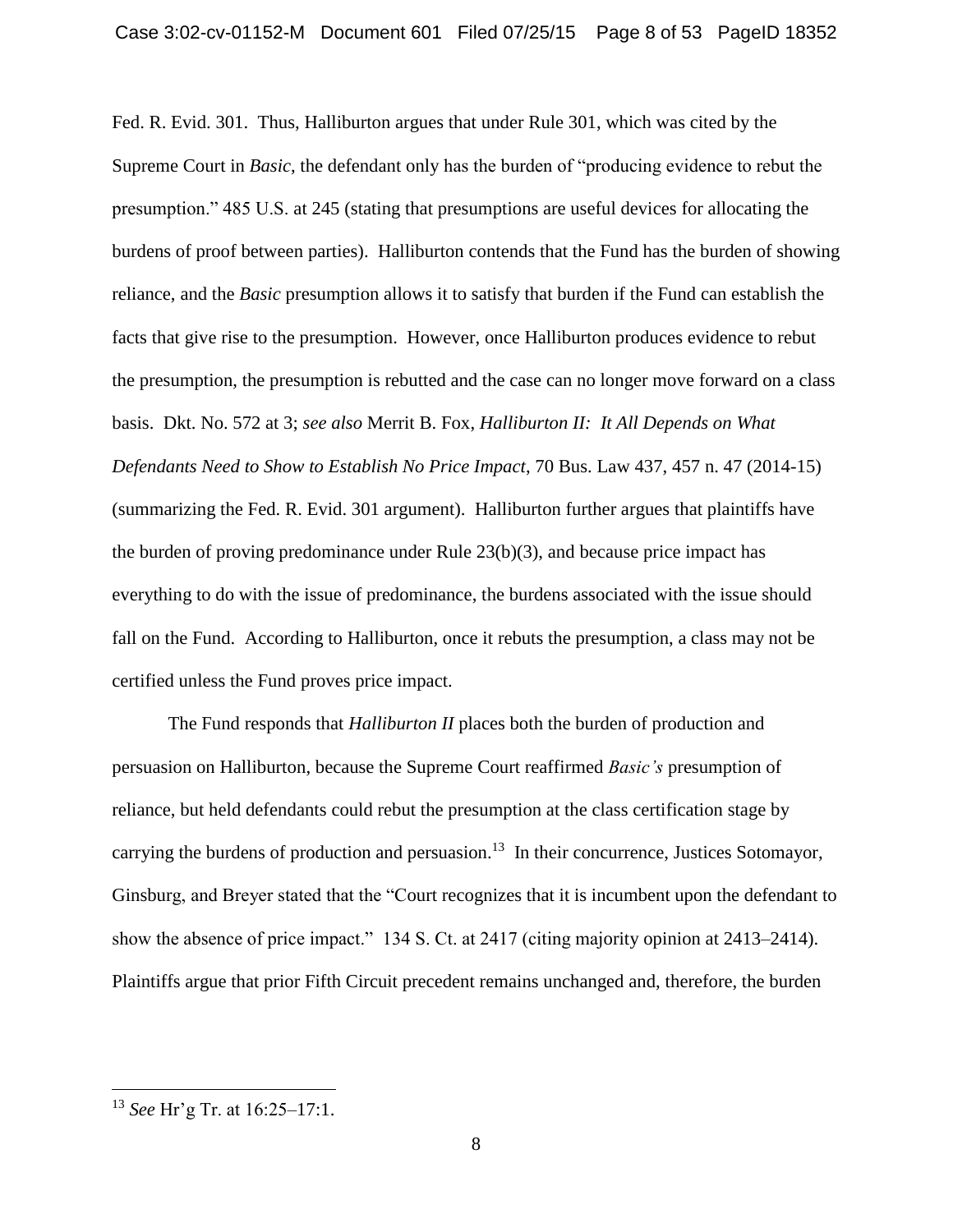Fed. R. Evid. 301. Thus, Halliburton argues that under Rule 301, which was cited by the Supreme Court in *Basic*, the defendant only has the burden of "producing evidence to rebut the presumption." 485 U.S. at 245 (stating that presumptions are useful devices for allocating the burdens of proof between parties). Halliburton contends that the Fund has the burden of showing reliance, and the *Basic* presumption allows it to satisfy that burden if the Fund can establish the facts that give rise to the presumption. However, once Halliburton produces evidence to rebut the presumption, the presumption is rebutted and the case can no longer move forward on a class basis. Dkt. No. 572 at 3; *see also* Merrit B. Fox, *Halliburton II: It All Depends on What Defendants Need to Show to Establish No Price Impact*, 70 Bus. Law 437, 457 n. 47 (2014-15) (summarizing the Fed. R. Evid. 301 argument). Halliburton further argues that plaintiffs have the burden of proving predominance under Rule 23(b)(3), and because price impact has everything to do with the issue of predominance, the burdens associated with the issue should fall on the Fund. According to Halliburton, once it rebuts the presumption, a class may not be certified unless the Fund proves price impact.

The Fund responds that *Halliburton II* places both the burden of production and persuasion on Halliburton, because the Supreme Court reaffirmed *Basic's* presumption of reliance, but held defendants could rebut the presumption at the class certification stage by carrying the burdens of production and persuasion.[13] In their concurrence, Justices Sotomayor, Ginsburg, and Breyer stated that the "Court recognizes that it is incumbent upon the defendant to show the absence of price impact." 134 S. Ct. at 2417 (citing majority opinion at 2413–2414). Plaintiffs argue that prior Fifth Circuit precedent remains unchanged and, therefore, the burden

---

[13] *See* Hr'g Tr. at 16:25–17:1.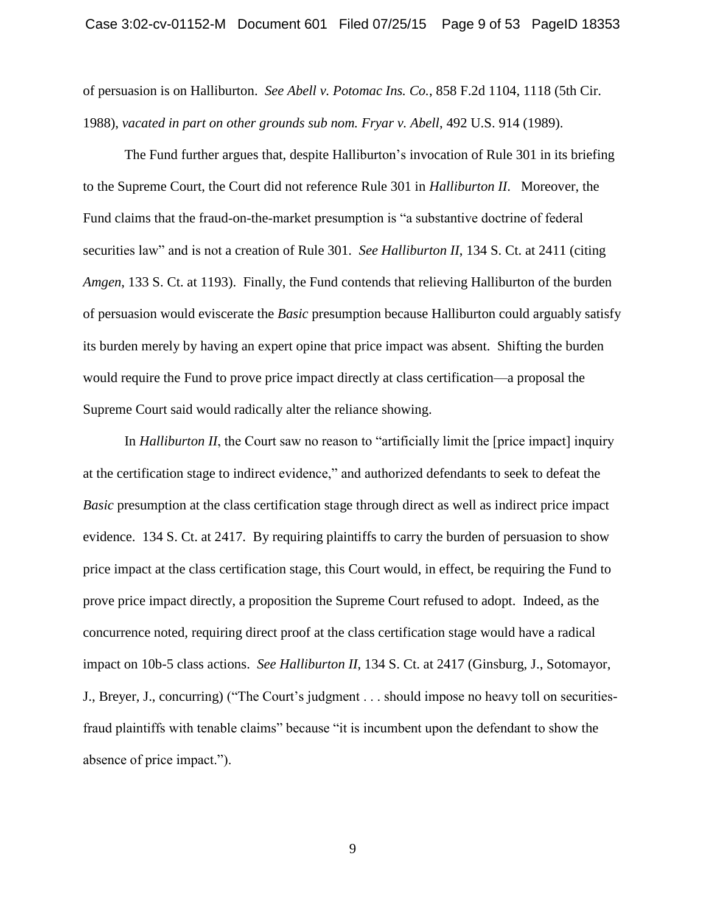of persuasion is on Halliburton. *See Abell v. Potomac Ins. Co.*, 858 F.2d 1104, 1118 (5th Cir. 1988), *vacated in part on other grounds sub nom. Fryar v. Abell*, 492 U.S. 914 (1989).

The Fund further argues that, despite Halliburton's invocation of Rule 301 in its briefing to the Supreme Court, the Court did not reference Rule 301 in *Halliburton II*. Moreover, the Fund claims that the fraud-on-the-market presumption is "a substantive doctrine of federal securities law" and is not a creation of Rule 301. *See Halliburton II*, 134 S. Ct. at 2411 (citing *Amgen*, 133 S. Ct. at 1193). Finally, the Fund contends that relieving Halliburton of the burden of persuasion would eviscerate the *Basic* presumption because Halliburton could arguably satisfy its burden merely by having an expert opine that price impact was absent. Shifting the burden would require the Fund to prove price impact directly at class certification—a proposal the Supreme Court said would radically alter the reliance showing.

In *Halliburton II*, the Court saw no reason to "artificially limit the [price impact] inquiry at the certification stage to indirect evidence," and authorized defendants to seek to defeat the *Basic* presumption at the class certification stage through direct as well as indirect price impact evidence. 134 S. Ct. at 2417. By requiring plaintiffs to carry the burden of persuasion to show price impact at the class certification stage, this Court would, in effect, be requiring the Fund to prove price impact directly, a proposition the Supreme Court refused to adopt. Indeed, as the concurrence noted, requiring direct proof at the class certification stage would have a radical impact on 10b-5 class actions. *See Halliburton II*, 134 S. Ct. at 2417 (Ginsburg, J., Sotomayor, J., Breyer, J., concurring) ("The Court's judgment . . . should impose no heavy toll on securities-fraud plaintiffs with tenable claims" because "it is incumbent upon the defendant to show the absence of price impact.").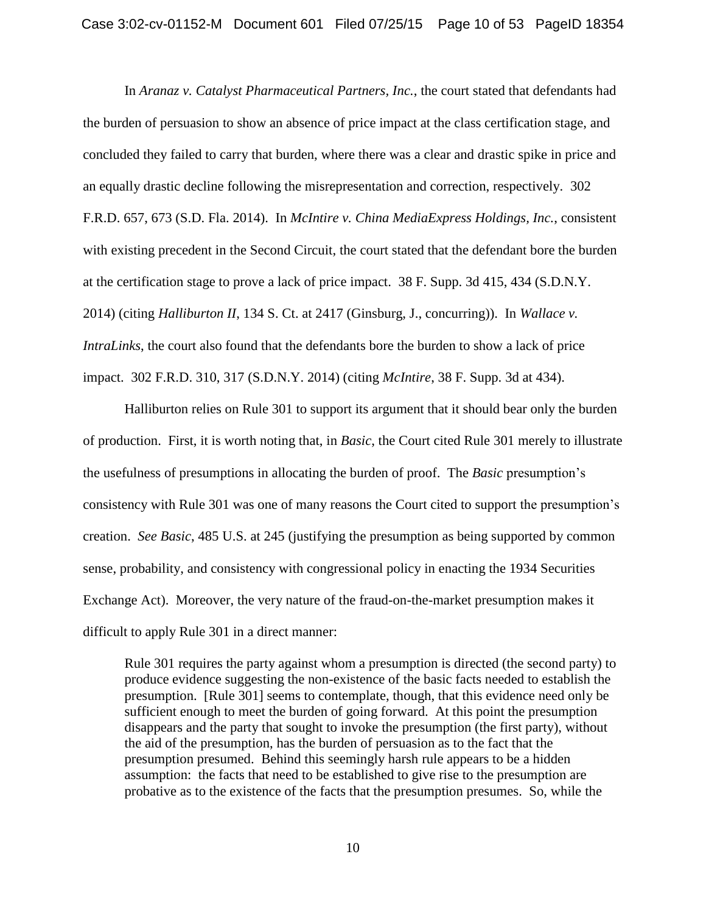In *Aranaz v. Catalyst Pharmaceutical Partners, Inc.*, the court stated that defendants had the burden of persuasion to show an absence of price impact at the class certification stage, and concluded they failed to carry that burden, where there was a clear and drastic spike in price and an equally drastic decline following the misrepresentation and correction, respectively. 302 F.R.D. 657, 673 (S.D. Fla. 2014). In *McIntire v. China MediaExpress Holdings, Inc.*, consistent with existing precedent in the Second Circuit, the court stated that the defendant bore the burden at the certification stage to prove a lack of price impact. 38 F. Supp. 3d 415, 434 (S.D.N.Y. 2014) (citing *Halliburton II*, 134 S. Ct. at 2417 (Ginsburg, J., concurring)). In *Wallace v. IntraLinks*, the court also found that the defendants bore the burden to show a lack of price impact. 302 F.R.D. 310, 317 (S.D.N.Y. 2014) (citing *McIntire*, 38 F. Supp. 3d at 434).

Halliburton relies on Rule 301 to support its argument that it should bear only the burden of production. First, it is worth noting that, in *Basic*, the Court cited Rule 301 merely to illustrate the usefulness of presumptions in allocating the burden of proof. The *Basic* presumption's consistency with Rule 301 was one of many reasons the Court cited to support the presumption's creation. *See Basic*, 485 U.S. at 245 (justifying the presumption as being supported by common sense, probability, and consistency with congressional policy in enacting the 1934 Securities Exchange Act). Moreover, the very nature of the fraud-on-the-market presumption makes it difficult to apply Rule 301 in a direct manner:

> Rule 301 requires the party against whom a presumption is directed (the second party) to produce evidence suggesting the non-existence of the basic facts needed to establish the presumption. [Rule 301] seems to contemplate, though, that this evidence need only be sufficient enough to meet the burden of going forward. At this point the presumption disappears and the party that sought to invoke the presumption (the first party), without the aid of the presumption, has the burden of persuasion as to the fact that the presumption presumed. Behind this seemingly harsh rule appears to be a hidden assumption: the facts that need to be established to give rise to the presumption are probative as to the existence of the facts that the presumption presumes. So, while the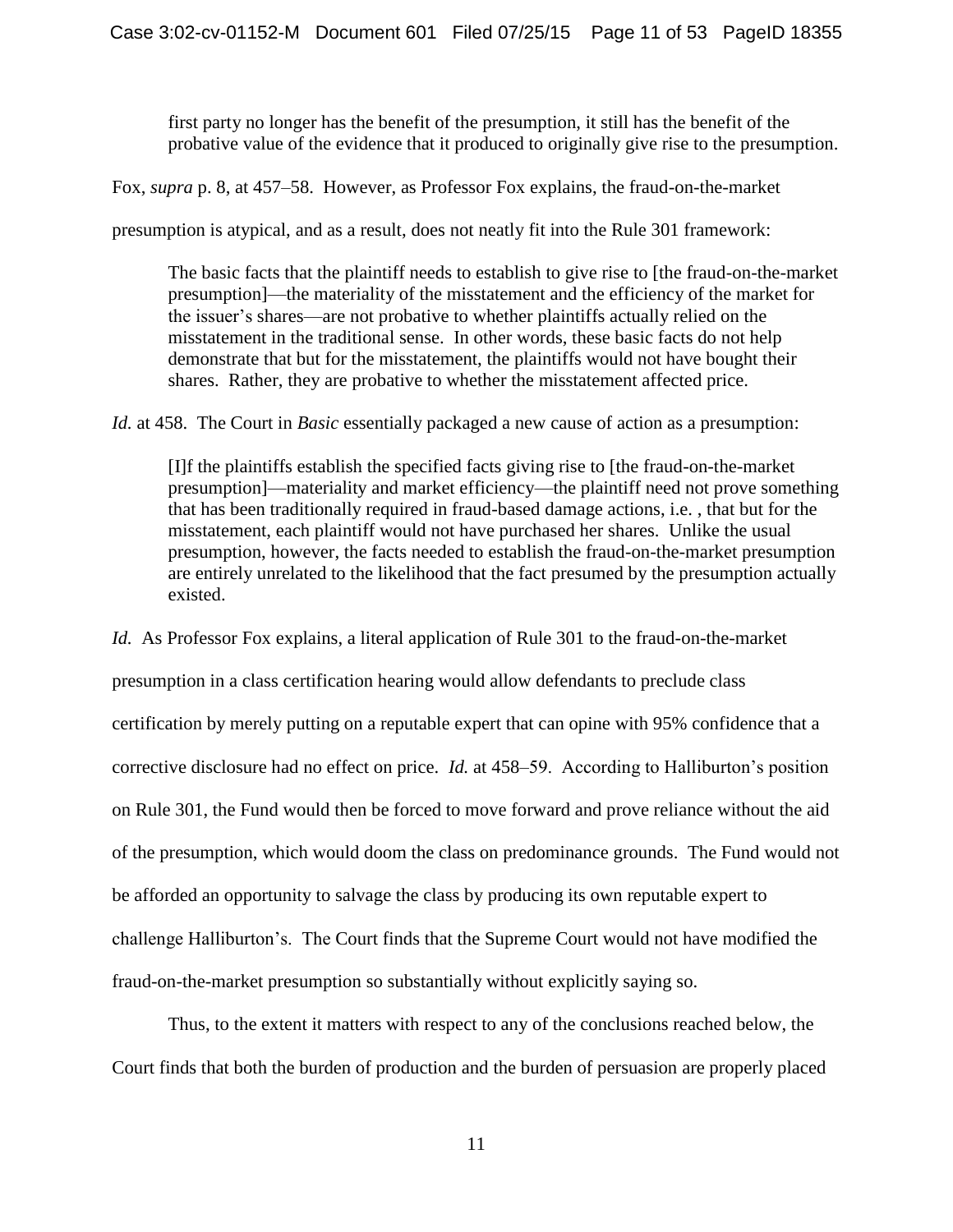> first party no longer has the benefit of the presumption, it still has the benefit of the probative value of the evidence that it produced to originally give rise to the presumption.

Fox, *supra* p. 8, at 457–58. However, as Professor Fox explains, the fraud-on-the-market presumption is atypical, and as a result, does not neatly fit into the Rule 301 framework:

> The basic facts that the plaintiff needs to establish to give rise to [the fraud-on-the-market presumption]—the materiality of the misstatement and the efficiency of the market for the issuer's shares—are not probative to whether plaintiffs actually relied on the misstatement in the traditional sense. In other words, these basic facts do not help demonstrate that but for the misstatement, the plaintiffs would not have bought their shares. Rather, they are probative to whether the misstatement affected price.

*Id.* at 458. The Court in *Basic* essentially packaged a new cause of action as a presumption:

> [I]f the plaintiffs establish the specified facts giving rise to [the fraud-on-the-market presumption]—materiality and market efficiency—the plaintiff need not prove something that has been traditionally required in fraud-based damage actions, i.e. , that but for the misstatement, each plaintiff would not have purchased her shares. Unlike the usual presumption, however, the facts needed to establish the fraud-on-the-market presumption are entirely unrelated to the likelihood that the fact presumed by the presumption actually existed.

*Id.* As Professor Fox explains, a literal application of Rule 301 to the fraud-on-the-market presumption in a class certification hearing would allow defendants to preclude class certification by merely putting on a reputable expert that can opine with 95% confidence that a corrective disclosure had no effect on price. *Id.* at 458–59. According to Halliburton's position on Rule 301, the Fund would then be forced to move forward and prove reliance without the aid of the presumption, which would doom the class on predominance grounds. The Fund would not be afforded an opportunity to salvage the class by producing its own reputable expert to challenge Halliburton's. The Court finds that the Supreme Court would not have modified the fraud-on-the-market presumption so substantially without explicitly saying so.

Thus, to the extent it matters with respect to any of the conclusions reached below, the Court finds that both the burden of production and the burden of persuasion are properly placed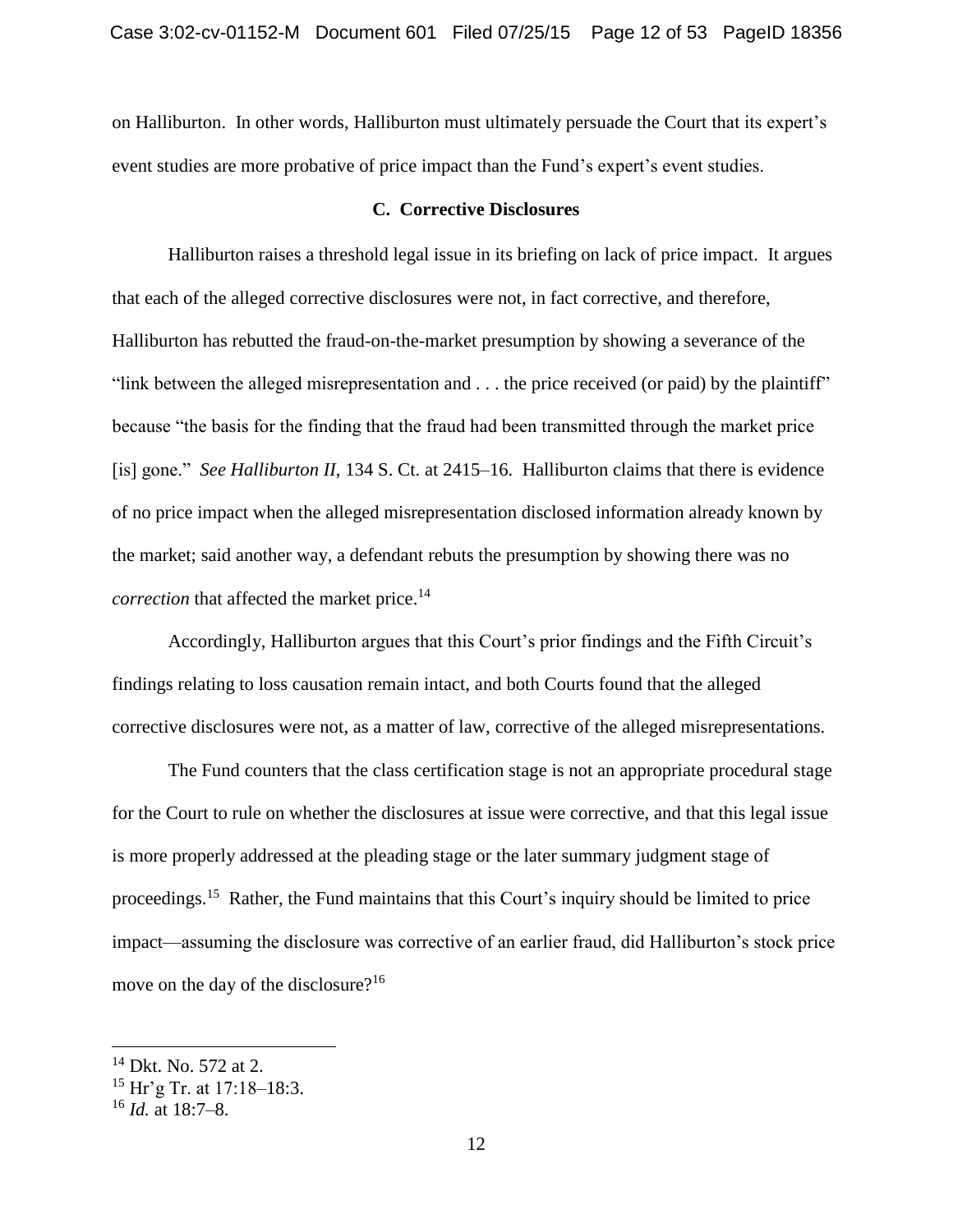on Halliburton. In other words, Halliburton must ultimately persuade the Court that its expert's event studies are more probative of price impact than the Fund's expert's event studies.

### C. Corrective Disclosures

Halliburton raises a threshold legal issue in its briefing on lack of price impact. It argues that each of the alleged corrective disclosures were not, in fact corrective, and therefore, Halliburton has rebutted the fraud-on-the-market presumption by showing a severance of the "link between the alleged misrepresentation and . . . the price received (or paid) by the plaintiff" because "the basis for the finding that the fraud had been transmitted through the market price [is] gone." *See Halliburton II*, 134 S. Ct. at 2415–16. Halliburton claims that there is evidence of no price impact when the alleged misrepresentation disclosed information already known by the market; said another way, a defendant rebuts the presumption by showing there was no *correction* that affected the market price.[14]

Accordingly, Halliburton argues that this Court's prior findings and the Fifth Circuit's findings relating to loss causation remain intact, and both Courts found that the alleged corrective disclosures were not, as a matter of law, corrective of the alleged misrepresentations.

The Fund counters that the class certification stage is not an appropriate procedural stage for the Court to rule on whether the disclosures at issue were corrective, and that this legal issue is more properly addressed at the pleading stage or the later summary judgment stage of proceedings.[15] Rather, the Fund maintains that this Court's inquiry should be limited to price impact—assuming the disclosure was corrective of an earlier fraud, did Halliburton's stock price move on the day of the disclosure?[16]

---

[14] Dkt. No. 572 at 2.

[15] Hr'g Tr. at 17:18–18:3.

[16] *Id.* at 18:7–8.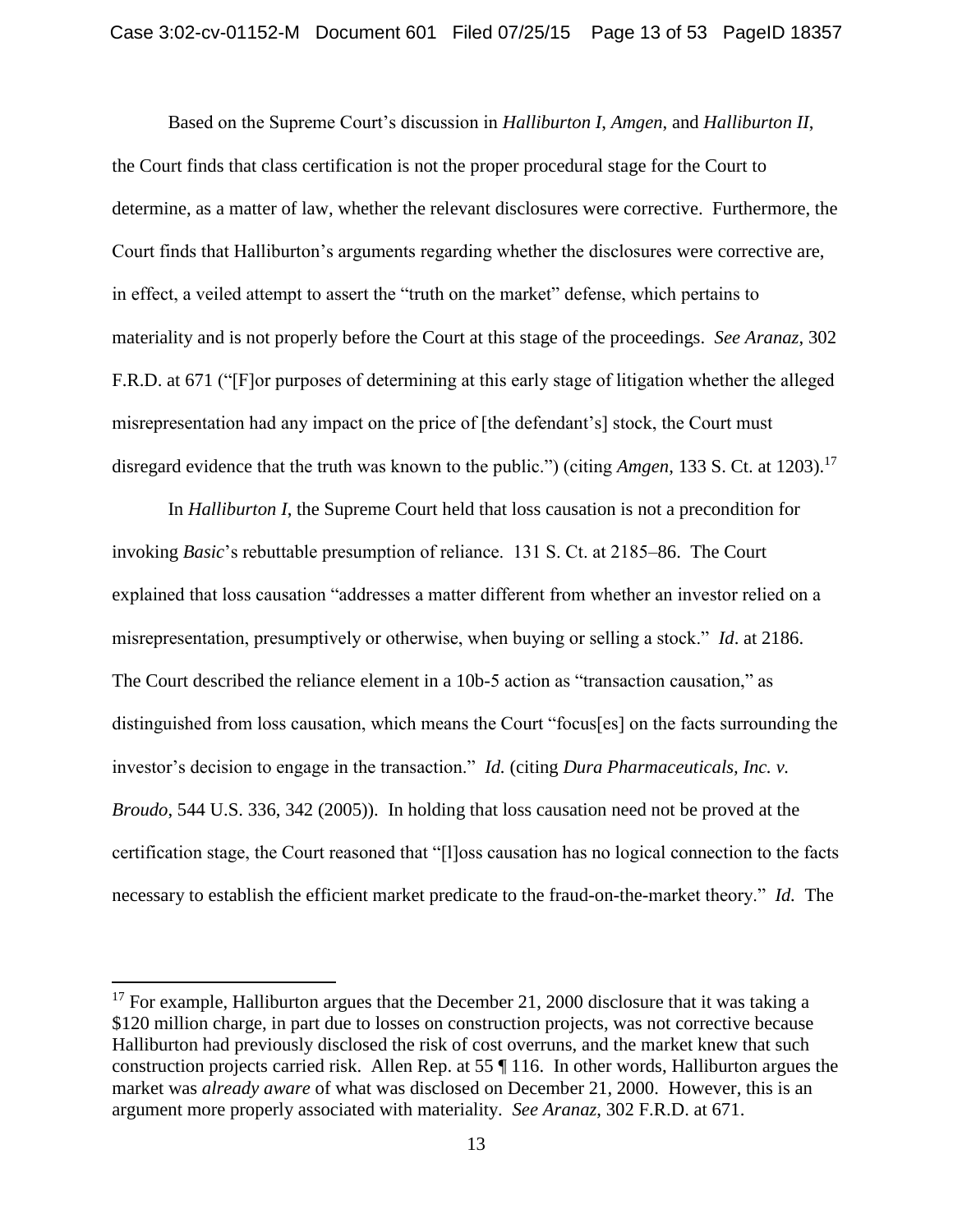Based on the Supreme Court's discussion in *Halliburton I*, *Amgen*, and *Halliburton II*, the Court finds that class certification is not the proper procedural stage for the Court to determine, as a matter of law, whether the relevant disclosures were corrective. Furthermore, the Court finds that Halliburton's arguments regarding whether the disclosures were corrective are, in effect, a veiled attempt to assert the "truth on the market" defense, which pertains to materiality and is not properly before the Court at this stage of the proceedings. *See Aranaz*, 302 F.R.D. at 671 ("[F]or purposes of determining at this early stage of litigation whether the alleged misrepresentation had any impact on the price of [the defendant's] stock, the Court must disregard evidence that the truth was known to the public.") (citing *Amgen*, 133 S. Ct. at 1203).[17]

In *Halliburton I*, the Supreme Court held that loss causation is not a precondition for invoking *Basic*'s rebuttable presumption of reliance. 131 S. Ct. at 2185–86. The Court explained that loss causation "addresses a matter different from whether an investor relied on a misrepresentation, presumptively or otherwise, when buying or selling a stock." *Id*. at 2186. The Court described the reliance element in a 10b-5 action as "transaction causation," as distinguished from loss causation, which means the Court "focus[es] on the facts surrounding the investor's decision to engage in the transaction." *Id.* (citing *Dura Pharmaceuticals, Inc. v. Broudo*, 544 U.S. 336, 342 (2005)). In holding that loss causation need not be proved at the certification stage, the Court reasoned that "[l]oss causation has no logical connection to the facts necessary to establish the efficient market predicate to the fraud-on-the-market theory." *Id.* The

---

[17] For example, Halliburton argues that the December 21, 2000 disclosure that it was taking a \$120 million charge, in part due to losses on construction projects, was not corrective because Halliburton had previously disclosed the risk of cost overruns, and the market knew that such construction projects carried risk. Allen Rep. at 55 ¶ 116. In other words, Halliburton argues the market was *already aware* of what was disclosed on December 21, 2000. However, this is an argument more properly associated with materiality. *See Aranaz*, 302 F.R.D. at 671.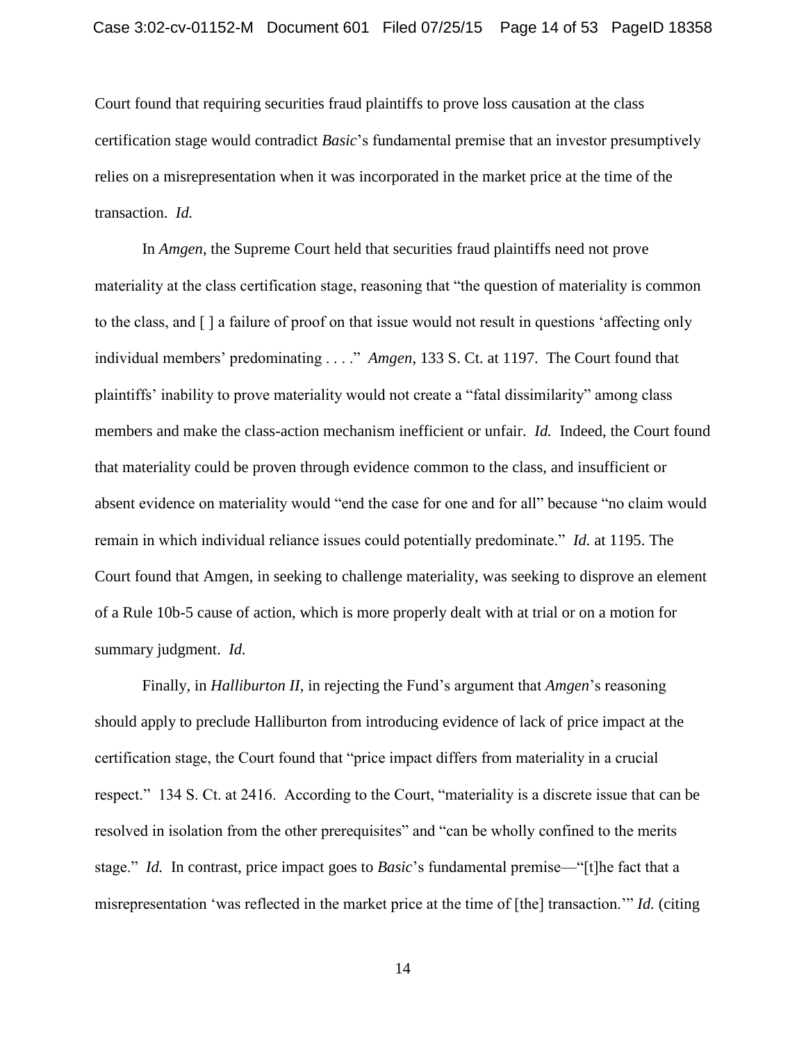Court found that requiring securities fraud plaintiffs to prove loss causation at the class certification stage would contradict *Basic*'s fundamental premise that an investor presumptively relies on a misrepresentation when it was incorporated in the market price at the time of the transaction. *Id.*

In *Amgen*, the Supreme Court held that securities fraud plaintiffs need not prove materiality at the class certification stage, reasoning that "the question of materiality is common to the class, and [ ] a failure of proof on that issue would not result in questions 'affecting only individual members' predominating . . . ." *Amgen*, 133 S. Ct. at 1197. The Court found that plaintiffs' inability to prove materiality would not create a "fatal dissimilarity" among class members and make the class-action mechanism inefficient or unfair. *Id.* Indeed, the Court found that materiality could be proven through evidence common to the class, and insufficient or absent evidence on materiality would "end the case for one and for all" because "no claim would remain in which individual reliance issues could potentially predominate." *Id.* at 1195. The Court found that Amgen, in seeking to challenge materiality, was seeking to disprove an element of a Rule 10b-5 cause of action, which is more properly dealt with at trial or on a motion for summary judgment. *Id.*

Finally, in *Halliburton II*, in rejecting the Fund's argument that *Amgen*'s reasoning should apply to preclude Halliburton from introducing evidence of lack of price impact at the certification stage, the Court found that "price impact differs from materiality in a crucial respect." 134 S. Ct. at 2416. According to the Court, "materiality is a discrete issue that can be resolved in isolation from the other prerequisites" and "can be wholly confined to the merits stage." *Id.* In contrast, price impact goes to *Basic*'s fundamental premise—"[t]he fact that a misrepresentation 'was reflected in the market price at the time of [the] transaction.'" *Id.* (citing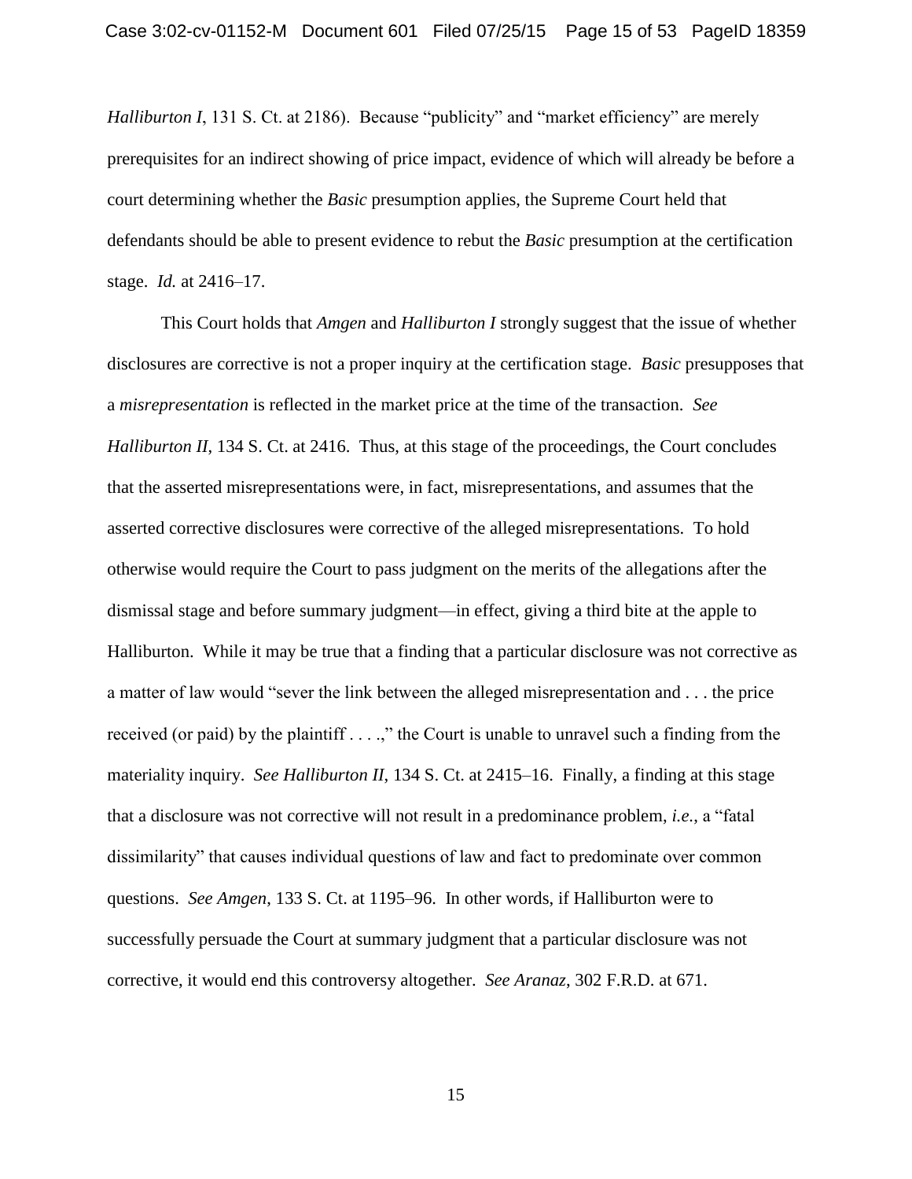*Halliburton I*, 131 S. Ct. at 2186). Because "publicity" and "market efficiency" are merely prerequisites for an indirect showing of price impact, evidence of which will already be before a court determining whether the *Basic* presumption applies, the Supreme Court held that defendants should be able to present evidence to rebut the *Basic* presumption at the certification stage. *Id.* at 2416–17.

This Court holds that *Amgen* and *Halliburton I* strongly suggest that the issue of whether disclosures are corrective is not a proper inquiry at the certification stage. *Basic* presupposes that a *misrepresentation* is reflected in the market price at the time of the transaction. *See Halliburton II*, 134 S. Ct. at 2416. Thus, at this stage of the proceedings, the Court concludes that the asserted misrepresentations were, in fact, misrepresentations, and assumes that the asserted corrective disclosures were corrective of the alleged misrepresentations. To hold otherwise would require the Court to pass judgment on the merits of the allegations after the dismissal stage and before summary judgment—in effect, giving a third bite at the apple to Halliburton. While it may be true that a finding that a particular disclosure was not corrective as a matter of law would "sever the link between the alleged misrepresentation and . . . the price received (or paid) by the plaintiff . . . .," the Court is unable to unravel such a finding from the materiality inquiry. *See Halliburton II*, 134 S. Ct. at 2415–16. Finally, a finding at this stage that a disclosure was not corrective will not result in a predominance problem, *i.e.*, a "fatal dissimilarity" that causes individual questions of law and fact to predominate over common questions. *See Amgen*, 133 S. Ct. at 1195–96. In other words, if Halliburton were to successfully persuade the Court at summary judgment that a particular disclosure was not corrective, it would end this controversy altogether. *See Aranaz*, 302 F.R.D. at 671.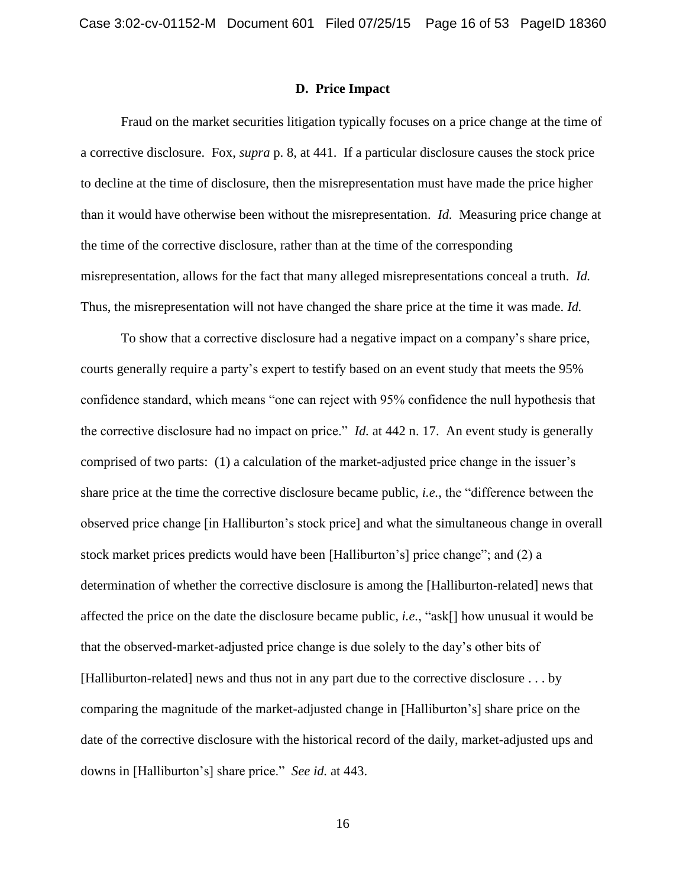### D. Price Impact

Fraud on the market securities litigation typically focuses on a price change at the time of a corrective disclosure. Fox, *supra* p. 8, at 441. If a particular disclosure causes the stock price to decline at the time of disclosure, then the misrepresentation must have made the price higher than it would have otherwise been without the misrepresentation. *Id.* Measuring price change at the time of the corrective disclosure, rather than at the time of the corresponding misrepresentation, allows for the fact that many alleged misrepresentations conceal a truth. *Id.* Thus, the misrepresentation will not have changed the share price at the time it was made. *Id.*

To show that a corrective disclosure had a negative impact on a company's share price, courts generally require a party's expert to testify based on an event study that meets the 95% confidence standard, which means "one can reject with 95% confidence the null hypothesis that the corrective disclosure had no impact on price." *Id.* at 442 n. 17. An event study is generally comprised of two parts: (1) a calculation of the market-adjusted price change in the issuer's share price at the time the corrective disclosure became public, *i.e.,* the "difference between the observed price change [in Halliburton's stock price] and what the simultaneous change in overall stock market prices predicts would have been [Halliburton's] price change"; and (2) a determination of whether the corrective disclosure is among the [Halliburton-related] news that affected the price on the date the disclosure became public, *i.e.*, "ask[] how unusual it would be that the observed-market-adjusted price change is due solely to the day's other bits of [Halliburton-related] news and thus not in any part due to the corrective disclosure . . . by comparing the magnitude of the market-adjusted change in [Halliburton's] share price on the date of the corrective disclosure with the historical record of the daily, market-adjusted ups and downs in [Halliburton's] share price." *See id.* at 443.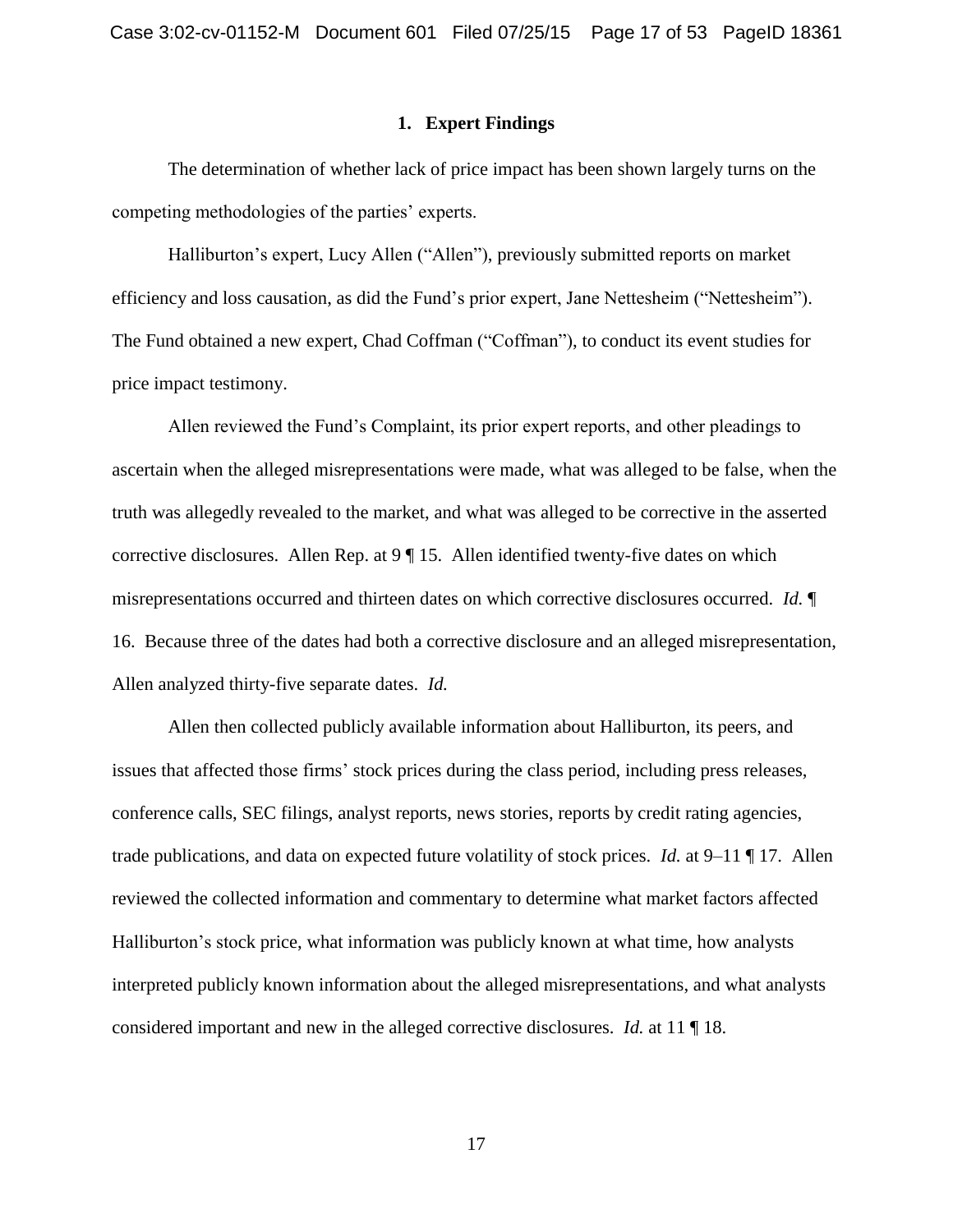### 1. Expert Findings

The determination of whether lack of price impact has been shown largely turns on the competing methodologies of the parties' experts.

Halliburton's expert, Lucy Allen ("Allen"), previously submitted reports on market efficiency and loss causation, as did the Fund's prior expert, Jane Nettesheim ("Nettesheim"). The Fund obtained a new expert, Chad Coffman ("Coffman"), to conduct its event studies for price impact testimony.

Allen reviewed the Fund's Complaint, its prior expert reports, and other pleadings to ascertain when the alleged misrepresentations were made, what was alleged to be false, when the truth was allegedly revealed to the market, and what was alleged to be corrective in the asserted corrective disclosures. Allen Rep. at 9 ¶ 15. Allen identified twenty-five dates on which misrepresentations occurred and thirteen dates on which corrective disclosures occurred. *Id.* ¶ 16. Because three of the dates had both a corrective disclosure and an alleged misrepresentation, Allen analyzed thirty-five separate dates. *Id.*

Allen then collected publicly available information about Halliburton, its peers, and issues that affected those firms' stock prices during the class period, including press releases, conference calls, SEC filings, analyst reports, news stories, reports by credit rating agencies, trade publications, and data on expected future volatility of stock prices. *Id.* at 9–11 ¶ 17. Allen reviewed the collected information and commentary to determine what market factors affected Halliburton's stock price, what information was publicly known at what time, how analysts interpreted publicly known information about the alleged misrepresentations, and what analysts considered important and new in the alleged corrective disclosures. *Id.* at 11 ¶ 18.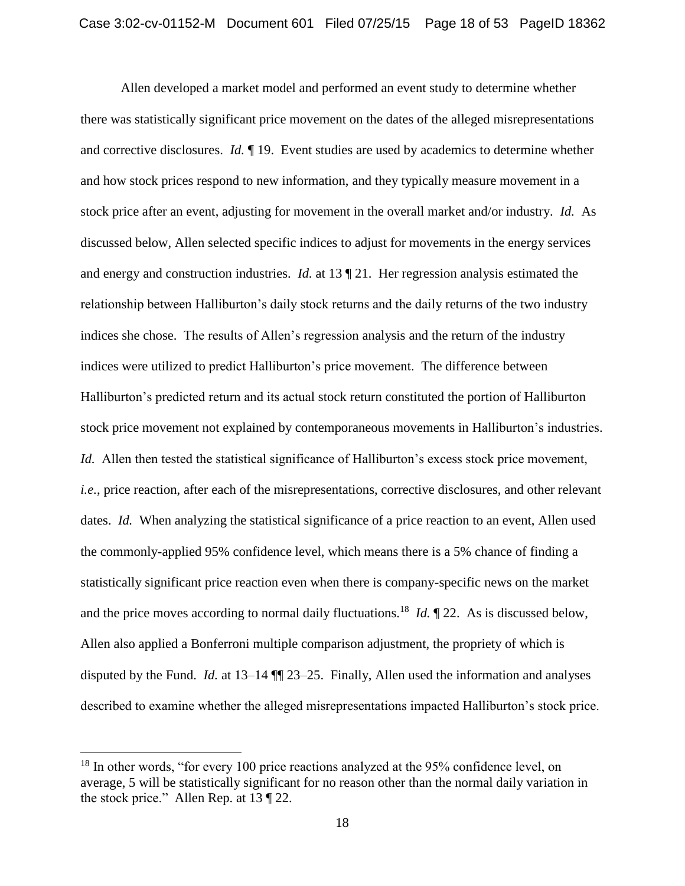Allen developed a market model and performed an event study to determine whether there was statistically significant price movement on the dates of the alleged misrepresentations and corrective disclosures. *Id.* ¶ 19. Event studies are used by academics to determine whether and how stock prices respond to new information, and they typically measure movement in a stock price after an event, adjusting for movement in the overall market and/or industry. *Id.* As discussed below, Allen selected specific indices to adjust for movements in the energy services and energy and construction industries. *Id.* at 13 ¶ 21. Her regression analysis estimated the relationship between Halliburton's daily stock returns and the daily returns of the two industry indices she chose. The results of Allen's regression analysis and the return of the industry indices were utilized to predict Halliburton's price movement. The difference between Halliburton's predicted return and its actual stock return constituted the portion of Halliburton stock price movement not explained by contemporaneous movements in Halliburton's industries. *Id.* Allen then tested the statistical significance of Halliburton's excess stock price movement, *i.e.*, price reaction, after each of the misrepresentations, corrective disclosures, and other relevant dates. *Id.* When analyzing the statistical significance of a price reaction to an event, Allen used the commonly-applied 95% confidence level, which means there is a 5% chance of finding a statistically significant price reaction even when there is company-specific news on the market and the price moves according to normal daily fluctuations.[18] *Id.* ¶ 22. As is discussed below, Allen also applied a Bonferroni multiple comparison adjustment, the propriety of which is disputed by the Fund. *Id.* at 13–14 ¶¶ 23–25. Finally, Allen used the information and analyses described to examine whether the alleged misrepresentations impacted Halliburton's stock price.

[18] In other words, "for every 100 price reactions analyzed at the 95% confidence level, on average, 5 will be statistically significant for no reason other than the normal daily variation in the stock price." Allen Rep. at 13 ¶ 22.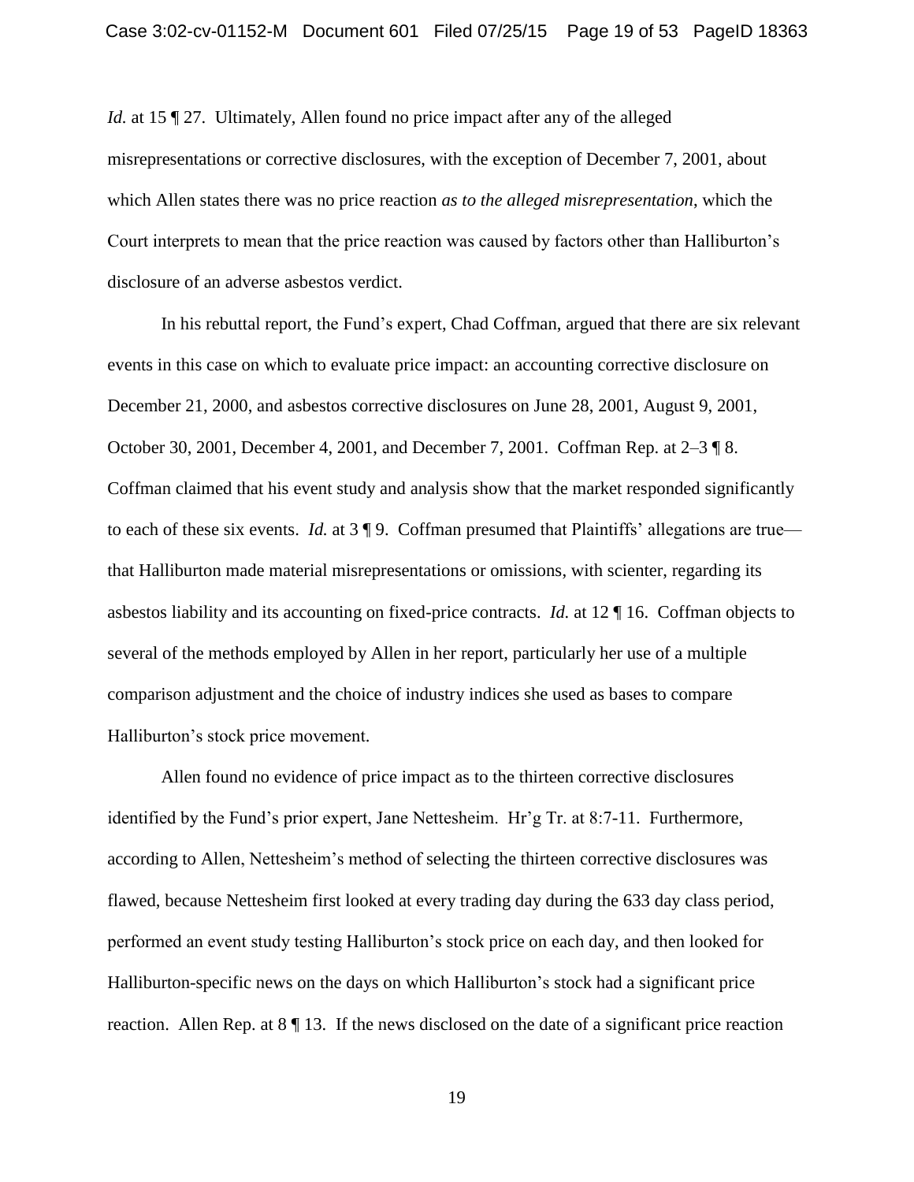*Id.* at 15 ¶ 27. Ultimately, Allen found no price impact after any of the alleged misrepresentations or corrective disclosures, with the exception of December 7, 2001, about which Allen states there was no price reaction *as to the alleged misrepresentation*, which the Court interprets to mean that the price reaction was caused by factors other than Halliburton's disclosure of an adverse asbestos verdict.

In his rebuttal report, the Fund's expert, Chad Coffman, argued that there are six relevant events in this case on which to evaluate price impact: an accounting corrective disclosure on December 21, 2000, and asbestos corrective disclosures on June 28, 2001, August 9, 2001, October 30, 2001, December 4, 2001, and December 7, 2001. Coffman Rep. at 2–3 ¶ 8. Coffman claimed that his event study and analysis show that the market responded significantly to each of these six events. *Id.* at 3 ¶ 9. Coffman presumed that Plaintiffs' allegations are true—that Halliburton made material misrepresentations or omissions, with scienter, regarding its asbestos liability and its accounting on fixed-price contracts. *Id.* at 12 ¶ 16. Coffman objects to several of the methods employed by Allen in her report, particularly her use of a multiple comparison adjustment and the choice of industry indices she used as bases to compare Halliburton's stock price movement.

Allen found no evidence of price impact as to the thirteen corrective disclosures identified by the Fund's prior expert, Jane Nettesheim. Hr'g Tr. at 8:7-11. Furthermore, according to Allen, Nettesheim's method of selecting the thirteen corrective disclosures was flawed, because Nettesheim first looked at every trading day during the 633 day class period, performed an event study testing Halliburton's stock price on each day, and then looked for Halliburton-specific news on the days on which Halliburton's stock had a significant price reaction. Allen Rep. at 8 ¶ 13. If the news disclosed on the date of a significant price reaction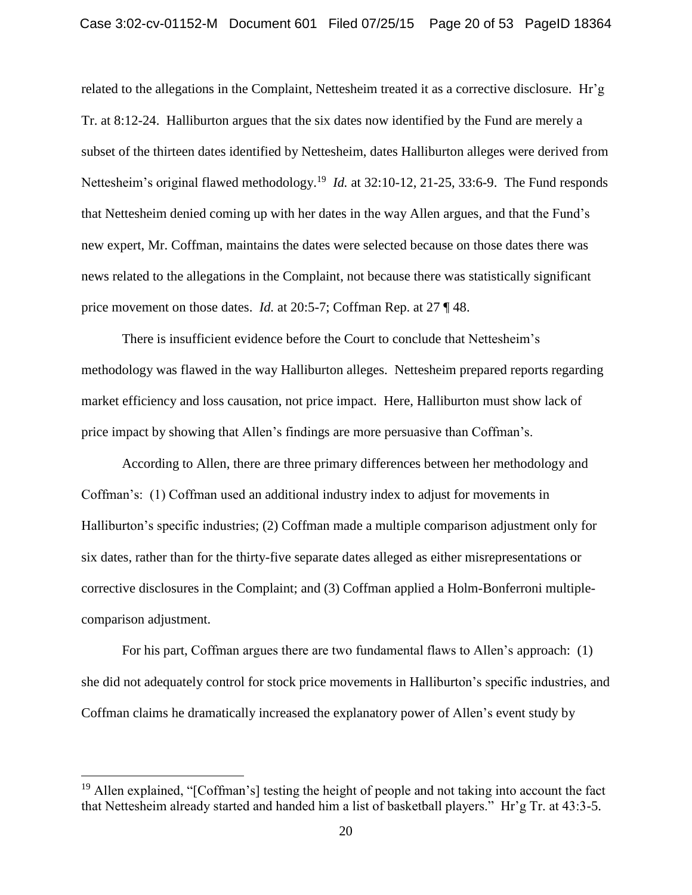related to the allegations in the Complaint, Nettesheim treated it as a corrective disclosure. Hr'g Tr. at 8:12-24. Halliburton argues that the six dates now identified by the Fund are merely a subset of the thirteen dates identified by Nettesheim, dates Halliburton alleges were derived from Nettesheim's original flawed methodology.[19] *Id.* at 32:10-12, 21-25, 33:6-9. The Fund responds that Nettesheim denied coming up with her dates in the way Allen argues, and that the Fund's new expert, Mr. Coffman, maintains the dates were selected because on those dates there was news related to the allegations in the Complaint, not because there was statistically significant price movement on those dates. *Id.* at 20:5-7; Coffman Rep. at 27 ¶ 48.

There is insufficient evidence before the Court to conclude that Nettesheim's methodology was flawed in the way Halliburton alleges. Nettesheim prepared reports regarding market efficiency and loss causation, not price impact. Here, Halliburton must show lack of price impact by showing that Allen's findings are more persuasive than Coffman's.

According to Allen, there are three primary differences between her methodology and Coffman's: (1) Coffman used an additional industry index to adjust for movements in Halliburton's specific industries; (2) Coffman made a multiple comparison adjustment only for six dates, rather than for the thirty-five separate dates alleged as either misrepresentations or corrective disclosures in the Complaint; and (3) Coffman applied a Holm-Bonferroni multiple-comparison adjustment.

For his part, Coffman argues there are two fundamental flaws to Allen's approach: (1) she did not adequately control for stock price movements in Halliburton's specific industries, and Coffman claims he dramatically increased the explanatory power of Allen's event study by

[19] Allen explained, "[Coffman's] testing the height of people and not taking into account the fact that Nettesheim already started and handed him a list of basketball players." Hr'g Tr. at 43:3-5.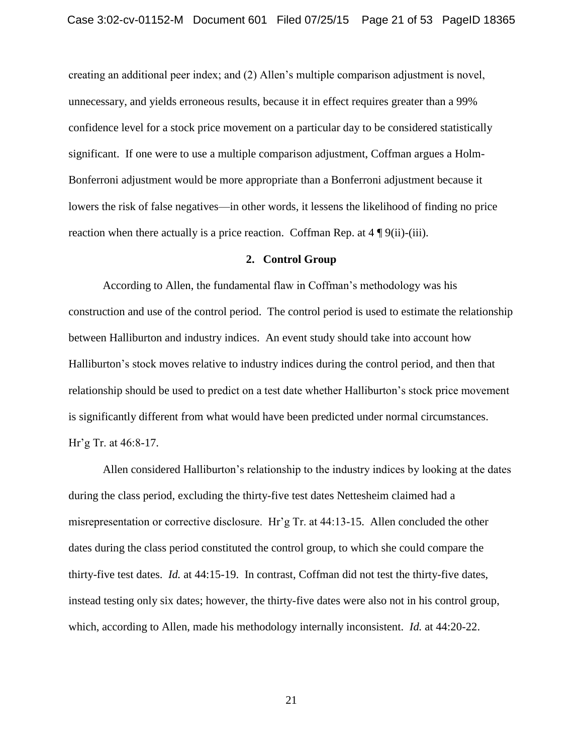creating an additional peer index; and (2) Allen's multiple comparison adjustment is novel, unnecessary, and yields erroneous results, because it in effect requires greater than a 99% confidence level for a stock price movement on a particular day to be considered statistically significant. If one were to use a multiple comparison adjustment, Coffman argues a Holm-Bonferroni adjustment would be more appropriate than a Bonferroni adjustment because it lowers the risk of false negatives—in other words, it lessens the likelihood of finding no price reaction when there actually is a price reaction. Coffman Rep. at 4 ¶ 9(ii)-(iii).

### 2. Control Group

According to Allen, the fundamental flaw in Coffman's methodology was his construction and use of the control period. The control period is used to estimate the relationship between Halliburton and industry indices. An event study should take into account how Halliburton's stock moves relative to industry indices during the control period, and then that relationship should be used to predict on a test date whether Halliburton's stock price movement is significantly different from what would have been predicted under normal circumstances. Hr'g Tr. at 46:8-17.

Allen considered Halliburton's relationship to the industry indices by looking at the dates during the class period, excluding the thirty-five test dates Nettesheim claimed had a misrepresentation or corrective disclosure. Hr'g Tr. at 44:13-15. Allen concluded the other dates during the class period constituted the control group, to which she could compare the thirty-five test dates. *Id.* at 44:15-19. In contrast, Coffman did not test the thirty-five dates, instead testing only six dates; however, the thirty-five dates were also not in his control group, which, according to Allen, made his methodology internally inconsistent. *Id.* at 44:20-22.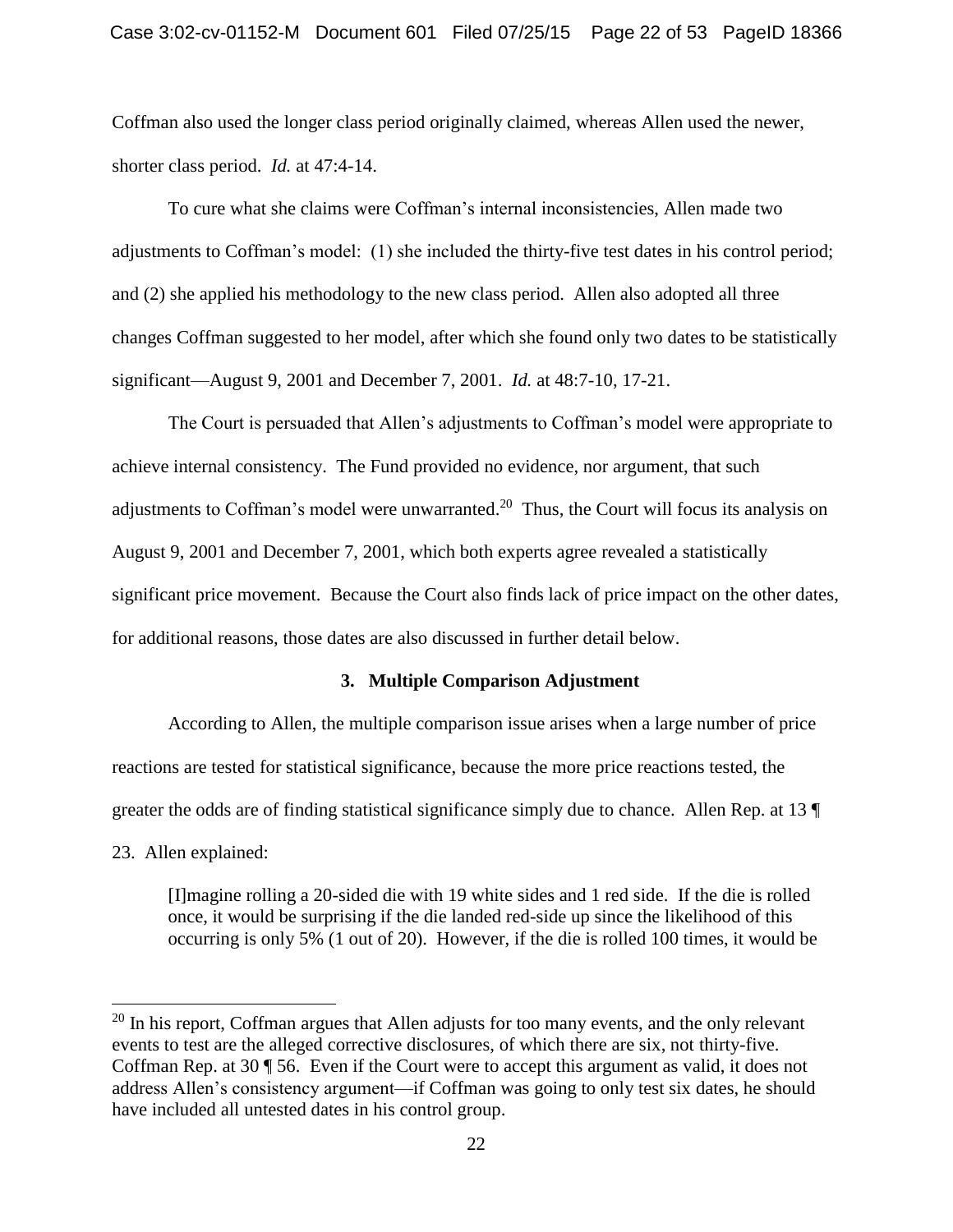Coffman also used the longer class period originally claimed, whereas Allen used the newer, shorter class period. *Id.* at 47:4-14.

To cure what she claims were Coffman's internal inconsistencies, Allen made two adjustments to Coffman's model: (1) she included the thirty-five test dates in his control period; and (2) she applied his methodology to the new class period. Allen also adopted all three changes Coffman suggested to her model, after which she found only two dates to be statistically significant—August 9, 2001 and December 7, 2001. *Id.* at 48:7-10, 17-21.

The Court is persuaded that Allen's adjustments to Coffman's model were appropriate to achieve internal consistency. The Fund provided no evidence, nor argument, that such adjustments to Coffman's model were unwarranted.[20] Thus, the Court will focus its analysis on August 9, 2001 and December 7, 2001, which both experts agree revealed a statistically significant price movement. Because the Court also finds lack of price impact on the other dates, for additional reasons, those dates are also discussed in further detail below.

### 3. Multiple Comparison Adjustment

According to Allen, the multiple comparison issue arises when a large number of price reactions are tested for statistical significance, because the more price reactions tested, the greater the odds are of finding statistical significance simply due to chance. Allen Rep. at 13 ¶ 23. Allen explained:

> [I]magine rolling a 20-sided die with 19 white sides and 1 red side. If the die is rolled once, it would be surprising if the die landed red-side up since the likelihood of this occurring is only 5% (1 out of 20). However, if the die is rolled 100 times, it would be

---

[20] In his report, Coffman argues that Allen adjusts for too many events, and the only relevant events to test are the alleged corrective disclosures, of which there are six, not thirty-five. Coffman Rep. at 30 ¶ 56. Even if the Court were to accept this argument as valid, it does not address Allen's consistency argument—if Coffman was going to only test six dates, he should have included all untested dates in his control group.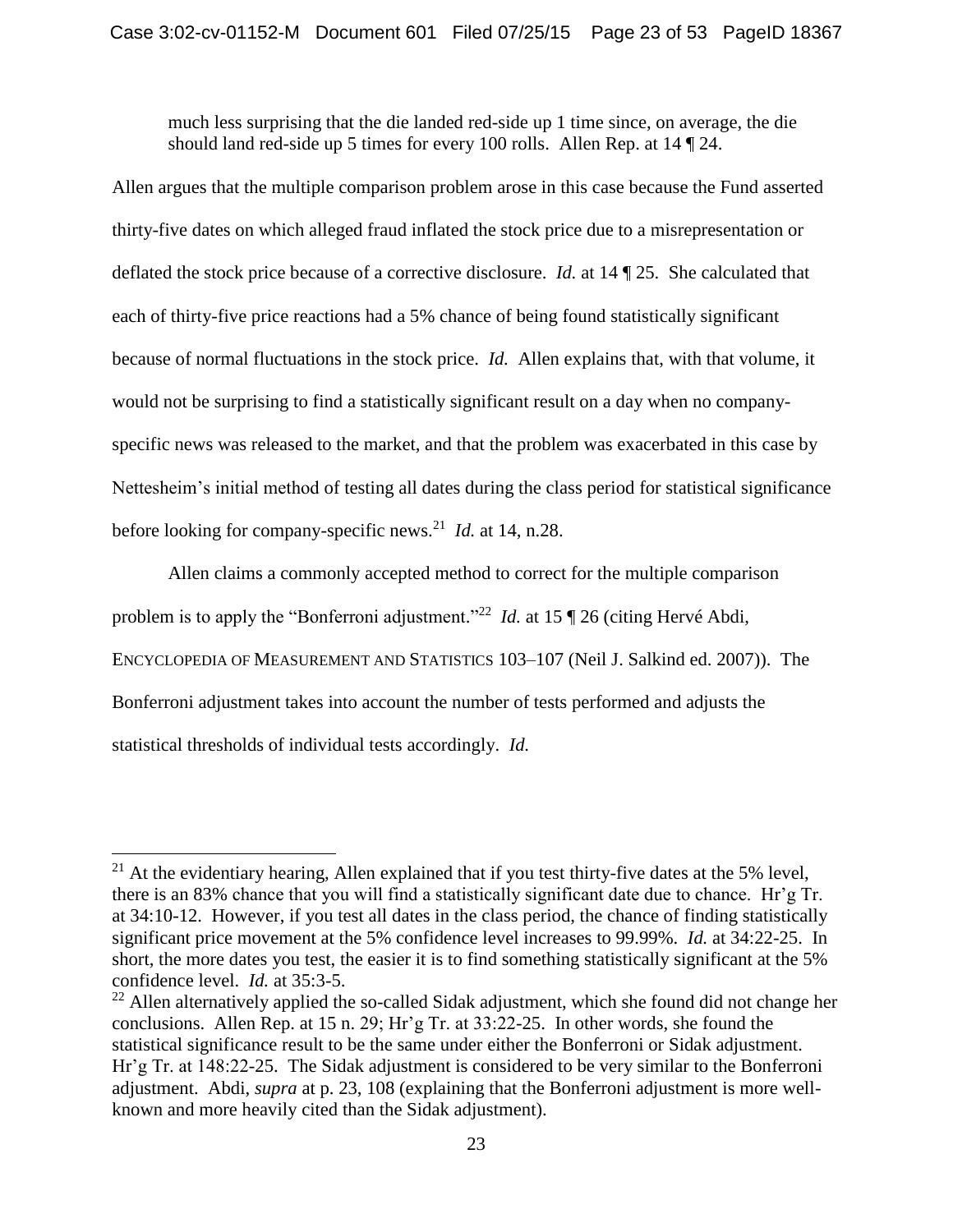much less surprising that the die landed red-side up 1 time since, on average, the die should land red-side up 5 times for every 100 rolls. Allen Rep. at 14 ¶ 24.

Allen argues that the multiple comparison problem arose in this case because the Fund asserted thirty-five dates on which alleged fraud inflated the stock price due to a misrepresentation or deflated the stock price because of a corrective disclosure. *Id.* at 14 ¶ 25. She calculated that each of thirty-five price reactions had a 5% chance of being found statistically significant because of normal fluctuations in the stock price. *Id.* Allen explains that, with that volume, it would not be surprising to find a statistically significant result on a day when no company-specific news was released to the market, and that the problem was exacerbated in this case by Nettesheim's initial method of testing all dates during the class period for statistical significance before looking for company-specific news.[21] *Id.* at 14, n.28.

Allen claims a commonly accepted method to correct for the multiple comparison problem is to apply the "Bonferroni adjustment."[22] *Id.* at 15 ¶ 26 (citing Hervé Abdi, ENCYCLOPEDIA OF MEASUREMENT AND STATISTICS 103–107 (Neil J. Salkind ed. 2007)). The Bonferroni adjustment takes into account the number of tests performed and adjusts the statistical thresholds of individual tests accordingly. *Id.*

---

[21] At the evidentiary hearing, Allen explained that if you test thirty-five dates at the 5% level, there is an 83% chance that you will find a statistically significant date due to chance. Hr'g Tr. at 34:10-12. However, if you test all dates in the class period, the chance of finding statistically significant price movement at the 5% confidence level increases to 99.99%. *Id.* at 34:22-25. In short, the more dates you test, the easier it is to find something statistically significant at the 5% confidence level. *Id.* at 35:3-5.

[22] Allen alternatively applied the so-called Sidak adjustment, which she found did not change her conclusions. Allen Rep. at 15 n. 29; Hr'g Tr. at 33:22-25. In other words, she found the statistical significance result to be the same under either the Bonferroni or Sidak adjustment. Hr'g Tr. at 148:22-25. The Sidak adjustment is considered to be very similar to the Bonferroni adjustment. Abdi, *supra* at p. 23, 108 (explaining that the Bonferroni adjustment is more well-known and more heavily cited than the Sidak adjustment).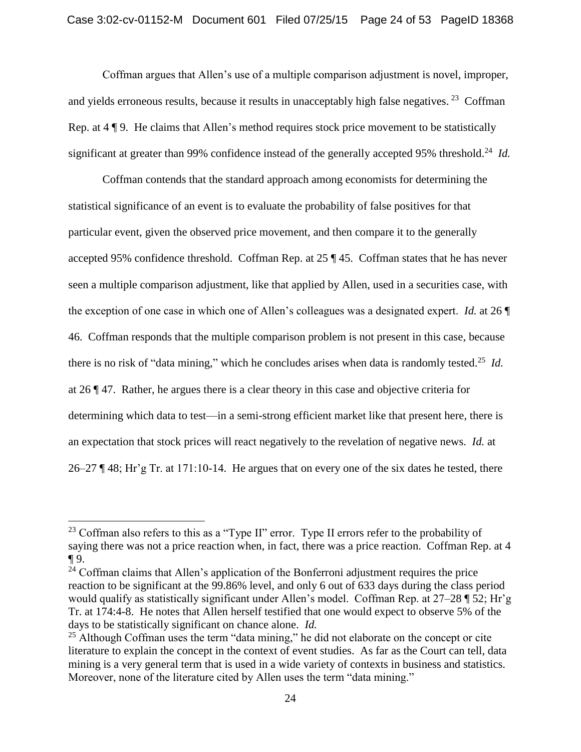Coffman argues that Allen's use of a multiple comparison adjustment is novel, improper, and yields erroneous results, because it results in unacceptably high false negatives.[23] Coffman Rep. at 4 ¶ 9. He claims that Allen's method requires stock price movement to be statistically significant at greater than 99% confidence instead of the generally accepted 95% threshold.[24] *Id.*

Coffman contends that the standard approach among economists for determining the statistical significance of an event is to evaluate the probability of false positives for that particular event, given the observed price movement, and then compare it to the generally accepted 95% confidence threshold. Coffman Rep. at 25 ¶ 45. Coffman states that he has never seen a multiple comparison adjustment, like that applied by Allen, used in a securities case, with the exception of one case in which one of Allen's colleagues was a designated expert. *Id.* at 26 ¶ 46. Coffman responds that the multiple comparison problem is not present in this case, because there is no risk of "data mining," which he concludes arises when data is randomly tested.[25] *Id.* at 26 ¶ 47. Rather, he argues there is a clear theory in this case and objective criteria for determining which data to test—in a semi-strong efficient market like that present here, there is an expectation that stock prices will react negatively to the revelation of negative news. *Id.* at 26–27 ¶ 48; Hr'g Tr. at 171:10-14. He argues that on every one of the six dates he tested, there

---

[23] Coffman also refers to this as a "Type II" error. Type II errors refer to the probability of saying there was not a price reaction when, in fact, there was a price reaction. Coffman Rep. at 4 ¶ 9.

[24] Coffman claims that Allen's application of the Bonferroni adjustment requires the price reaction to be significant at the 99.86% level, and only 6 out of 633 days during the class period would qualify as statistically significant under Allen's model. Coffman Rep. at 27–28 ¶ 52; Hr'g Tr. at 174:4-8. He notes that Allen herself testified that one would expect to observe 5% of the days to be statistically significant on chance alone. *Id.*

[25] Although Coffman uses the term "data mining," he did not elaborate on the concept or cite literature to explain the concept in the context of event studies. As far as the Court can tell, data mining is a very general term that is used in a wide variety of contexts in business and statistics. Moreover, none of the literature cited by Allen uses the term "data mining."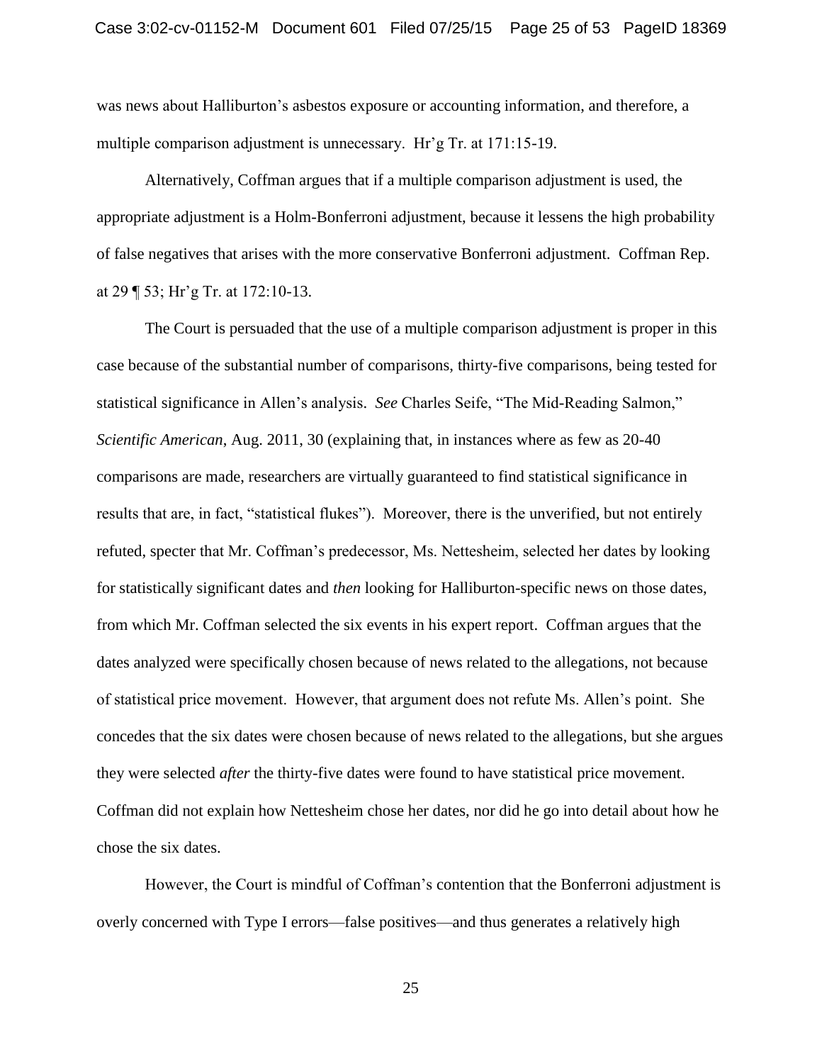was news about Halliburton's asbestos exposure or accounting information, and therefore, a multiple comparison adjustment is unnecessary. Hr'g Tr. at 171:15-19.

Alternatively, Coffman argues that if a multiple comparison adjustment is used, the appropriate adjustment is a Holm-Bonferroni adjustment, because it lessens the high probability of false negatives that arises with the more conservative Bonferroni adjustment. Coffman Rep. at 29 ¶ 53; Hr'g Tr. at 172:10-13.

The Court is persuaded that the use of a multiple comparison adjustment is proper in this case because of the substantial number of comparisons, thirty-five comparisons, being tested for statistical significance in Allen's analysis. *See* Charles Seife, "The Mid-Reading Salmon," *Scientific American*, Aug. 2011, 30 (explaining that, in instances where as few as 20-40 comparisons are made, researchers are virtually guaranteed to find statistical significance in results that are, in fact, "statistical flukes"). Moreover, there is the unverified, but not entirely refuted, specter that Mr. Coffman's predecessor, Ms. Nettesheim, selected her dates by looking for statistically significant dates and *then* looking for Halliburton-specific news on those dates, from which Mr. Coffman selected the six events in his expert report. Coffman argues that the dates analyzed were specifically chosen because of news related to the allegations, not because of statistical price movement. However, that argument does not refute Ms. Allen's point. She concedes that the six dates were chosen because of news related to the allegations, but she argues they were selected *after* the thirty-five dates were found to have statistical price movement. Coffman did not explain how Nettesheim chose her dates, nor did he go into detail about how he chose the six dates.

However, the Court is mindful of Coffman's contention that the Bonferroni adjustment is overly concerned with Type I errors—false positives—and thus generates a relatively high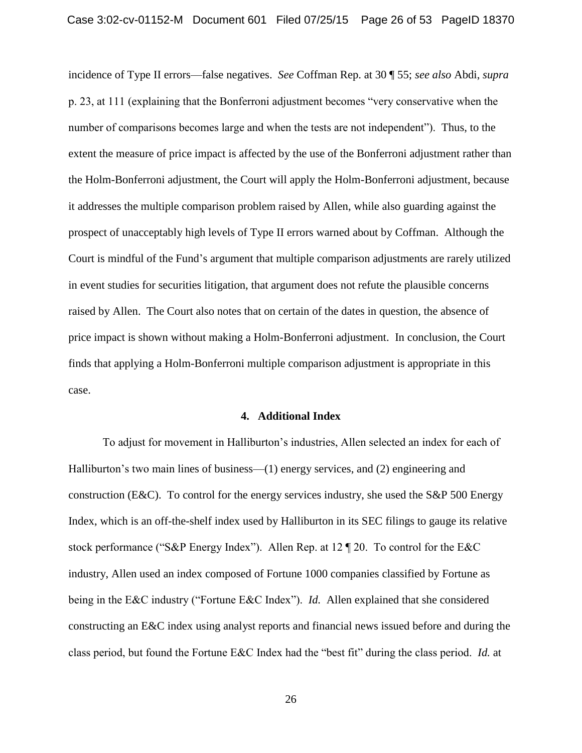incidence of Type II errors—false negatives. *See* Coffman Rep. at 30 ¶ 55; *see also* Abdi, *supra* p. 23, at 111 (explaining that the Bonferroni adjustment becomes "very conservative when the number of comparisons becomes large and when the tests are not independent"). Thus, to the extent the measure of price impact is affected by the use of the Bonferroni adjustment rather than the Holm-Bonferroni adjustment, the Court will apply the Holm-Bonferroni adjustment, because it addresses the multiple comparison problem raised by Allen, while also guarding against the prospect of unacceptably high levels of Type II errors warned about by Coffman. Although the Court is mindful of the Fund's argument that multiple comparison adjustments are rarely utilized in event studies for securities litigation, that argument does not refute the plausible concerns raised by Allen. The Court also notes that on certain of the dates in question, the absence of price impact is shown without making a Holm-Bonferroni adjustment. In conclusion, the Court finds that applying a Holm-Bonferroni multiple comparison adjustment is appropriate in this case.

#### 4. Additional Index

To adjust for movement in Halliburton's industries, Allen selected an index for each of Halliburton's two main lines of business—(1) energy services, and (2) engineering and construction (E&C). To control for the energy services industry, she used the S&P 500 Energy Index, which is an off-the-shelf index used by Halliburton in its SEC filings to gauge its relative stock performance ("S&P Energy Index"). Allen Rep. at 12 ¶ 20. To control for the E&C industry, Allen used an index composed of Fortune 1000 companies classified by Fortune as being in the E&C industry ("Fortune E&C Index"). *Id.* Allen explained that she considered constructing an E&C index using analyst reports and financial news issued before and during the class period, but found the Fortune E&C Index had the "best fit" during the class period. *Id.* at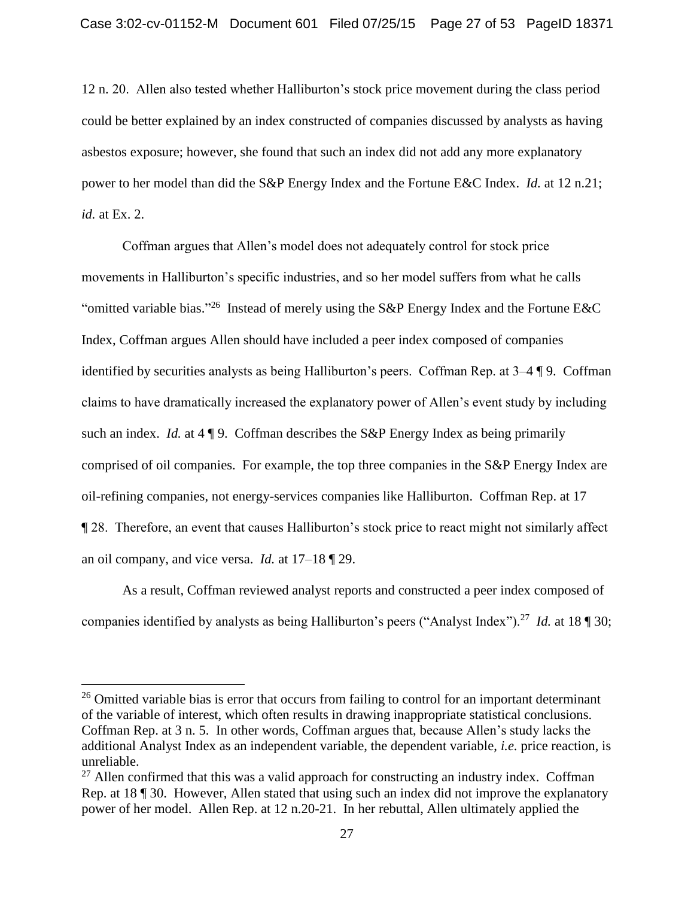12 n. 20. Allen also tested whether Halliburton's stock price movement during the class period could be better explained by an index constructed of companies discussed by analysts as having asbestos exposure; however, she found that such an index did not add any more explanatory power to her model than did the S&P Energy Index and the Fortune E&C Index. *Id.* at 12 n.21; *id.* at Ex. 2.

Coffman argues that Allen's model does not adequately control for stock price movements in Halliburton's specific industries, and so her model suffers from what he calls "omitted variable bias."[26] Instead of merely using the S&P Energy Index and the Fortune E&C Index, Coffman argues Allen should have included a peer index composed of companies identified by securities analysts as being Halliburton's peers. Coffman Rep. at 3–4 ¶ 9. Coffman claims to have dramatically increased the explanatory power of Allen's event study by including such an index. *Id.* at 4 ¶ 9. Coffman describes the S&P Energy Index as being primarily comprised of oil companies. For example, the top three companies in the S&P Energy Index are oil-refining companies, not energy-services companies like Halliburton. Coffman Rep. at 17 ¶ 28. Therefore, an event that causes Halliburton's stock price to react might not similarly affect an oil company, and vice versa. *Id.* at 17–18 ¶ 29.

As a result, Coffman reviewed analyst reports and constructed a peer index composed of companies identified by analysts as being Halliburton's peers ("Analyst Index").[27] *Id.* at 18 ¶ 30;

---

[26] Omitted variable bias is error that occurs from failing to control for an important determinant of the variable of interest, which often results in drawing inappropriate statistical conclusions. Coffman Rep. at 3 n. 5. In other words, Coffman argues that, because Allen's study lacks the additional Analyst Index as an independent variable, the dependent variable, *i.e.* price reaction, is unreliable.

[27] Allen confirmed that this was a valid approach for constructing an industry index. Coffman Rep. at 18 ¶ 30. However, Allen stated that using such an index did not improve the explanatory power of her model. Allen Rep. at 12 n.20-21. In her rebuttal, Allen ultimately applied the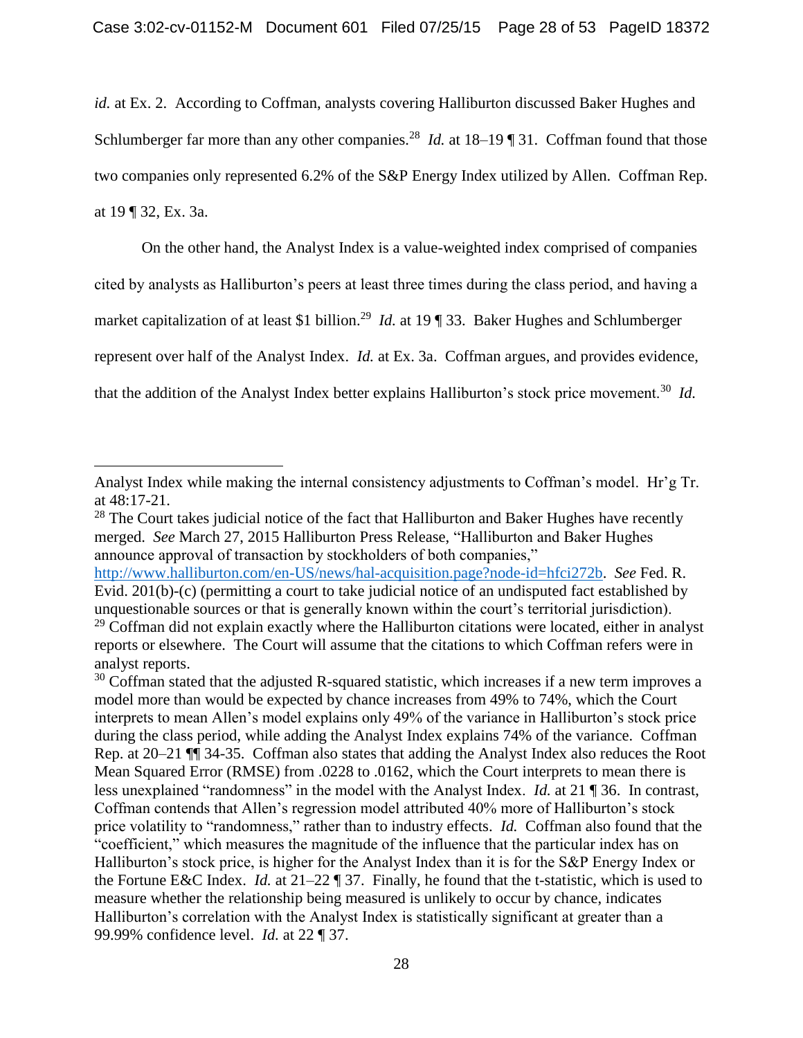*id.* at Ex. 2. According to Coffman, analysts covering Halliburton discussed Baker Hughes and Schlumberger far more than any other companies.[28] *Id.* at 18–19 ¶ 31. Coffman found that those two companies only represented 6.2% of the S&P Energy Index utilized by Allen. Coffman Rep. at 19 ¶ 32, Ex. 3a.

On the other hand, the Analyst Index is a value-weighted index comprised of companies cited by analysts as Halliburton's peers at least three times during the class period, and having a market capitalization of at least $1 billion.[29] *Id.* at 19 ¶ 33. Baker Hughes and Schlumberger represent over half of the Analyst Index. *Id.* at Ex. 3a. Coffman argues, and provides evidence, that the addition of the Analyst Index better explains Halliburton's stock price movement.[30] *Id.*

---

Analyst Index while making the internal consistency adjustments to Coffman's model. Hr'g Tr. at 48:17-21.

[28] The Court takes judicial notice of the fact that Halliburton and Baker Hughes have recently merged. *See* March 27, 2015 Halliburton Press Release, "Halliburton and Baker Hughes announce approval of transaction by stockholders of both companies," http://www.halliburton.com/en-US/news/hal-acquisition.page?node-id=hfci272b. *See* Fed. R. Evid. 201(b)-(c) (permitting a court to take judicial notice of an undisputed fact established by unquestionable sources or that is generally known within the court's territorial jurisdiction).

[29] Coffman did not explain exactly where the Halliburton citations were located, either in analyst reports or elsewhere. The Court will assume that the citations to which Coffman refers were in analyst reports.

[30] Coffman stated that the adjusted R-squared statistic, which increases if a new term improves a model more than would be expected by chance increases from 49% to 74%, which the Court interprets to mean Allen's model explains only 49% of the variance in Halliburton's stock price during the class period, while adding the Analyst Index explains 74% of the variance. Coffman Rep. at 20–21 ¶¶ 34-35. Coffman also states that adding the Analyst Index also reduces the Root Mean Squared Error (RMSE) from .0228 to .0162, which the Court interprets to mean there is less unexplained "randomness" in the model with the Analyst Index. *Id.* at 21 ¶ 36. In contrast, Coffman contends that Allen's regression model attributed 40% more of Halliburton's stock price volatility to "randomness," rather than to industry effects. *Id.* Coffman also found that the "coefficient," which measures the magnitude of the influence that the particular index has on Halliburton's stock price, is higher for the Analyst Index than it is for the S&P Energy Index or the Fortune E&C Index. *Id.* at 21–22 ¶ 37. Finally, he found that the t-statistic, which is used to measure whether the relationship being measured is unlikely to occur by chance, indicates Halliburton's correlation with the Analyst Index is statistically significant at greater than a 99.99% confidence level. *Id.* at 22 ¶ 37.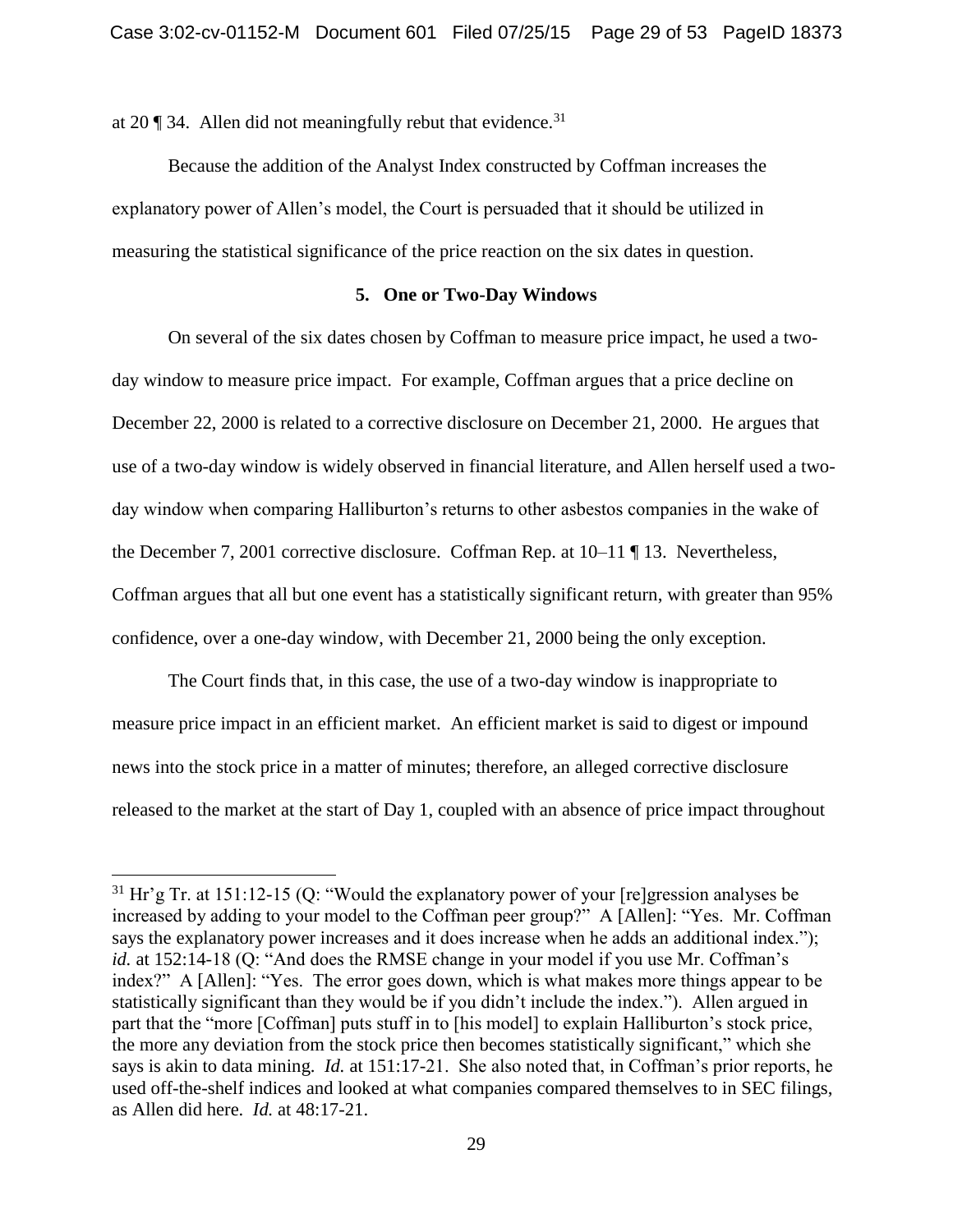at 20 ¶ 34. Allen did not meaningfully rebut that evidence.[31]

Because the addition of the Analyst Index constructed by Coffman increases the explanatory power of Allen's model, the Court is persuaded that it should be utilized in measuring the statistical significance of the price reaction on the six dates in question.

### 5. One or Two-Day Windows

On several of the six dates chosen by Coffman to measure price impact, he used a two-day window to measure price impact. For example, Coffman argues that a price decline on December 22, 2000 is related to a corrective disclosure on December 21, 2000. He argues that use of a two-day window is widely observed in financial literature, and Allen herself used a two-day window when comparing Halliburton's returns to other asbestos companies in the wake of the December 7, 2001 corrective disclosure. Coffman Rep. at 10–11 ¶ 13. Nevertheless, Coffman argues that all but one event has a statistically significant return, with greater than 95% confidence, over a one-day window, with December 21, 2000 being the only exception.

The Court finds that, in this case, the use of a two-day window is inappropriate to measure price impact in an efficient market. An efficient market is said to digest or impound news into the stock price in a matter of minutes; therefore, an alleged corrective disclosure released to the market at the start of Day 1, coupled with an absence of price impact throughout

---

[31] Hr'g Tr. at 151:12-15 (Q: "Would the explanatory power of your [re]gression analyses be increased by adding to your model to the Coffman peer group?" A [Allen]: "Yes. Mr. Coffman says the explanatory power increases and it does increase when he adds an additional index."); *id.* at 152:14-18 (Q: "And does the RMSE change in your model if you use Mr. Coffman's index?" A [Allen]: "Yes. The error goes down, which is what makes more things appear to be statistically significant than they would be if you didn't include the index."). Allen argued in part that the "more [Coffman] puts stuff in to [his model] to explain Halliburton's stock price, the more any deviation from the stock price then becomes statistically significant," which she says is akin to data mining. *Id.* at 151:17-21. She also noted that, in Coffman's prior reports, he used off-the-shelf indices and looked at what companies compared themselves to in SEC filings, as Allen did here. *Id.* at 48:17-21.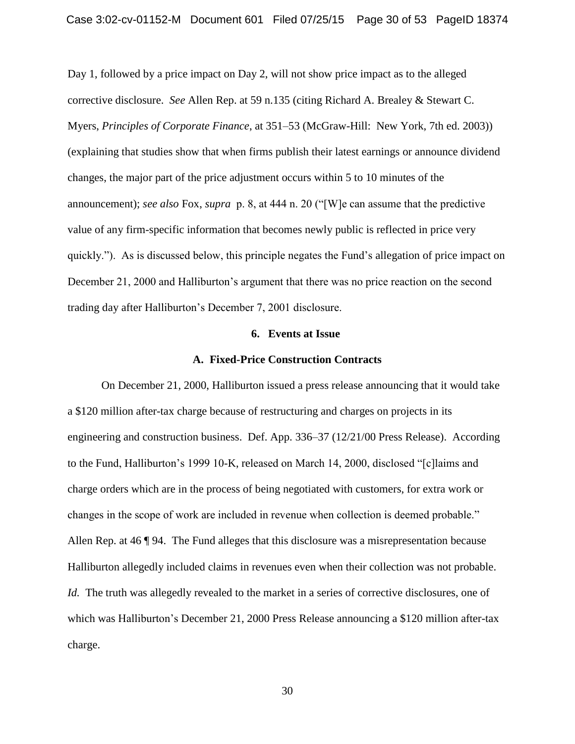Day 1, followed by a price impact on Day 2, will not show price impact as to the alleged corrective disclosure. *See* Allen Rep. at 59 n.135 (citing Richard A. Brealey & Stewart C. Myers, *Principles of Corporate Finance*, at 351–53 (McGraw-Hill: New York, 7th ed. 2003)) (explaining that studies show that when firms publish their latest earnings or announce dividend changes, the major part of the price adjustment occurs within 5 to 10 minutes of the announcement); *see also* Fox, *supra* p. 8, at 444 n. 20 ("[W]e can assume that the predictive value of any firm-specific information that becomes newly public is reflected in price very quickly."). As is discussed below, this principle negates the Fund's allegation of price impact on December 21, 2000 and Halliburton's argument that there was no price reaction on the second trading day after Halliburton's December 7, 2001 disclosure.

### 6. Events at Issue

#### A. Fixed-Price Construction Contracts

On December 21, 2000, Halliburton issued a press release announcing that it would take a $120 million after-tax charge because of restructuring and charges on projects in its engineering and construction business. Def. App. 336–37 (12/21/00 Press Release). According to the Fund, Halliburton's 1999 10-K, released on March 14, 2000, disclosed "[c]laims and charge orders which are in the process of being negotiated with customers, for extra work or changes in the scope of work are included in revenue when collection is deemed probable." Allen Rep. at 46 ¶ 94. The Fund alleges that this disclosure was a misrepresentation because Halliburton allegedly included claims in revenues even when their collection was not probable. *Id.* The truth was allegedly revealed to the market in a series of corrective disclosures, one of which was Halliburton's December 21, 2000 Press Release announcing a $120 million after-tax charge.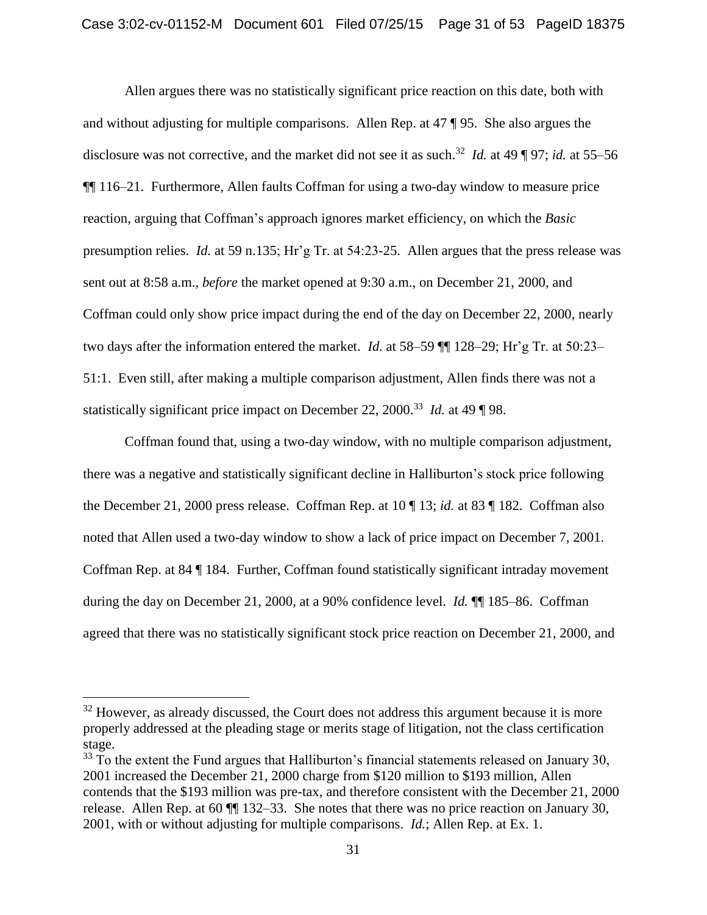Allen argues there was no statistically significant price reaction on this date, both with and without adjusting for multiple comparisons. Allen Rep. at 47 ¶ 95. She also argues the disclosure was not corrective, and the market did not see it as such.[32] *Id.* at 49 ¶ 97; *id.* at 55–56 ¶¶ 116–21. Furthermore, Allen faults Coffman for using a two-day window to measure price reaction, arguing that Coffman's approach ignores market efficiency, on which the *Basic* presumption relies. *Id.* at 59 n.135; Hr'g Tr. at 54:23-25. Allen argues that the press release was sent out at 8:58 a.m., *before* the market opened at 9:30 a.m., on December 21, 2000, and Coffman could only show price impact during the end of the day on December 22, 2000, nearly two days after the information entered the market. *Id.* at 58–59 ¶¶ 128–29; Hr'g Tr. at 50:23–51:1. Even still, after making a multiple comparison adjustment, Allen finds there was not a statistically significant price impact on December 22, 2000.[33] *Id.* at 49 ¶ 98.

Coffman found that, using a two-day window, with no multiple comparison adjustment, there was a negative and statistically significant decline in Halliburton's stock price following the December 21, 2000 press release. Coffman Rep. at 10 ¶ 13; *id.* at 83 ¶ 182. Coffman also noted that Allen used a two-day window to show a lack of price impact on December 7, 2001. Coffman Rep. at 84 ¶ 184. Further, Coffman found statistically significant intraday movement during the day on December 21, 2000, at a 90% confidence level. *Id.* ¶¶ 185–86. Coffman agreed that there was no statistically significant stock price reaction on December 21, 2000, and

---

[32] However, as already discussed, the Court does not address this argument because it is more properly addressed at the pleading stage or merits stage of litigation, not the class certification stage.

[33] To the extent the Fund argues that Halliburton's financial statements released on January 30, 2001 increased the December 21, 2000 charge from $120 million to $193 million, Allen contends that the $193 million was pre-tax, and therefore consistent with the December 21, 2000 release. Allen Rep. at 60 ¶¶ 132–33. She notes that there was no price reaction on January 30, 2001, with or without adjusting for multiple comparisons. *Id.*; Allen Rep. at Ex. 1.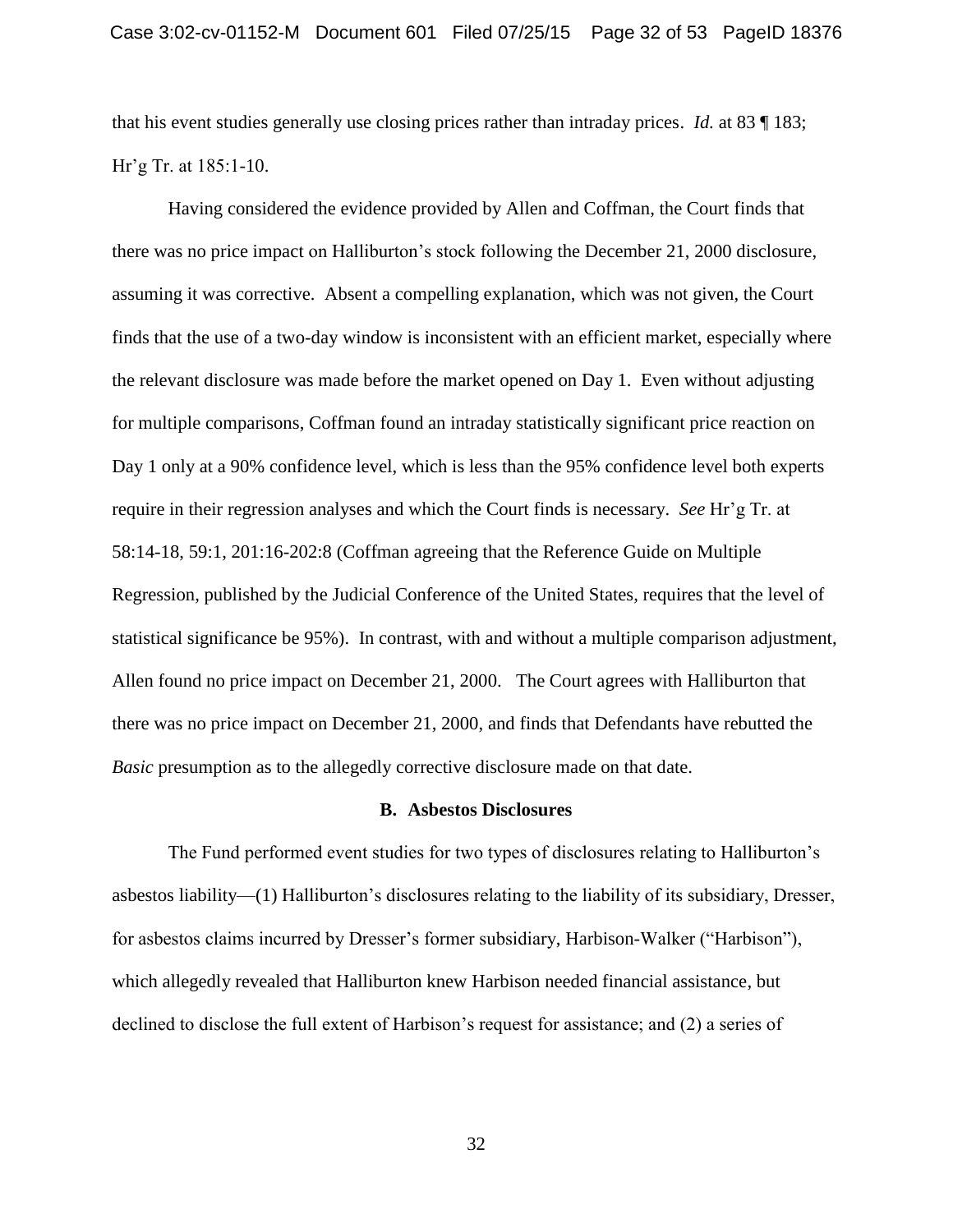that his event studies generally use closing prices rather than intraday prices. *Id.* at 83 ¶ 183; Hr'g Tr. at 185:1-10.

Having considered the evidence provided by Allen and Coffman, the Court finds that there was no price impact on Halliburton's stock following the December 21, 2000 disclosure, assuming it was corrective. Absent a compelling explanation, which was not given, the Court finds that the use of a two-day window is inconsistent with an efficient market, especially where the relevant disclosure was made before the market opened on Day 1. Even without adjusting for multiple comparisons, Coffman found an intraday statistically significant price reaction on Day 1 only at a 90% confidence level, which is less than the 95% confidence level both experts require in their regression analyses and which the Court finds is necessary. *See* Hr'g Tr. at 58:14-18, 59:1, 201:16-202:8 (Coffman agreeing that the Reference Guide on Multiple Regression, published by the Judicial Conference of the United States, requires that the level of statistical significance be 95%). In contrast, with and without a multiple comparison adjustment, Allen found no price impact on December 21, 2000. The Court agrees with Halliburton that there was no price impact on December 21, 2000, and finds that Defendants have rebutted the *Basic* presumption as to the allegedly corrective disclosure made on that date.

### B. Asbestos Disclosures

The Fund performed event studies for two types of disclosures relating to Halliburton's asbestos liability—(1) Halliburton's disclosures relating to the liability of its subsidiary, Dresser, for asbestos claims incurred by Dresser's former subsidiary, Harbison-Walker ("Harbison"), which allegedly revealed that Halliburton knew Harbison needed financial assistance, but declined to disclose the full extent of Harbison's request for assistance; and (2) a series of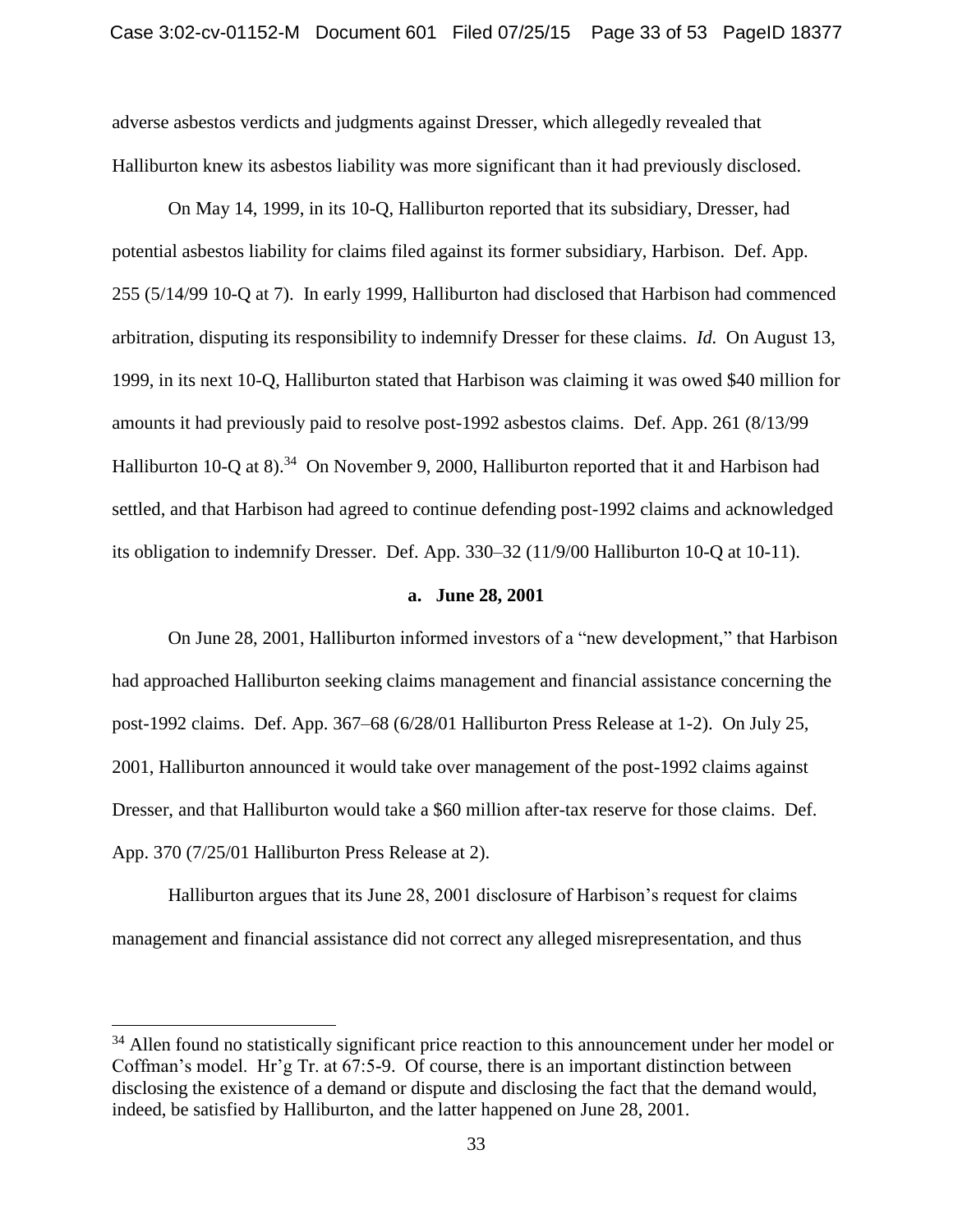adverse asbestos verdicts and judgments against Dresser, which allegedly revealed that Halliburton knew its asbestos liability was more significant than it had previously disclosed.

On May 14, 1999, in its 10-Q, Halliburton reported that its subsidiary, Dresser, had potential asbestos liability for claims filed against its former subsidiary, Harbison. Def. App. 255 (5/14/99 10-Q at 7). In early 1999, Halliburton had disclosed that Harbison had commenced arbitration, disputing its responsibility to indemnify Dresser for these claims. *Id.* On August 13, 1999, in its next 10-Q, Halliburton stated that Harbison was claiming it was owed $40 million for amounts it had previously paid to resolve post-1992 asbestos claims. Def. App. 261 (8/13/99 Halliburton 10-Q at 8).[34] On November 9, 2000, Halliburton reported that it and Harbison had settled, and that Harbison had agreed to continue defending post-1992 claims and acknowledged its obligation to indemnify Dresser. Def. App. 330–32 (11/9/00 Halliburton 10-Q at 10-11).

**a. June 28, 2001**

On June 28, 2001, Halliburton informed investors of a "new development," that Harbison had approached Halliburton seeking claims management and financial assistance concerning the post-1992 claims. Def. App. 367–68 (6/28/01 Halliburton Press Release at 1-2). On July 25, 2001, Halliburton announced it would take over management of the post-1992 claims against Dresser, and that Halliburton would take a $60 million after-tax reserve for those claims. Def. App. 370 (7/25/01 Halliburton Press Release at 2).

Halliburton argues that its June 28, 2001 disclosure of Harbison's request for claims management and financial assistance did not correct any alleged misrepresentation, and thus

---

[34] Allen found no statistically significant price reaction to this announcement under her model or Coffman's model. Hr'g Tr. at 67:5-9. Of course, there is an important distinction between disclosing the existence of a demand or dispute and disclosing the fact that the demand would, indeed, be satisfied by Halliburton, and the latter happened on June 28, 2001.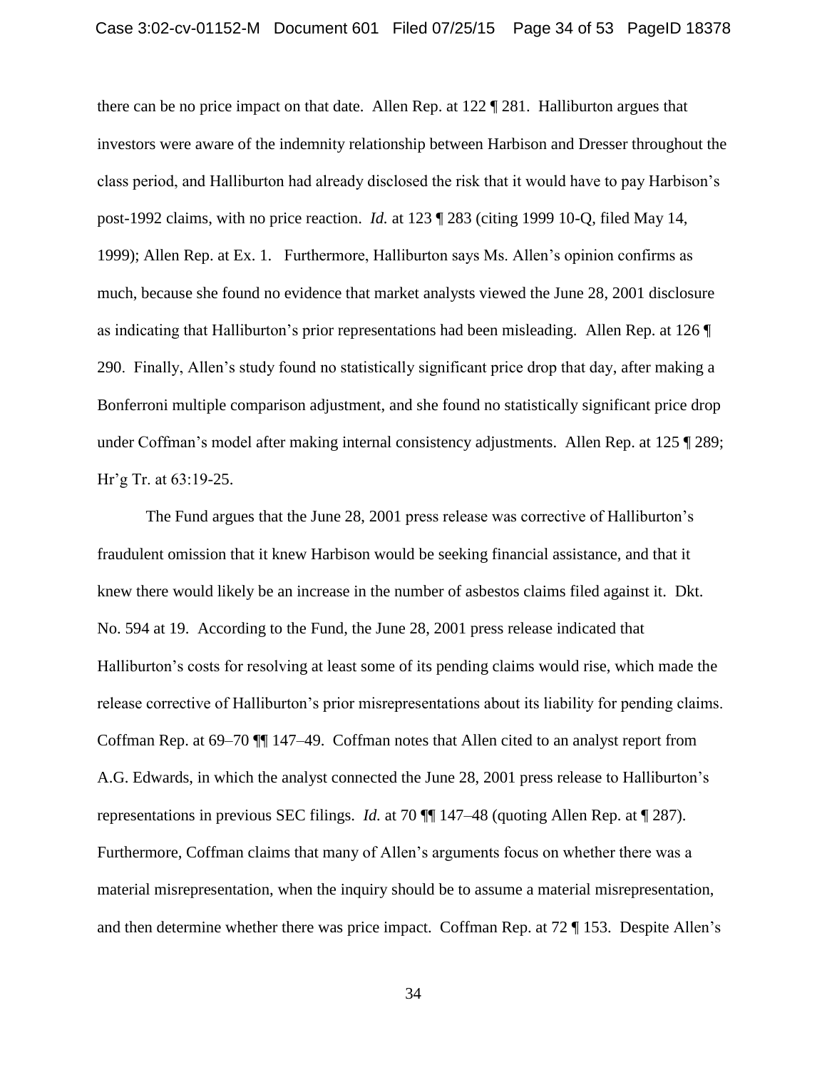there can be no price impact on that date. Allen Rep. at 122 ¶ 281. Halliburton argues that investors were aware of the indemnity relationship between Harbison and Dresser throughout the class period, and Halliburton had already disclosed the risk that it would have to pay Harbison's post-1992 claims, with no price reaction. *Id.* at 123 ¶ 283 (citing 1999 10-Q, filed May 14, 1999); Allen Rep. at Ex. 1. Furthermore, Halliburton says Ms. Allen's opinion confirms as much, because she found no evidence that market analysts viewed the June 28, 2001 disclosure as indicating that Halliburton's prior representations had been misleading. Allen Rep. at 126 ¶ 290. Finally, Allen's study found no statistically significant price drop that day, after making a Bonferroni multiple comparison adjustment, and she found no statistically significant price drop under Coffman's model after making internal consistency adjustments. Allen Rep. at 125 ¶ 289; Hr'g Tr. at 63:19-25.

The Fund argues that the June 28, 2001 press release was corrective of Halliburton's fraudulent omission that it knew Harbison would be seeking financial assistance, and that it knew there would likely be an increase in the number of asbestos claims filed against it. Dkt. No. 594 at 19. According to the Fund, the June 28, 2001 press release indicated that Halliburton's costs for resolving at least some of its pending claims would rise, which made the release corrective of Halliburton's prior misrepresentations about its liability for pending claims. Coffman Rep. at 69–70 ¶¶ 147–49. Coffman notes that Allen cited to an analyst report from A.G. Edwards, in which the analyst connected the June 28, 2001 press release to Halliburton's representations in previous SEC filings. *Id.* at 70 ¶¶ 147–48 (quoting Allen Rep. at ¶ 287). Furthermore, Coffman claims that many of Allen's arguments focus on whether there was a material misrepresentation, when the inquiry should be to assume a material misrepresentation, and then determine whether there was price impact. Coffman Rep. at 72 ¶ 153. Despite Allen's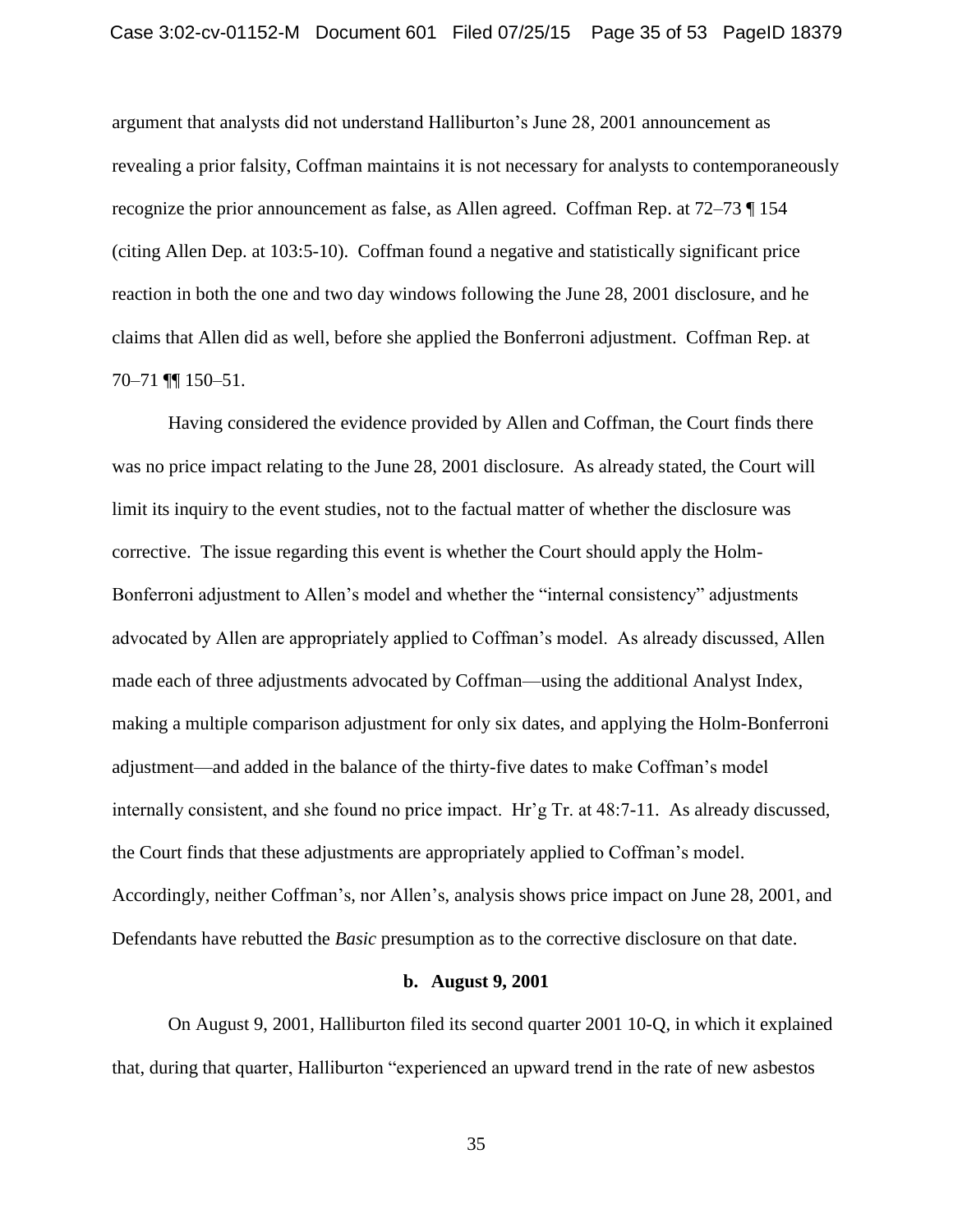argument that analysts did not understand Halliburton's June 28, 2001 announcement as revealing a prior falsity, Coffman maintains it is not necessary for analysts to contemporaneously recognize the prior announcement as false, as Allen agreed. Coffman Rep. at 72–73 ¶ 154 (citing Allen Dep. at 103:5-10). Coffman found a negative and statistically significant price reaction in both the one and two day windows following the June 28, 2001 disclosure, and he claims that Allen did as well, before she applied the Bonferroni adjustment. Coffman Rep. at 70–71 ¶¶ 150–51.

Having considered the evidence provided by Allen and Coffman, the Court finds there was no price impact relating to the June 28, 2001 disclosure. As already stated, the Court will limit its inquiry to the event studies, not to the factual matter of whether the disclosure was corrective. The issue regarding this event is whether the Court should apply the Holm-Bonferroni adjustment to Allen's model and whether the "internal consistency" adjustments advocated by Allen are appropriately applied to Coffman's model. As already discussed, Allen made each of three adjustments advocated by Coffman—using the additional Analyst Index, making a multiple comparison adjustment for only six dates, and applying the Holm-Bonferroni adjustment—and added in the balance of the thirty-five dates to make Coffman's model internally consistent, and she found no price impact. Hr'g Tr. at 48:7-11. As already discussed, the Court finds that these adjustments are appropriately applied to Coffman's model. Accordingly, neither Coffman's, nor Allen's, analysis shows price impact on June 28, 2001, and Defendants have rebutted the *Basic* presumption as to the corrective disclosure on that date.

**b. August 9, 2001**

On August 9, 2001, Halliburton filed its second quarter 2001 10-Q, in which it explained that, during that quarter, Halliburton "experienced an upward trend in the rate of new asbestos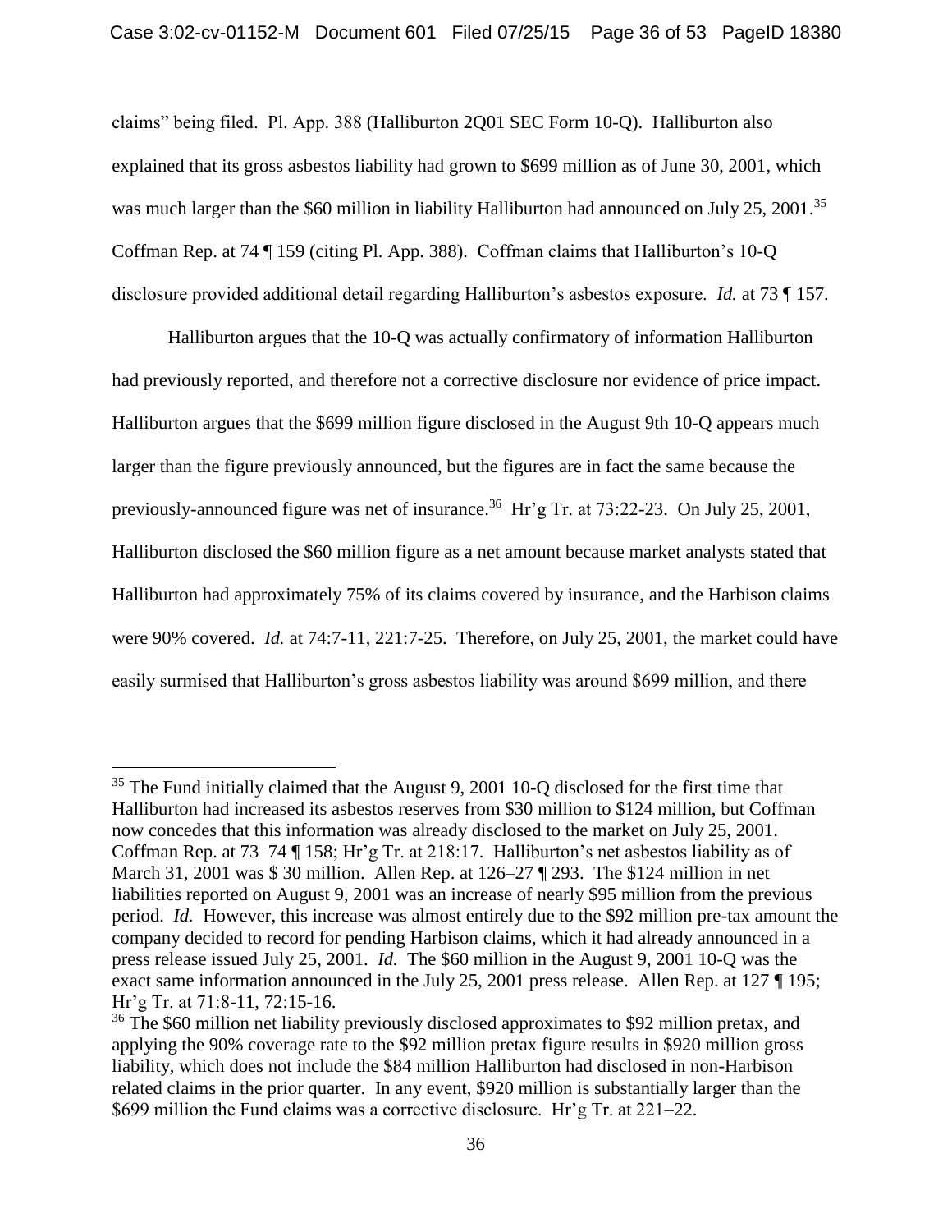claims" being filed. Pl. App. 388 (Halliburton 2Q01 SEC Form 10-Q). Halliburton also explained that its gross asbestos liability had grown to $699 million as of June 30, 2001, which was much larger than the $60 million in liability Halliburton had announced on July 25, 2001.[35] Coffman Rep. at 74 ¶ 159 (citing Pl. App. 388). Coffman claims that Halliburton's 10-Q disclosure provided additional detail regarding Halliburton's asbestos exposure. *Id.* at 73 ¶ 157.

Halliburton argues that the 10-Q was actually confirmatory of information Halliburton had previously reported, and therefore not a corrective disclosure nor evidence of price impact. Halliburton argues that the $699 million figure disclosed in the August 9th 10-Q appears much larger than the figure previously announced, but the figures are in fact the same because the previously-announced figure was net of insurance.[36] Hr'g Tr. at 73:22-23. On July 25, 2001, Halliburton disclosed the $60 million figure as a net amount because market analysts stated that Halliburton had approximately 75% of its claims covered by insurance, and the Harbison claims were 90% covered. *Id.* at 74:7-11, 221:7-25. Therefore, on July 25, 2001, the market could have easily surmised that Halliburton's gross asbestos liability was around $699 million, and there

---

[35] The Fund initially claimed that the August 9, 2001 10-Q disclosed for the first time that Halliburton had increased its asbestos reserves from $30 million to $124 million, but Coffman now concedes that this information was already disclosed to the market on July 25, 2001. Coffman Rep. at 73–74 ¶ 158; Hr'g Tr. at 218:17. Halliburton's net asbestos liability as of March 31, 2001 was $ 30 million. Allen Rep. at 126–27 ¶ 293. The $124 million in net liabilities reported on August 9, 2001 was an increase of nearly $95 million from the previous period. *Id.* However, this increase was almost entirely due to the $92 million pre-tax amount the company decided to record for pending Harbison claims, which it had already announced in a press release issued July 25, 2001. *Id.* The $60 million in the August 9, 2001 10-Q was the exact same information announced in the July 25, 2001 press release. Allen Rep. at 127 ¶ 195; Hr'g Tr. at 71:8-11, 72:15-16.

[36] The $60 million net liability previously disclosed approximates to $92 million pretax, and applying the 90% coverage rate to the $92 million pretax figure results in $920 million gross liability, which does not include the $84 million Halliburton had disclosed in non-Harbison related claims in the prior quarter. In any event, $920 million is substantially larger than the $699 million the Fund claims was a corrective disclosure. Hr'g Tr. at 221–22.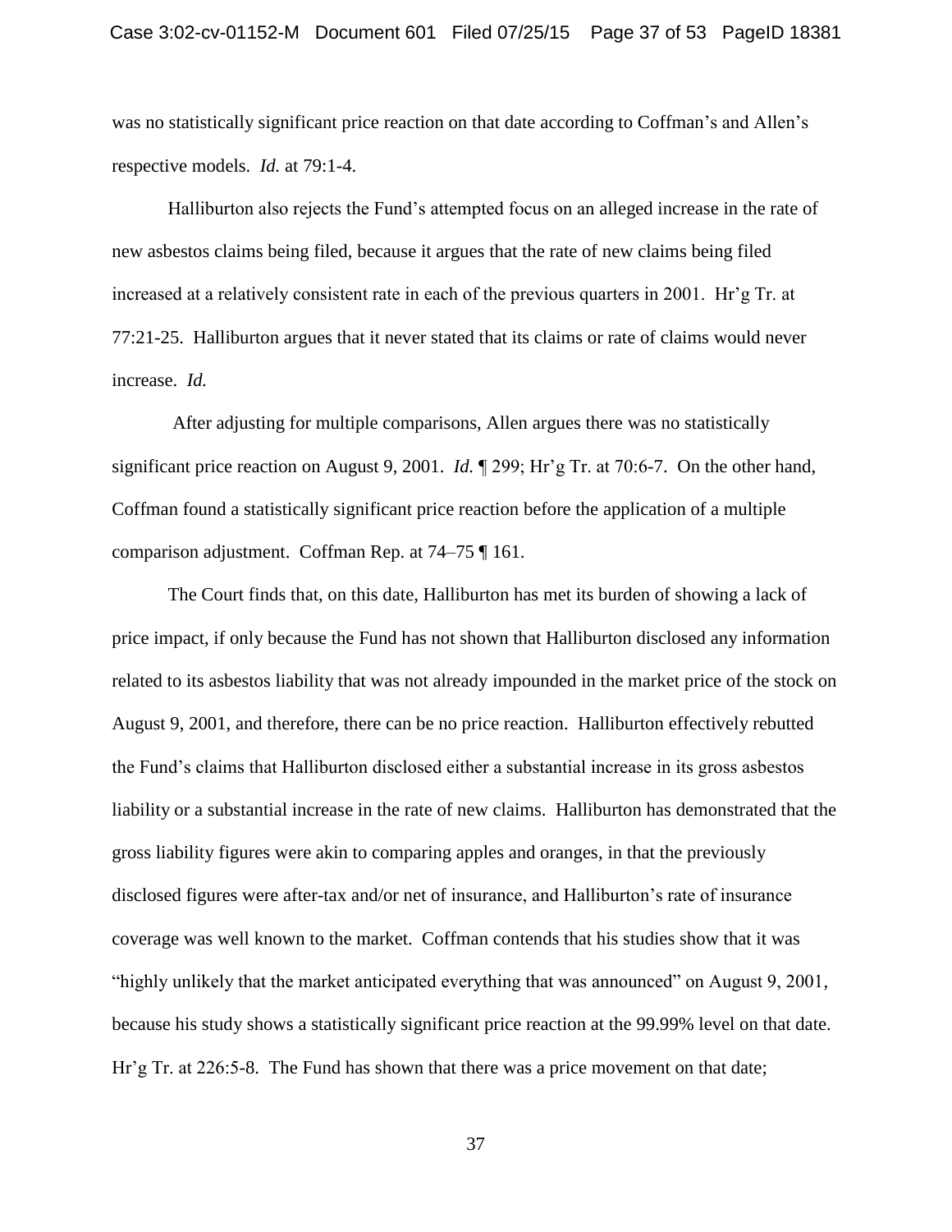was no statistically significant price reaction on that date according to Coffman's and Allen's respective models. *Id.* at 79:1-4.

Halliburton also rejects the Fund's attempted focus on an alleged increase in the rate of new asbestos claims being filed, because it argues that the rate of new claims being filed increased at a relatively consistent rate in each of the previous quarters in 2001. Hr'g Tr. at 77:21-25. Halliburton argues that it never stated that its claims or rate of claims would never increase. *Id.*

After adjusting for multiple comparisons, Allen argues there was no statistically significant price reaction on August 9, 2001. *Id.* ¶ 299; Hr'g Tr. at 70:6-7. On the other hand, Coffman found a statistically significant price reaction before the application of a multiple comparison adjustment. Coffman Rep. at 74–75 ¶ 161.

The Court finds that, on this date, Halliburton has met its burden of showing a lack of price impact, if only because the Fund has not shown that Halliburton disclosed any information related to its asbestos liability that was not already impounded in the market price of the stock on August 9, 2001, and therefore, there can be no price reaction. Halliburton effectively rebutted the Fund's claims that Halliburton disclosed either a substantial increase in its gross asbestos liability or a substantial increase in the rate of new claims. Halliburton has demonstrated that the gross liability figures were akin to comparing apples and oranges, in that the previously disclosed figures were after-tax and/or net of insurance, and Halliburton's rate of insurance coverage was well known to the market. Coffman contends that his studies show that it was "highly unlikely that the market anticipated everything that was announced" on August 9, 2001, because his study shows a statistically significant price reaction at the 99.99% level on that date. Hr'g Tr. at 226:5-8. The Fund has shown that there was a price movement on that date;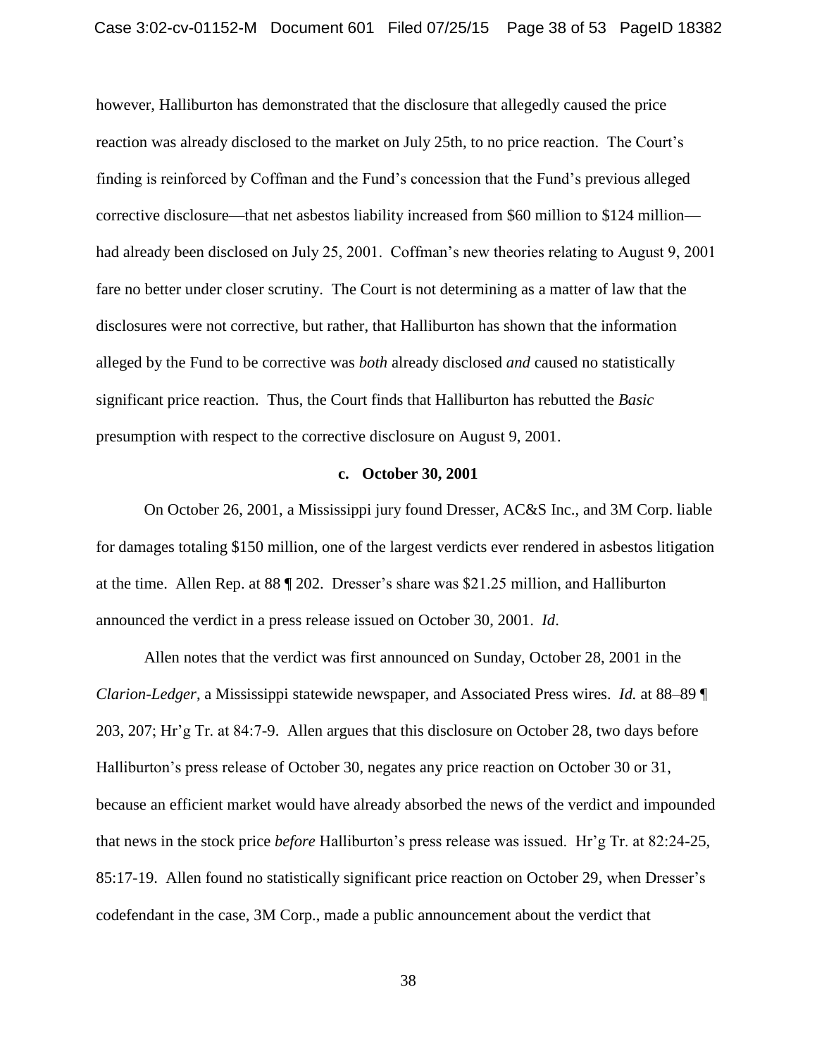however, Halliburton has demonstrated that the disclosure that allegedly caused the price reaction was already disclosed to the market on July 25th, to no price reaction. The Court's finding is reinforced by Coffman and the Fund's concession that the Fund's previous alleged corrective disclosure—that net asbestos liability increased from $60 million to $124 million—had already been disclosed on July 25, 2001. Coffman's new theories relating to August 9, 2001 fare no better under closer scrutiny. The Court is not determining as a matter of law that the disclosures were not corrective, but rather, that Halliburton has shown that the information alleged by the Fund to be corrective was *both* already disclosed *and* caused no statistically significant price reaction. Thus, the Court finds that Halliburton has rebutted the *Basic* presumption with respect to the corrective disclosure on August 9, 2001.

**c. October 30, 2001**

On October 26, 2001, a Mississippi jury found Dresser, AC&S Inc., and 3M Corp. liable for damages totaling $150 million, one of the largest verdicts ever rendered in asbestos litigation at the time. Allen Rep. at 88 ¶ 202. Dresser's share was $21.25 million, and Halliburton announced the verdict in a press release issued on October 30, 2001. *Id*.

Allen notes that the verdict was first announced on Sunday, October 28, 2001 in the *Clarion-Ledger*, a Mississippi statewide newspaper, and Associated Press wires. *Id.* at 88–89 ¶ 203, 207; Hr'g Tr. at 84:7-9. Allen argues that this disclosure on October 28, two days before Halliburton's press release of October 30, negates any price reaction on October 30 or 31, because an efficient market would have already absorbed the news of the verdict and impounded that news in the stock price *before* Halliburton's press release was issued. Hr'g Tr. at 82:24-25, 85:17-19. Allen found no statistically significant price reaction on October 29, when Dresser's codefendant in the case, 3M Corp., made a public announcement about the verdict that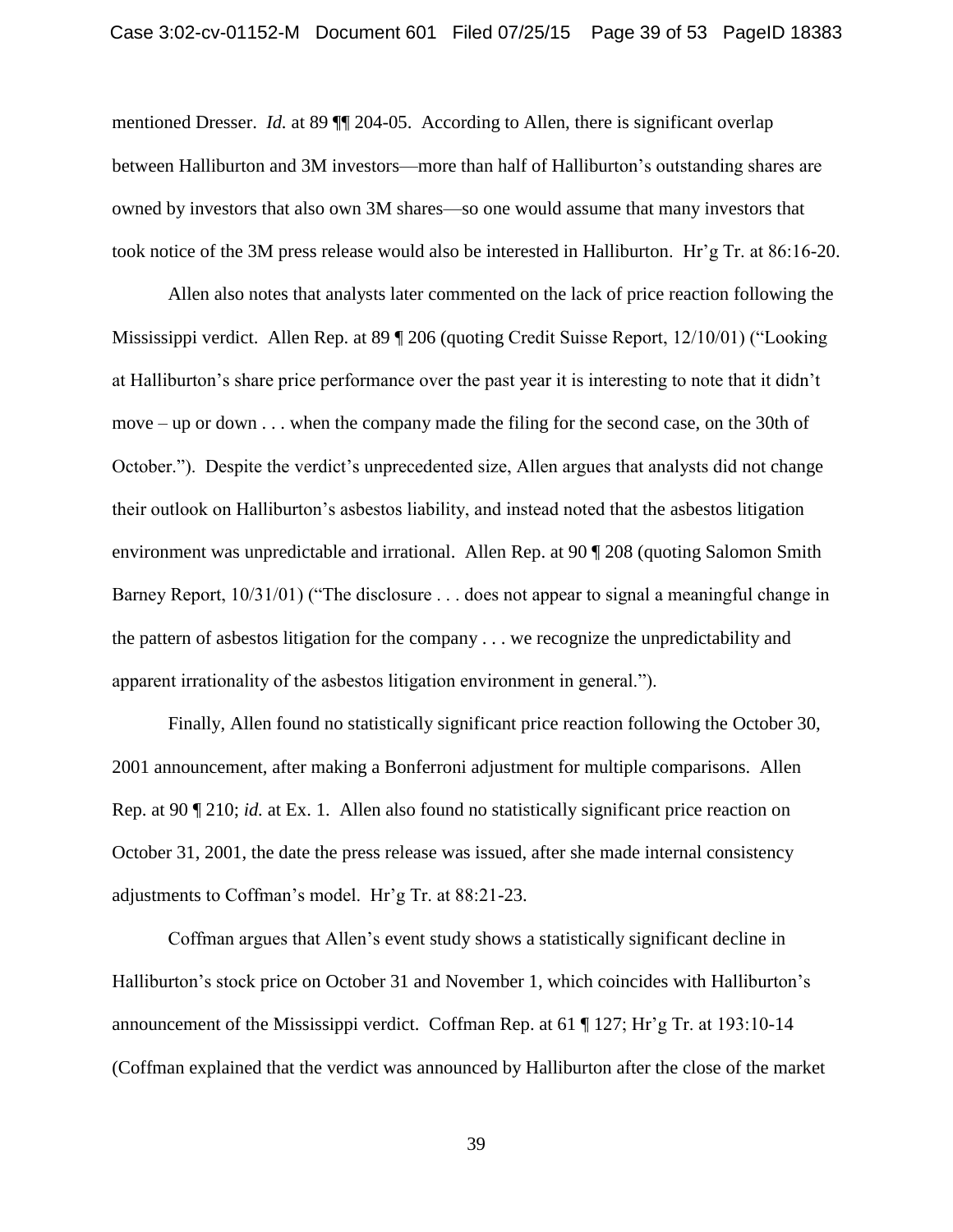mentioned Dresser. *Id.* at 89 ¶¶ 204-05. According to Allen, there is significant overlap between Halliburton and 3M investors—more than half of Halliburton's outstanding shares are owned by investors that also own 3M shares—so one would assume that many investors that took notice of the 3M press release would also be interested in Halliburton. Hr'g Tr. at 86:16-20.

Allen also notes that analysts later commented on the lack of price reaction following the Mississippi verdict. Allen Rep. at 89 ¶ 206 (quoting Credit Suisse Report, 12/10/01) ("Looking at Halliburton's share price performance over the past year it is interesting to note that it didn't move – up or down . . . when the company made the filing for the second case, on the 30th of October."). Despite the verdict's unprecedented size, Allen argues that analysts did not change their outlook on Halliburton's asbestos liability, and instead noted that the asbestos litigation environment was unpredictable and irrational. Allen Rep. at 90 ¶ 208 (quoting Salomon Smith Barney Report, 10/31/01) ("The disclosure . . . does not appear to signal a meaningful change in the pattern of asbestos litigation for the company . . . we recognize the unpredictability and apparent irrationality of the asbestos litigation environment in general.").

Finally, Allen found no statistically significant price reaction following the October 30, 2001 announcement, after making a Bonferroni adjustment for multiple comparisons. Allen Rep. at 90 ¶ 210; *id.* at Ex. 1. Allen also found no statistically significant price reaction on October 31, 2001, the date the press release was issued, after she made internal consistency adjustments to Coffman's model. Hr'g Tr. at 88:21-23.

Coffman argues that Allen's event study shows a statistically significant decline in Halliburton's stock price on October 31 and November 1, which coincides with Halliburton's announcement of the Mississippi verdict. Coffman Rep. at 61 ¶ 127; Hr'g Tr. at 193:10-14 (Coffman explained that the verdict was announced by Halliburton after the close of the market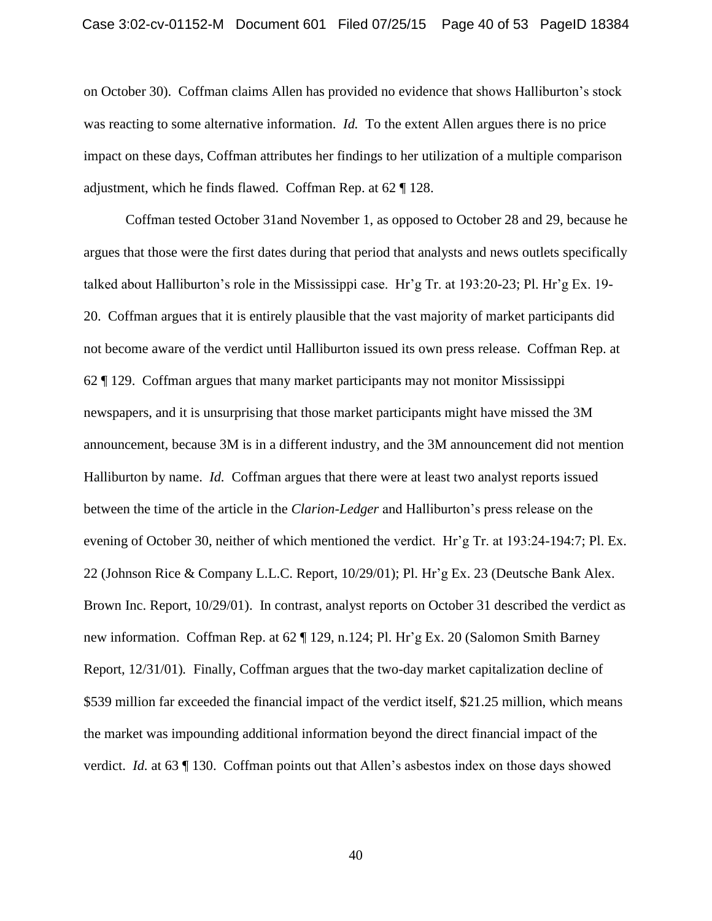on October 30). Coffman claims Allen has provided no evidence that shows Halliburton's stock was reacting to some alternative information. *Id.* To the extent Allen argues there is no price impact on these days, Coffman attributes her findings to her utilization of a multiple comparison adjustment, which he finds flawed. Coffman Rep. at 62 ¶ 128.

Coffman tested October 31and November 1, as opposed to October 28 and 29, because he argues that those were the first dates during that period that analysts and news outlets specifically talked about Halliburton's role in the Mississippi case. Hr'g Tr. at 193:20-23; Pl. Hr'g Ex. 19-20. Coffman argues that it is entirely plausible that the vast majority of market participants did not become aware of the verdict until Halliburton issued its own press release. Coffman Rep. at 62 ¶ 129. Coffman argues that many market participants may not monitor Mississippi newspapers, and it is unsurprising that those market participants might have missed the 3M announcement, because 3M is in a different industry, and the 3M announcement did not mention Halliburton by name. *Id.* Coffman argues that there were at least two analyst reports issued between the time of the article in the *Clarion-Ledger* and Halliburton's press release on the evening of October 30, neither of which mentioned the verdict. Hr'g Tr. at 193:24-194:7; Pl. Ex. 22 (Johnson Rice & Company L.L.C. Report, 10/29/01); Pl. Hr'g Ex. 23 (Deutsche Bank Alex. Brown Inc. Report, 10/29/01). In contrast, analyst reports on October 31 described the verdict as new information. Coffman Rep. at 62 ¶ 129, n.124; Pl. Hr'g Ex. 20 (Salomon Smith Barney Report, 12/31/01). Finally, Coffman argues that the two-day market capitalization decline of \$539 million far exceeded the financial impact of the verdict itself, \$21.25 million, which means the market was impounding additional information beyond the direct financial impact of the verdict. *Id.* at 63 ¶ 130. Coffman points out that Allen's asbestos index on those days showed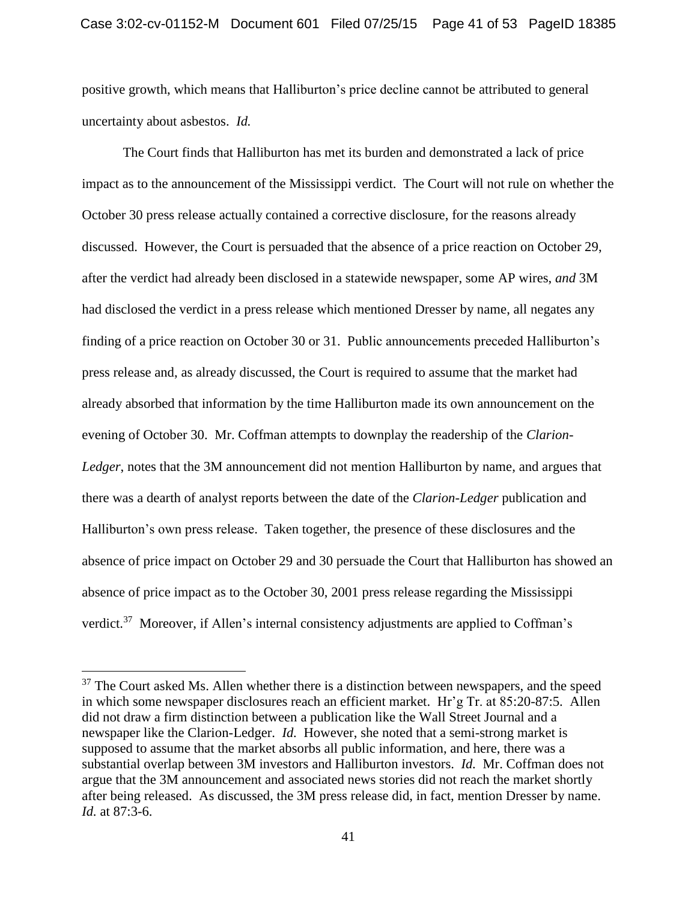positive growth, which means that Halliburton's price decline cannot be attributed to general uncertainty about asbestos. *Id.*

The Court finds that Halliburton has met its burden and demonstrated a lack of price impact as to the announcement of the Mississippi verdict. The Court will not rule on whether the October 30 press release actually contained a corrective disclosure, for the reasons already discussed. However, the Court is persuaded that the absence of a price reaction on October 29, after the verdict had already been disclosed in a statewide newspaper, some AP wires, *and* 3M had disclosed the verdict in a press release which mentioned Dresser by name, all negates any finding of a price reaction on October 30 or 31. Public announcements preceded Halliburton's press release and, as already discussed, the Court is required to assume that the market had already absorbed that information by the time Halliburton made its own announcement on the evening of October 30. Mr. Coffman attempts to downplay the readership of the *Clarion-Ledger*, notes that the 3M announcement did not mention Halliburton by name, and argues that there was a dearth of analyst reports between the date of the *Clarion-Ledger* publication and Halliburton's own press release. Taken together, the presence of these disclosures and the absence of price impact on October 29 and 30 persuade the Court that Halliburton has showed an absence of price impact as to the October 30, 2001 press release regarding the Mississippi verdict.[37] Moreover, if Allen's internal consistency adjustments are applied to Coffman's

---

[37] The Court asked Ms. Allen whether there is a distinction between newspapers, and the speed in which some newspaper disclosures reach an efficient market. Hr'g Tr. at 85:20-87:5. Allen did not draw a firm distinction between a publication like the Wall Street Journal and a newspaper like the Clarion-Ledger. *Id.* However, she noted that a semi-strong market is supposed to assume that the market absorbs all public information, and here, there was a substantial overlap between 3M investors and Halliburton investors. *Id.* Mr. Coffman does not argue that the 3M announcement and associated news stories did not reach the market shortly after being released. As discussed, the 3M press release did, in fact, mention Dresser by name. *Id.* at 87:3-6.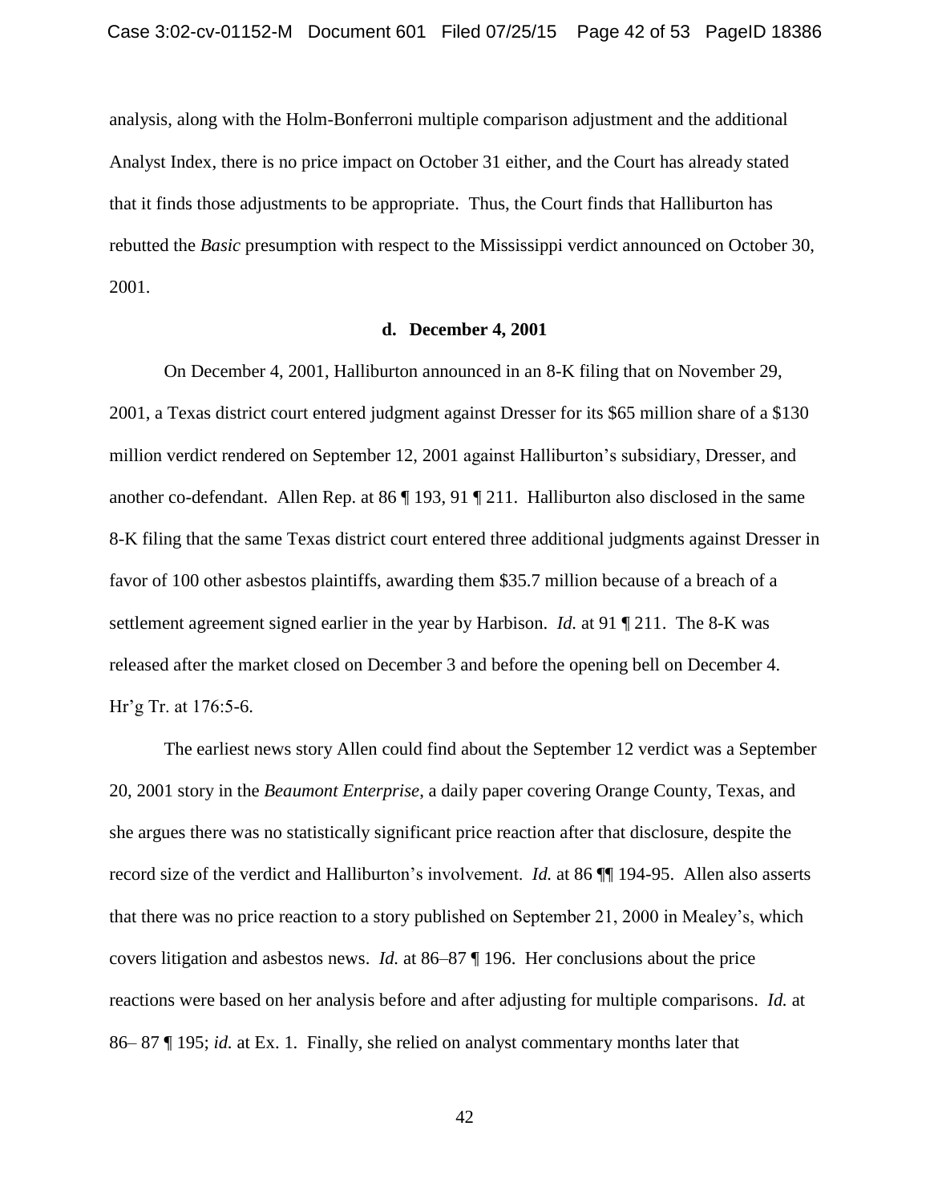analysis, along with the Holm-Bonferroni multiple comparison adjustment and the additional Analyst Index, there is no price impact on October 31 either, and the Court has already stated that it finds those adjustments to be appropriate. Thus, the Court finds that Halliburton has rebutted the *Basic* presumption with respect to the Mississippi verdict announced on October 30, 2001.

**d. December 4, 2001**

On December 4, 2001, Halliburton announced in an 8-K filing that on November 29, 2001, a Texas district court entered judgment against Dresser for its \$65 million share of a \$130 million verdict rendered on September 12, 2001 against Halliburton's subsidiary, Dresser, and another co-defendant. Allen Rep. at 86 ¶ 193, 91 ¶ 211. Halliburton also disclosed in the same 8-K filing that the same Texas district court entered three additional judgments against Dresser in favor of 100 other asbestos plaintiffs, awarding them \$35.7 million because of a breach of a settlement agreement signed earlier in the year by Harbison. *Id.* at 91 ¶ 211. The 8-K was released after the market closed on December 3 and before the opening bell on December 4. Hr'g Tr. at 176:5-6.

The earliest news story Allen could find about the September 12 verdict was a September 20, 2001 story in the *Beaumont Enterprise*, a daily paper covering Orange County, Texas, and she argues there was no statistically significant price reaction after that disclosure, despite the record size of the verdict and Halliburton's involvement. *Id.* at 86 ¶¶ 194-95. Allen also asserts that there was no price reaction to a story published on September 21, 2000 in Mealey's, which covers litigation and asbestos news. *Id.* at 86–87 ¶ 196. Her conclusions about the price reactions were based on her analysis before and after adjusting for multiple comparisons. *Id.* at 86– 87 ¶ 195; *id.* at Ex. 1. Finally, she relied on analyst commentary months later that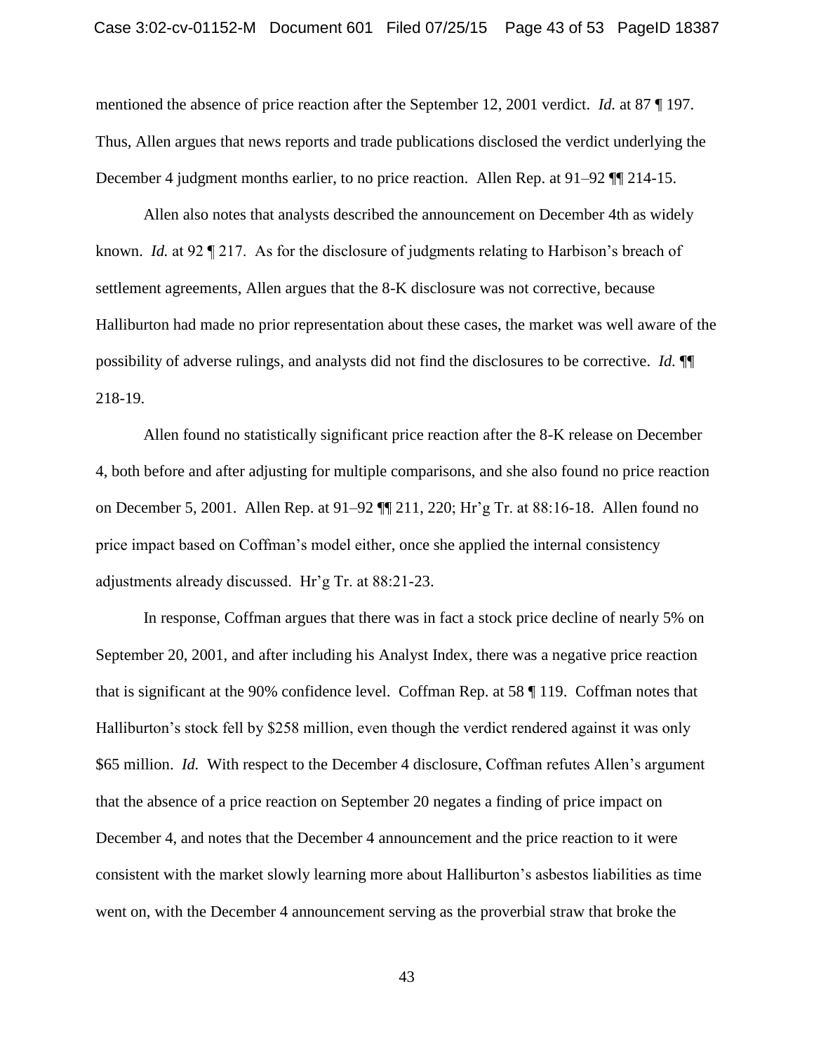mentioned the absence of price reaction after the September 12, 2001 verdict. *Id.* at 87 ¶ 197. Thus, Allen argues that news reports and trade publications disclosed the verdict underlying the December 4 judgment months earlier, to no price reaction. Allen Rep. at 91–92 ¶¶ 214-15.

Allen also notes that analysts described the announcement on December 4th as widely known. *Id.* at 92 ¶ 217. As for the disclosure of judgments relating to Harbison's breach of settlement agreements, Allen argues that the 8-K disclosure was not corrective, because Halliburton had made no prior representation about these cases, the market was well aware of the possibility of adverse rulings, and analysts did not find the disclosures to be corrective. *Id.* ¶¶ 218-19.

Allen found no statistically significant price reaction after the 8-K release on December 4, both before and after adjusting for multiple comparisons, and she also found no price reaction on December 5, 2001. Allen Rep. at 91–92 ¶¶ 211, 220; Hr'g Tr. at 88:16-18. Allen found no price impact based on Coffman's model either, once she applied the internal consistency adjustments already discussed. Hr'g Tr. at 88:21-23.

In response, Coffman argues that there was in fact a stock price decline of nearly 5% on September 20, 2001, and after including his Analyst Index, there was a negative price reaction that is significant at the 90% confidence level. Coffman Rep. at 58 ¶ 119. Coffman notes that Halliburton's stock fell by $258 million, even though the verdict rendered against it was only $65 million. *Id.* With respect to the December 4 disclosure, Coffman refutes Allen's argument that the absence of a price reaction on September 20 negates a finding of price impact on December 4, and notes that the December 4 announcement and the price reaction to it were consistent with the market slowly learning more about Halliburton's asbestos liabilities as time went on, with the December 4 announcement serving as the proverbial straw that broke the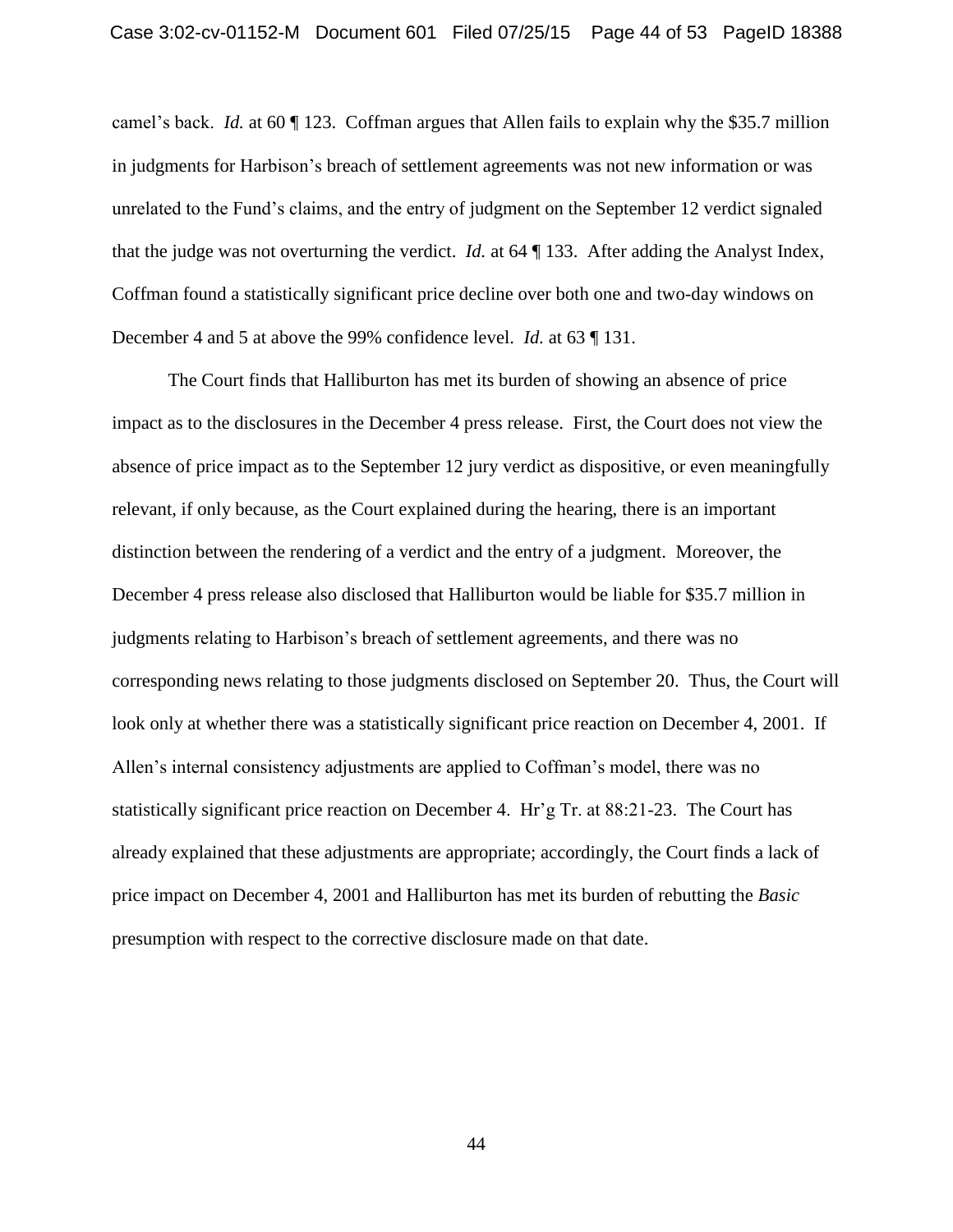camel's back. *Id.* at 60 ¶ 123. Coffman argues that Allen fails to explain why the $35.7 million in judgments for Harbison's breach of settlement agreements was not new information or was unrelated to the Fund's claims, and the entry of judgment on the September 12 verdict signaled that the judge was not overturning the verdict. *Id.* at 64 ¶ 133. After adding the Analyst Index, Coffman found a statistically significant price decline over both one and two-day windows on December 4 and 5 at above the 99% confidence level. *Id.* at 63 ¶ 131.

The Court finds that Halliburton has met its burden of showing an absence of price impact as to the disclosures in the December 4 press release. First, the Court does not view the absence of price impact as to the September 12 jury verdict as dispositive, or even meaningfully relevant, if only because, as the Court explained during the hearing, there is an important distinction between the rendering of a verdict and the entry of a judgment. Moreover, the December 4 press release also disclosed that Halliburton would be liable for $35.7 million in judgments relating to Harbison's breach of settlement agreements, and there was no corresponding news relating to those judgments disclosed on September 20. Thus, the Court will look only at whether there was a statistically significant price reaction on December 4, 2001. If Allen's internal consistency adjustments are applied to Coffman's model, there was no statistically significant price reaction on December 4. Hr'g Tr. at 88:21-23. The Court has already explained that these adjustments are appropriate; accordingly, the Court finds a lack of price impact on December 4, 2001 and Halliburton has met its burden of rebutting the *Basic* presumption with respect to the corrective disclosure made on that date.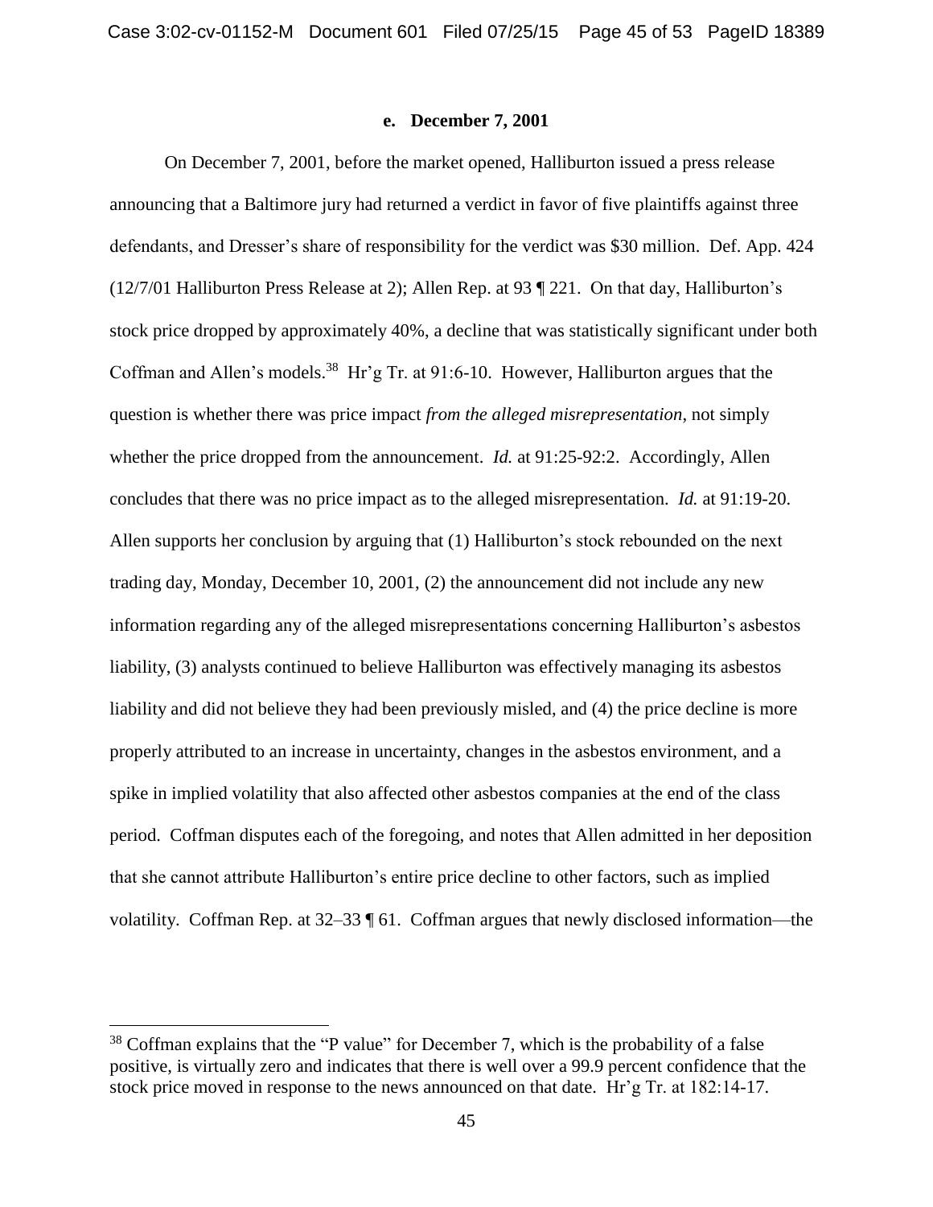#### e. December 7, 2001

On December 7, 2001, before the market opened, Halliburton issued a press release announcing that a Baltimore jury had returned a verdict in favor of five plaintiffs against three defendants, and Dresser's share of responsibility for the verdict was $30 million. Def. App. 424 (12/7/01 Halliburton Press Release at 2); Allen Rep. at 93 ¶ 221. On that day, Halliburton's stock price dropped by approximately 40%, a decline that was statistically significant under both Coffman and Allen's models.[38] Hr'g Tr. at 91:6-10. However, Halliburton argues that the question is whether there was price impact *from the alleged misrepresentation*, not simply whether the price dropped from the announcement. *Id.* at 91:25-92:2. Accordingly, Allen concludes that there was no price impact as to the alleged misrepresentation. *Id.* at 91:19-20. Allen supports her conclusion by arguing that (1) Halliburton's stock rebounded on the next trading day, Monday, December 10, 2001, (2) the announcement did not include any new information regarding any of the alleged misrepresentations concerning Halliburton's asbestos liability, (3) analysts continued to believe Halliburton was effectively managing its asbestos liability and did not believe they had been previously misled, and (4) the price decline is more properly attributed to an increase in uncertainty, changes in the asbestos environment, and a spike in implied volatility that also affected other asbestos companies at the end of the class period. Coffman disputes each of the foregoing, and notes that Allen admitted in her deposition that she cannot attribute Halliburton's entire price decline to other factors, such as implied volatility. Coffman Rep. at 32–33 ¶ 61. Coffman argues that newly disclosed information—the

[38] Coffman explains that the "P value" for December 7, which is the probability of a false positive, is virtually zero and indicates that there is well over a 99.9 percent confidence that the stock price moved in response to the news announced on that date. Hr'g Tr. at 182:14-17.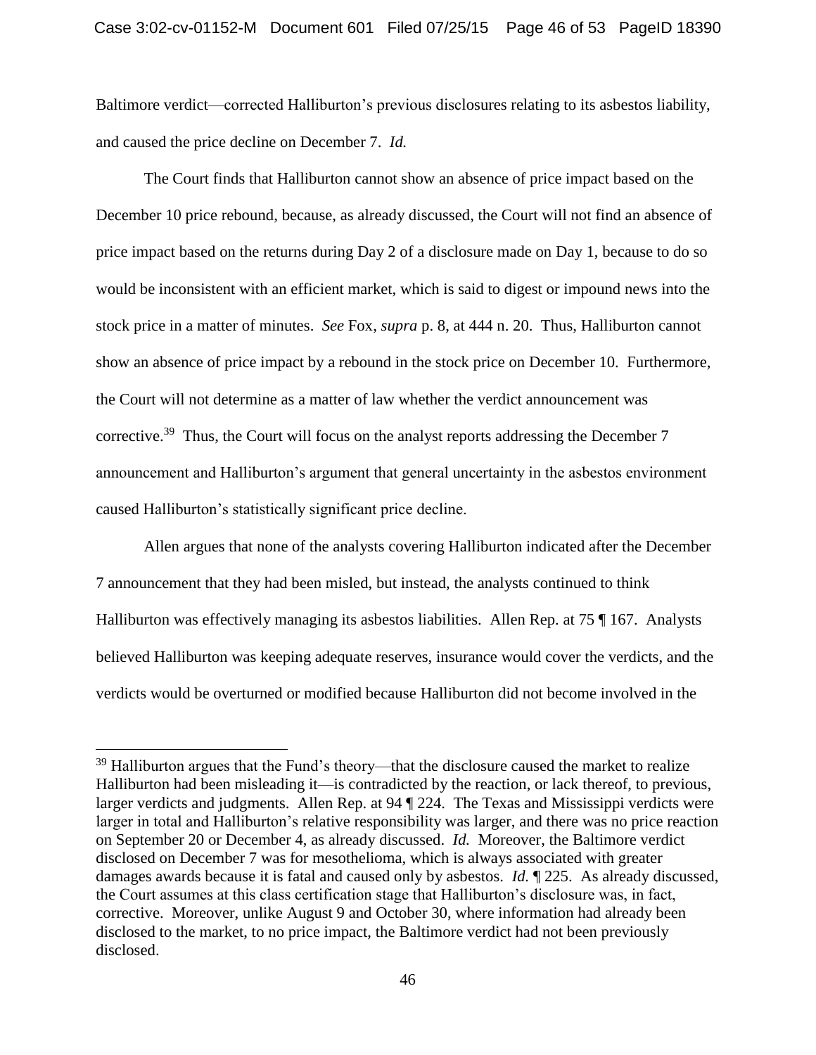Baltimore verdict—corrected Halliburton's previous disclosures relating to its asbestos liability, and caused the price decline on December 7. *Id.*

The Court finds that Halliburton cannot show an absence of price impact based on the December 10 price rebound, because, as already discussed, the Court will not find an absence of price impact based on the returns during Day 2 of a disclosure made on Day 1, because to do so would be inconsistent with an efficient market, which is said to digest or impound news into the stock price in a matter of minutes. *See* Fox, *supra* p. 8, at 444 n. 20. Thus, Halliburton cannot show an absence of price impact by a rebound in the stock price on December 10. Furthermore, the Court will not determine as a matter of law whether the verdict announcement was corrective.[39] Thus, the Court will focus on the analyst reports addressing the December 7 announcement and Halliburton's argument that general uncertainty in the asbestos environment caused Halliburton's statistically significant price decline.

Allen argues that none of the analysts covering Halliburton indicated after the December 7 announcement that they had been misled, but instead, the analysts continued to think Halliburton was effectively managing its asbestos liabilities. Allen Rep. at 75 ¶ 167. Analysts believed Halliburton was keeping adequate reserves, insurance would cover the verdicts, and the verdicts would be overturned or modified because Halliburton did not become involved in the

---

[39] Halliburton argues that the Fund's theory—that the disclosure caused the market to realize Halliburton had been misleading it—is contradicted by the reaction, or lack thereof, to previous, larger verdicts and judgments. Allen Rep. at 94 ¶ 224. The Texas and Mississippi verdicts were larger in total and Halliburton's relative responsibility was larger, and there was no price reaction on September 20 or December 4, as already discussed. *Id.* Moreover, the Baltimore verdict disclosed on December 7 was for mesothelioma, which is always associated with greater damages awards because it is fatal and caused only by asbestos. *Id.* ¶ 225. As already discussed, the Court assumes at this class certification stage that Halliburton's disclosure was, in fact, corrective. Moreover, unlike August 9 and October 30, where information had already been disclosed to the market, to no price impact, the Baltimore verdict had not been previously disclosed.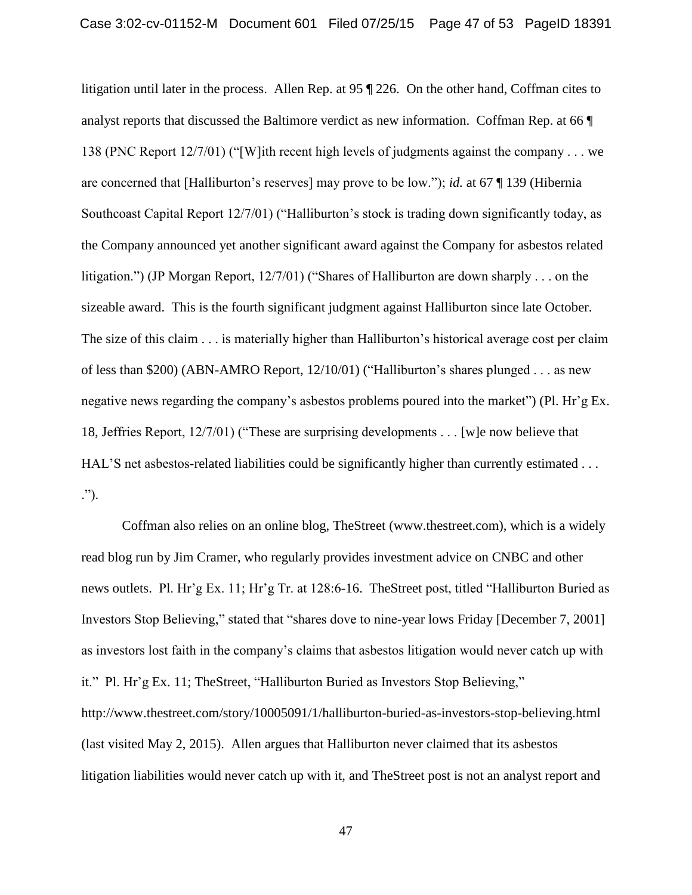litigation until later in the process. Allen Rep. at 95 ¶ 226. On the other hand, Coffman cites to analyst reports that discussed the Baltimore verdict as new information. Coffman Rep. at 66 ¶ 138 (PNC Report 12/7/01) ("[W]ith recent high levels of judgments against the company . . . we are concerned that [Halliburton's reserves] may prove to be low."); *id.* at 67 ¶ 139 (Hibernia Southcoast Capital Report 12/7/01) ("Halliburton's stock is trading down significantly today, as the Company announced yet another significant award against the Company for asbestos related litigation.") (JP Morgan Report, 12/7/01) ("Shares of Halliburton are down sharply . . . on the sizeable award. This is the fourth significant judgment against Halliburton since late October. The size of this claim . . . is materially higher than Halliburton's historical average cost per claim of less than $200) (ABN-AMRO Report, 12/10/01) ("Halliburton's shares plunged . . . as new negative news regarding the company's asbestos problems poured into the market") (Pl. Hr'g Ex. 18, Jeffries Report, 12/7/01) ("These are surprising developments . . . [w]e now believe that HAL'S net asbestos-related liabilities could be significantly higher than currently estimated . . . .").

Coffman also relies on an online blog, TheStreet (www.thestreet.com), which is a widely read blog run by Jim Cramer, who regularly provides investment advice on CNBC and other news outlets. Pl. Hr'g Ex. 11; Hr'g Tr. at 128:6-16. TheStreet post, titled "Halliburton Buried as Investors Stop Believing," stated that "shares dove to nine-year lows Friday [December 7, 2001] as investors lost faith in the company's claims that asbestos litigation would never catch up with it." Pl. Hr'g Ex. 11; TheStreet, "Halliburton Buried as Investors Stop Believing," http://www.thestreet.com/story/10005091/1/halliburton-buried-as-investors-stop-believing.html (last visited May 2, 2015). Allen argues that Halliburton never claimed that its asbestos litigation liabilities would never catch up with it, and TheStreet post is not an analyst report and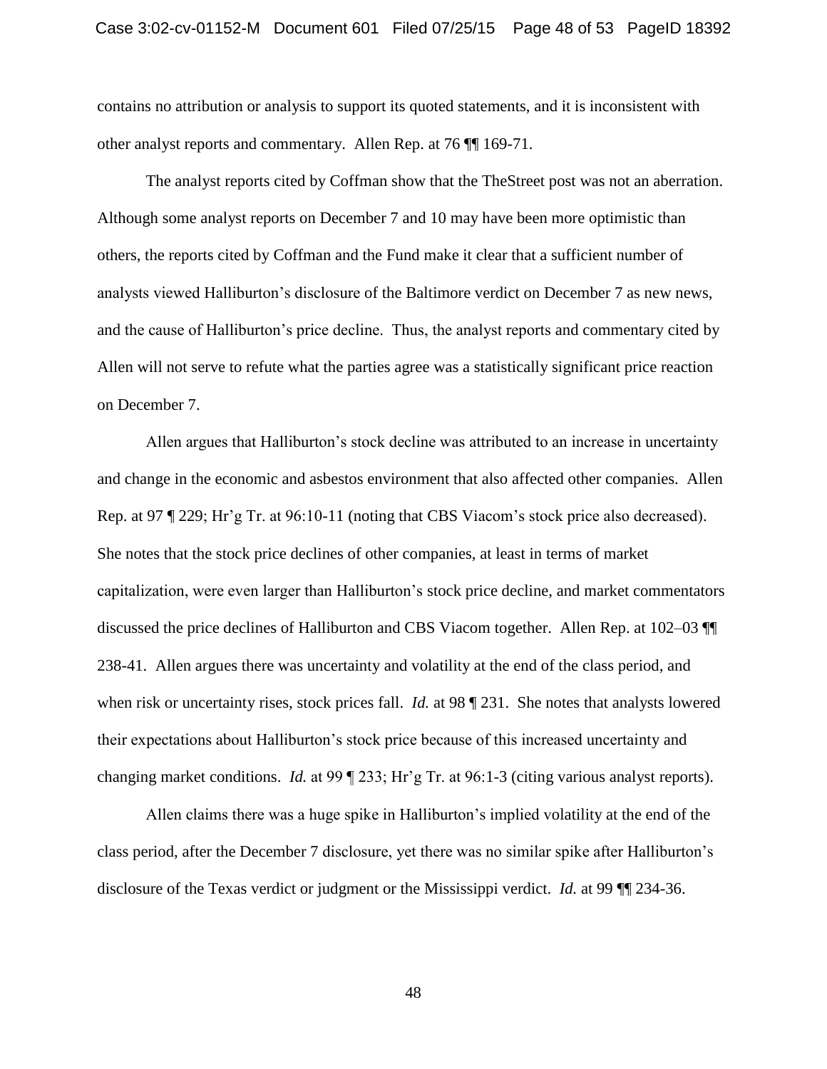contains no attribution or analysis to support its quoted statements, and it is inconsistent with other analyst reports and commentary. Allen Rep. at 76 ¶¶ 169-71.

The analyst reports cited by Coffman show that the TheStreet post was not an aberration. Although some analyst reports on December 7 and 10 may have been more optimistic than others, the reports cited by Coffman and the Fund make it clear that a sufficient number of analysts viewed Halliburton's disclosure of the Baltimore verdict on December 7 as new news, and the cause of Halliburton's price decline. Thus, the analyst reports and commentary cited by Allen will not serve to refute what the parties agree was a statistically significant price reaction on December 7.

Allen argues that Halliburton's stock decline was attributed to an increase in uncertainty and change in the economic and asbestos environment that also affected other companies. Allen Rep. at 97 ¶ 229; Hr'g Tr. at 96:10-11 (noting that CBS Viacom's stock price also decreased). She notes that the stock price declines of other companies, at least in terms of market capitalization, were even larger than Halliburton's stock price decline, and market commentators discussed the price declines of Halliburton and CBS Viacom together. Allen Rep. at 102–03 ¶¶ 238-41. Allen argues there was uncertainty and volatility at the end of the class period, and when risk or uncertainty rises, stock prices fall. *Id.* at 98 ¶ 231. She notes that analysts lowered their expectations about Halliburton's stock price because of this increased uncertainty and changing market conditions. *Id.* at 99 ¶ 233; Hr'g Tr. at 96:1-3 (citing various analyst reports).

Allen claims there was a huge spike in Halliburton's implied volatility at the end of the class period, after the December 7 disclosure, yet there was no similar spike after Halliburton's disclosure of the Texas verdict or judgment or the Mississippi verdict. *Id.* at 99 ¶¶ 234-36.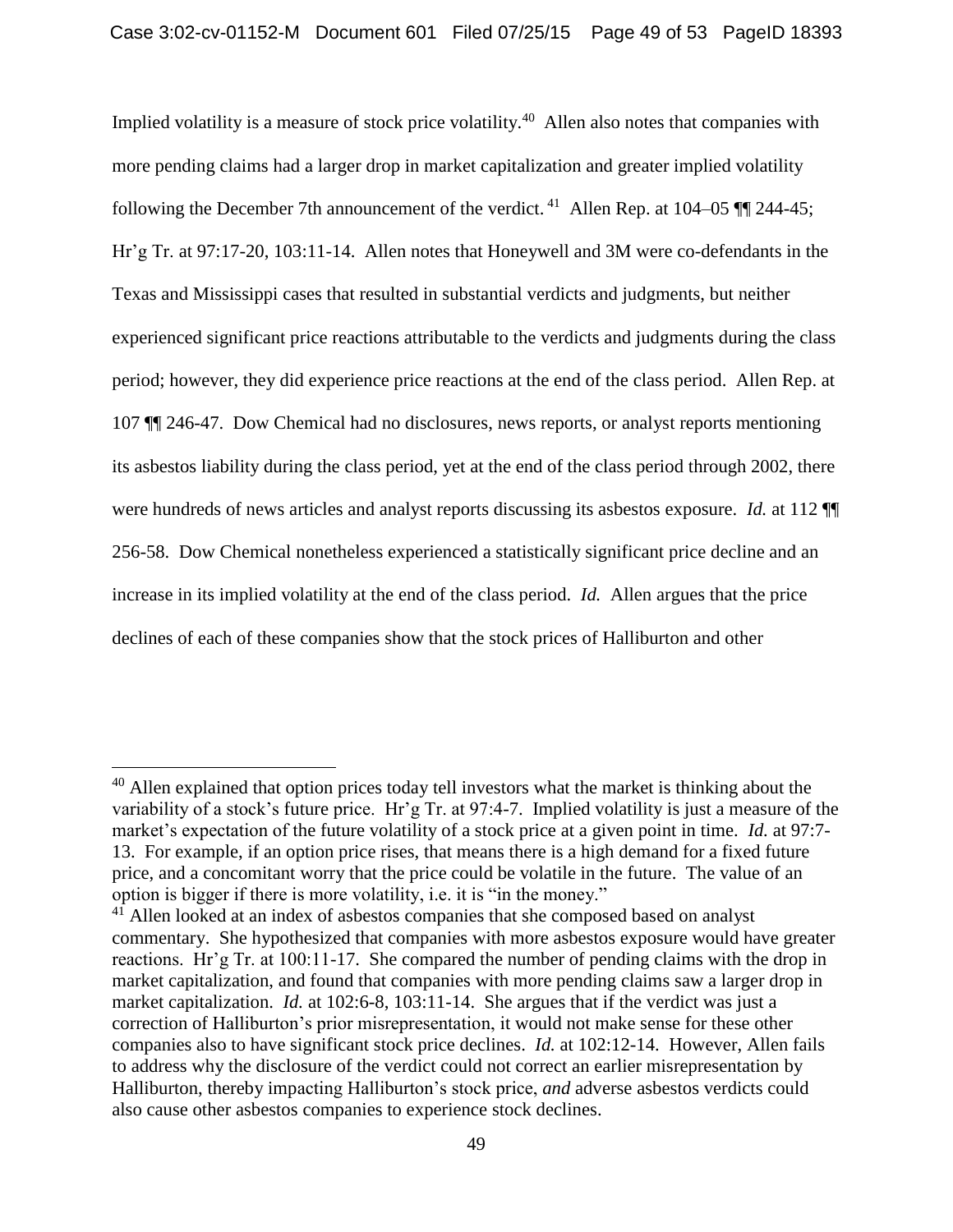Implied volatility is a measure of stock price volatility.[40] Allen also notes that companies with more pending claims had a larger drop in market capitalization and greater implied volatility following the December 7th announcement of the verdict.[41] Allen Rep. at 104–05 ¶¶ 244-45; Hr'g Tr. at 97:17-20, 103:11-14. Allen notes that Honeywell and 3M were co-defendants in the Texas and Mississippi cases that resulted in substantial verdicts and judgments, but neither experienced significant price reactions attributable to the verdicts and judgments during the class period; however, they did experience price reactions at the end of the class period. Allen Rep. at 107 ¶¶ 246-47. Dow Chemical had no disclosures, news reports, or analyst reports mentioning its asbestos liability during the class period, yet at the end of the class period through 2002, there were hundreds of news articles and analyst reports discussing its asbestos exposure. *Id.* at 112 ¶¶ 256-58. Dow Chemical nonetheless experienced a statistically significant price decline and an increase in its implied volatility at the end of the class period. *Id.* Allen argues that the price declines of each of these companies show that the stock prices of Halliburton and other

---

[40] Allen explained that option prices today tell investors what the market is thinking about the variability of a stock's future price. Hr'g Tr. at 97:4-7. Implied volatility is just a measure of the market's expectation of the future volatility of a stock price at a given point in time. *Id.* at 97:7-13. For example, if an option price rises, that means there is a high demand for a fixed future price, and a concomitant worry that the price could be volatile in the future. The value of an option is bigger if there is more volatility, i.e. it is "in the money."

[41] Allen looked at an index of asbestos companies that she composed based on analyst commentary. She hypothesized that companies with more asbestos exposure would have greater reactions. Hr'g Tr. at 100:11-17. She compared the number of pending claims with the drop in market capitalization, and found that companies with more pending claims saw a larger drop in market capitalization. *Id.* at 102:6-8, 103:11-14. She argues that if the verdict was just a correction of Halliburton's prior misrepresentation, it would not make sense for these other companies also to have significant stock price declines. *Id.* at 102:12-14. However, Allen fails to address why the disclosure of the verdict could not correct an earlier misrepresentation by Halliburton, thereby impacting Halliburton's stock price, *and* adverse asbestos verdicts could also cause other asbestos companies to experience stock declines.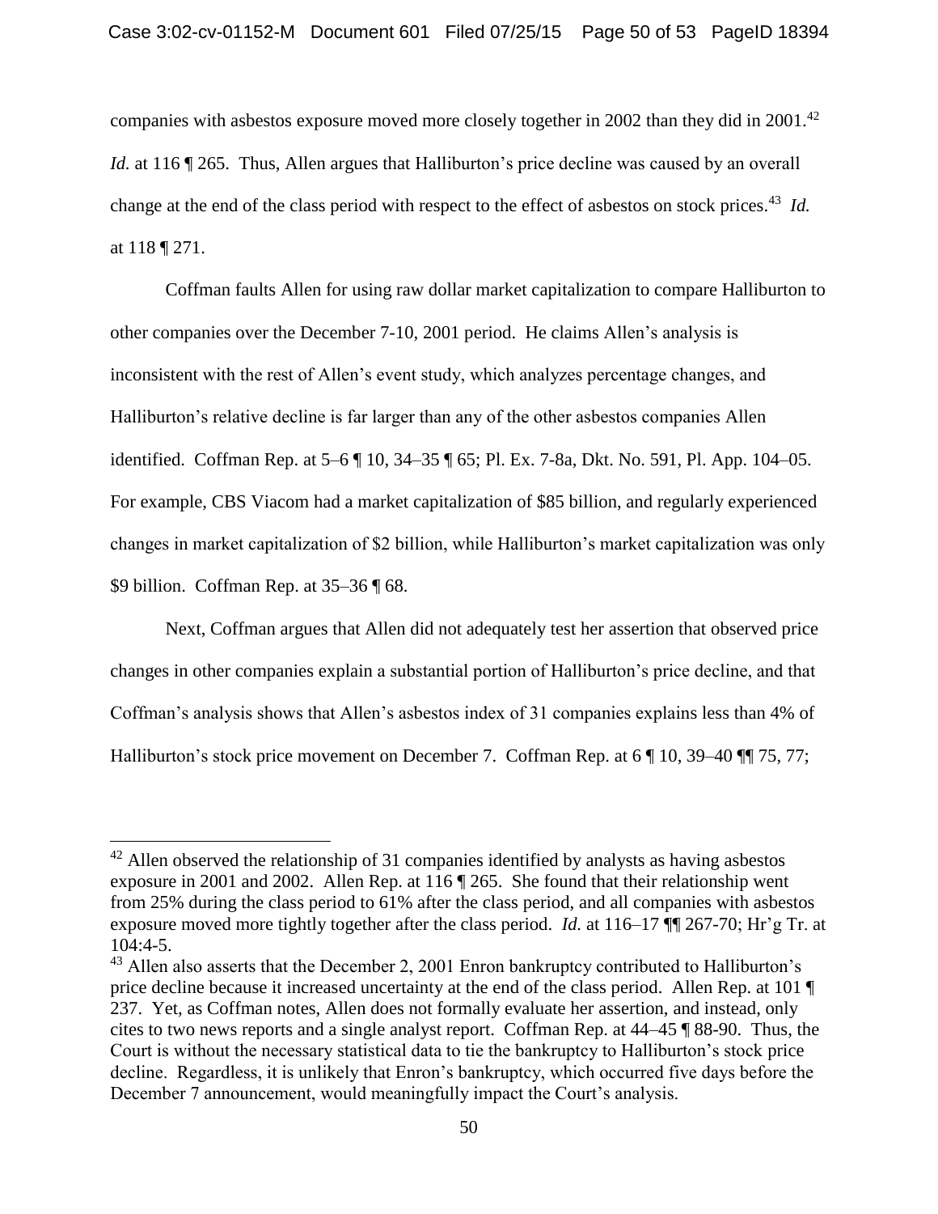companies with asbestos exposure moved more closely together in 2002 than they did in 2001.[42] *Id.* at 116 ¶ 265. Thus, Allen argues that Halliburton's price decline was caused by an overall change at the end of the class period with respect to the effect of asbestos on stock prices.[43] *Id.* at 118 ¶ 271.

Coffman faults Allen for using raw dollar market capitalization to compare Halliburton to other companies over the December 7-10, 2001 period. He claims Allen's analysis is inconsistent with the rest of Allen's event study, which analyzes percentage changes, and Halliburton's relative decline is far larger than any of the other asbestos companies Allen identified. Coffman Rep. at 5–6 ¶ 10, 34–35 ¶ 65; Pl. Ex. 7-8a, Dkt. No. 591, Pl. App. 104–05. For example, CBS Viacom had a market capitalization of $85 billion, and regularly experienced changes in market capitalization of $2 billion, while Halliburton's market capitalization was only $9 billion. Coffman Rep. at 35–36 ¶ 68.

Next, Coffman argues that Allen did not adequately test her assertion that observed price changes in other companies explain a substantial portion of Halliburton's price decline, and that Coffman's analysis shows that Allen's asbestos index of 31 companies explains less than 4% of Halliburton's stock price movement on December 7. Coffman Rep. at 6 ¶ 10, 39–40 ¶¶ 75, 77;

---

[42] Allen observed the relationship of 31 companies identified by analysts as having asbestos exposure in 2001 and 2002. Allen Rep. at 116 ¶ 265. She found that their relationship went from 25% during the class period to 61% after the class period, and all companies with asbestos exposure moved more tightly together after the class period. *Id.* at 116–17 ¶¶ 267-70; Hr'g Tr. at 104:4-5.

[43] Allen also asserts that the December 2, 2001 Enron bankruptcy contributed to Halliburton's price decline because it increased uncertainty at the end of the class period. Allen Rep. at 101 ¶ 237. Yet, as Coffman notes, Allen does not formally evaluate her assertion, and instead, only cites to two news reports and a single analyst report. Coffman Rep. at 44–45 ¶ 88-90. Thus, the Court is without the necessary statistical data to tie the bankruptcy to Halliburton's stock price decline. Regardless, it is unlikely that Enron's bankruptcy, which occurred five days before the December 7 announcement, would meaningfully impact the Court's analysis.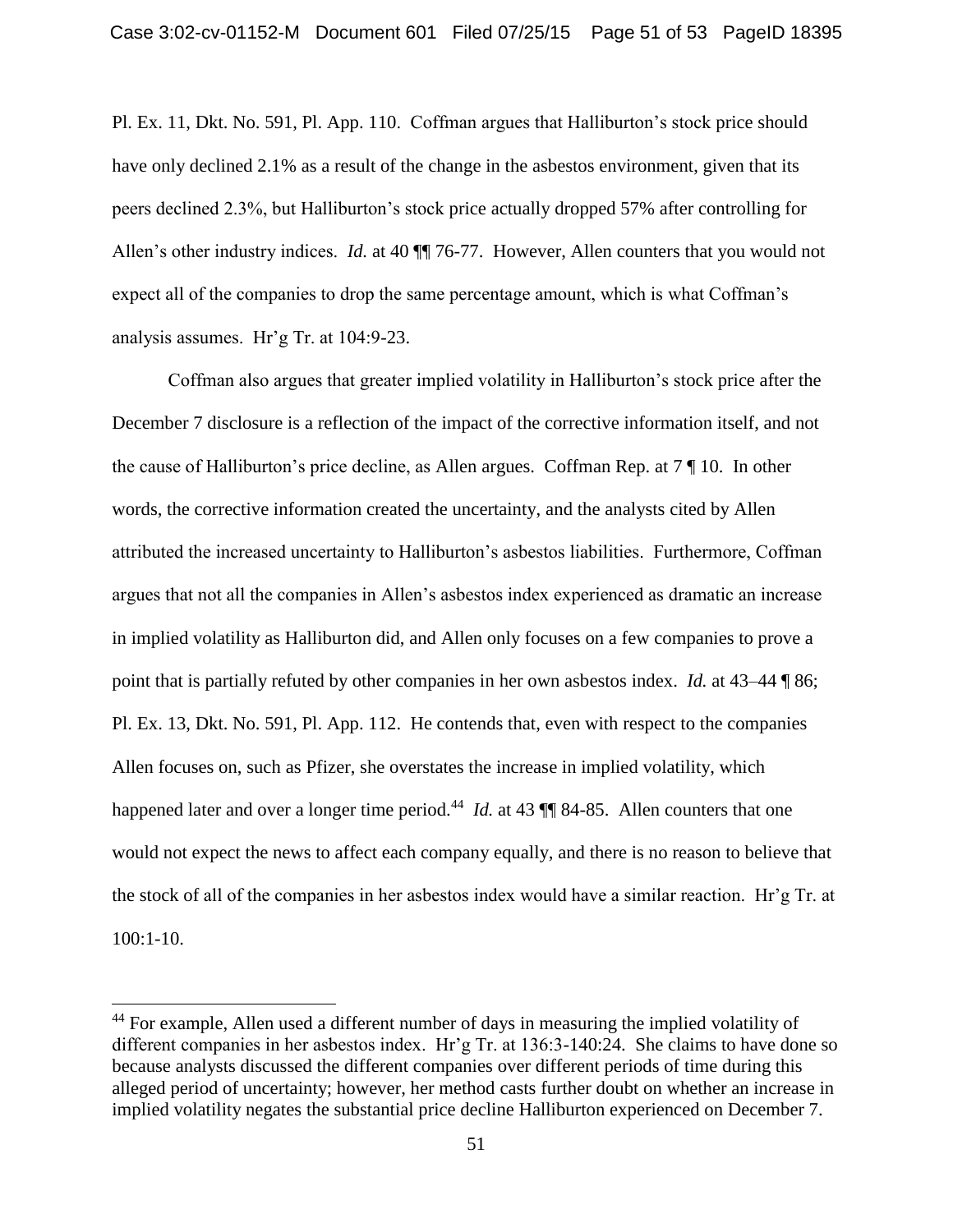Pl. Ex. 11, Dkt. No. 591, Pl. App. 110. Coffman argues that Halliburton's stock price should have only declined 2.1% as a result of the change in the asbestos environment, given that its peers declined 2.3%, but Halliburton's stock price actually dropped 57% after controlling for Allen's other industry indices. *Id.* at 40 ¶¶ 76-77. However, Allen counters that you would not expect all of the companies to drop the same percentage amount, which is what Coffman's analysis assumes. Hr'g Tr. at 104:9-23.

Coffman also argues that greater implied volatility in Halliburton's stock price after the December 7 disclosure is a reflection of the impact of the corrective information itself, and not the cause of Halliburton's price decline, as Allen argues. Coffman Rep. at 7 ¶ 10. In other words, the corrective information created the uncertainty, and the analysts cited by Allen attributed the increased uncertainty to Halliburton's asbestos liabilities. Furthermore, Coffman argues that not all the companies in Allen's asbestos index experienced as dramatic an increase in implied volatility as Halliburton did, and Allen only focuses on a few companies to prove a point that is partially refuted by other companies in her own asbestos index. *Id.* at 43–44 ¶ 86; Pl. Ex. 13, Dkt. No. 591, Pl. App. 112. He contends that, even with respect to the companies Allen focuses on, such as Pfizer, she overstates the increase in implied volatility, which happened later and over a longer time period.[44] *Id.* at 43 ¶¶ 84-85. Allen counters that one would not expect the news to affect each company equally, and there is no reason to believe that the stock of all of the companies in her asbestos index would have a similar reaction. Hr'g Tr. at 100:1-10.

---

[44] For example, Allen used a different number of days in measuring the implied volatility of different companies in her asbestos index. Hr'g Tr. at 136:3-140:24. She claims to have done so because analysts discussed the different companies over different periods of time during this alleged period of uncertainty; however, her method casts further doubt on whether an increase in implied volatility negates the substantial price decline Halliburton experienced on December 7.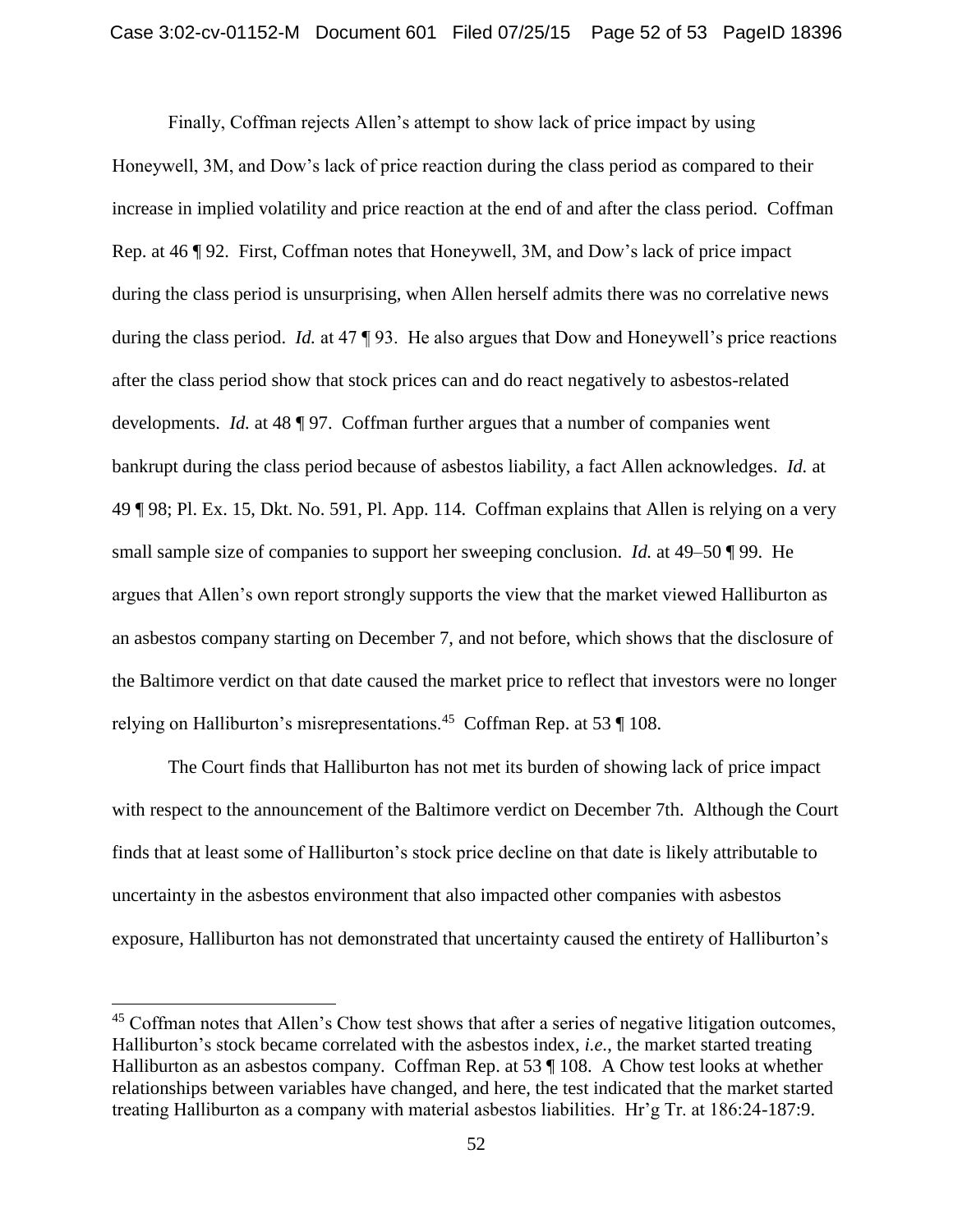Finally, Coffman rejects Allen's attempt to show lack of price impact by using Honeywell, 3M, and Dow's lack of price reaction during the class period as compared to their increase in implied volatility and price reaction at the end of and after the class period. Coffman Rep. at 46 ¶ 92. First, Coffman notes that Honeywell, 3M, and Dow's lack of price impact during the class period is unsurprising, when Allen herself admits there was no correlative news during the class period. *Id.* at 47 ¶ 93. He also argues that Dow and Honeywell's price reactions after the class period show that stock prices can and do react negatively to asbestos-related developments. *Id.* at 48 ¶ 97. Coffman further argues that a number of companies went bankrupt during the class period because of asbestos liability, a fact Allen acknowledges. *Id.* at 49 ¶ 98; Pl. Ex. 15, Dkt. No. 591, Pl. App. 114. Coffman explains that Allen is relying on a very small sample size of companies to support her sweeping conclusion. *Id.* at 49–50 ¶ 99. He argues that Allen's own report strongly supports the view that the market viewed Halliburton as an asbestos company starting on December 7, and not before, which shows that the disclosure of the Baltimore verdict on that date caused the market price to reflect that investors were no longer relying on Halliburton's misrepresentations.[45] Coffman Rep. at 53 ¶ 108.

The Court finds that Halliburton has not met its burden of showing lack of price impact with respect to the announcement of the Baltimore verdict on December 7th. Although the Court finds that at least some of Halliburton's stock price decline on that date is likely attributable to uncertainty in the asbestos environment that also impacted other companies with asbestos exposure, Halliburton has not demonstrated that uncertainty caused the entirety of Halliburton's

---

[45] Coffman notes that Allen's Chow test shows that after a series of negative litigation outcomes, Halliburton's stock became correlated with the asbestos index, *i.e.*, the market started treating Halliburton as an asbestos company. Coffman Rep. at 53 ¶ 108. A Chow test looks at whether relationships between variables have changed, and here, the test indicated that the market started treating Halliburton as a company with material asbestos liabilities. Hr'g Tr. at 186:24-187:9.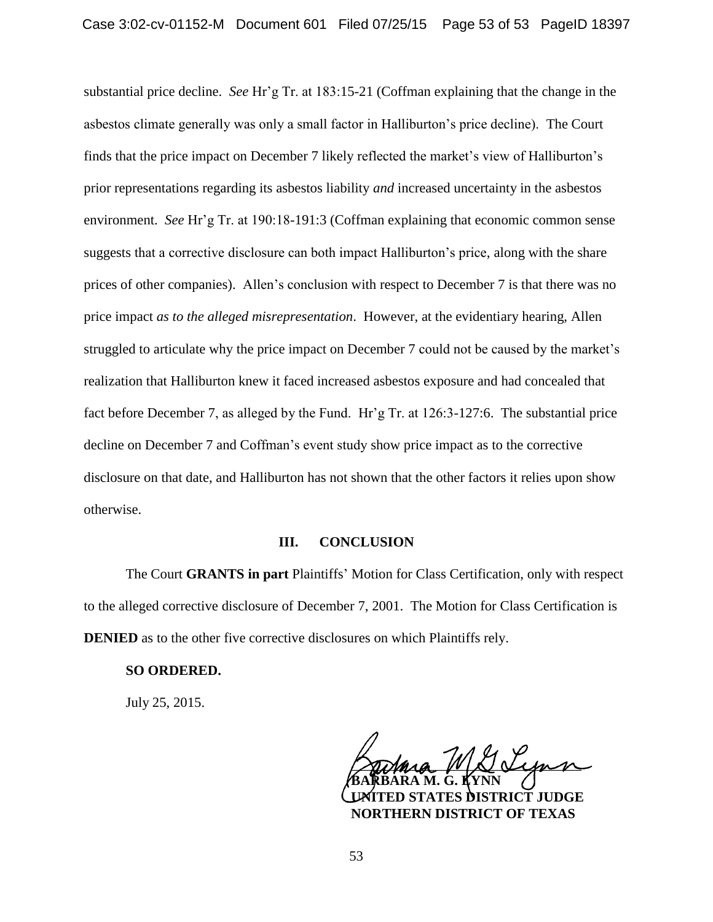substantial price decline. *See* Hr'g Tr. at 183:15-21 (Coffman explaining that the change in the asbestos climate generally was only a small factor in Halliburton's price decline). The Court finds that the price impact on December 7 likely reflected the market's view of Halliburton's prior representations regarding its asbestos liability *and* increased uncertainty in the asbestos environment. *See* Hr'g Tr. at 190:18-191:3 (Coffman explaining that economic common sense suggests that a corrective disclosure can both impact Halliburton's price, along with the share prices of other companies). Allen's conclusion with respect to December 7 is that there was no price impact *as to the alleged misrepresentation*. However, at the evidentiary hearing, Allen struggled to articulate why the price impact on December 7 could not be caused by the market's realization that Halliburton knew it faced increased asbestos exposure and had concealed that fact before December 7, as alleged by the Fund. Hr'g Tr. at 126:3-127:6. The substantial price decline on December 7 and Coffman's event study show price impact as to the corrective disclosure on that date, and Halliburton has not shown that the other factors it relies upon show otherwise.

## III. CONCLUSION

The Court **GRANTS in part** Plaintiffs' Motion for Class Certification, only with respect to the alleged corrective disclosure of December 7, 2001. The Motion for Class Certification is **DENIED** as to the other five corrective disclosures on which Plaintiffs rely.

**SO ORDERED.**

July 25, 2015.

**BARBARA M. G. LYNN**
**UNITED STATES DISTRICT JUDGE**
**NORTHERN DISTRICT OF TEXAS**